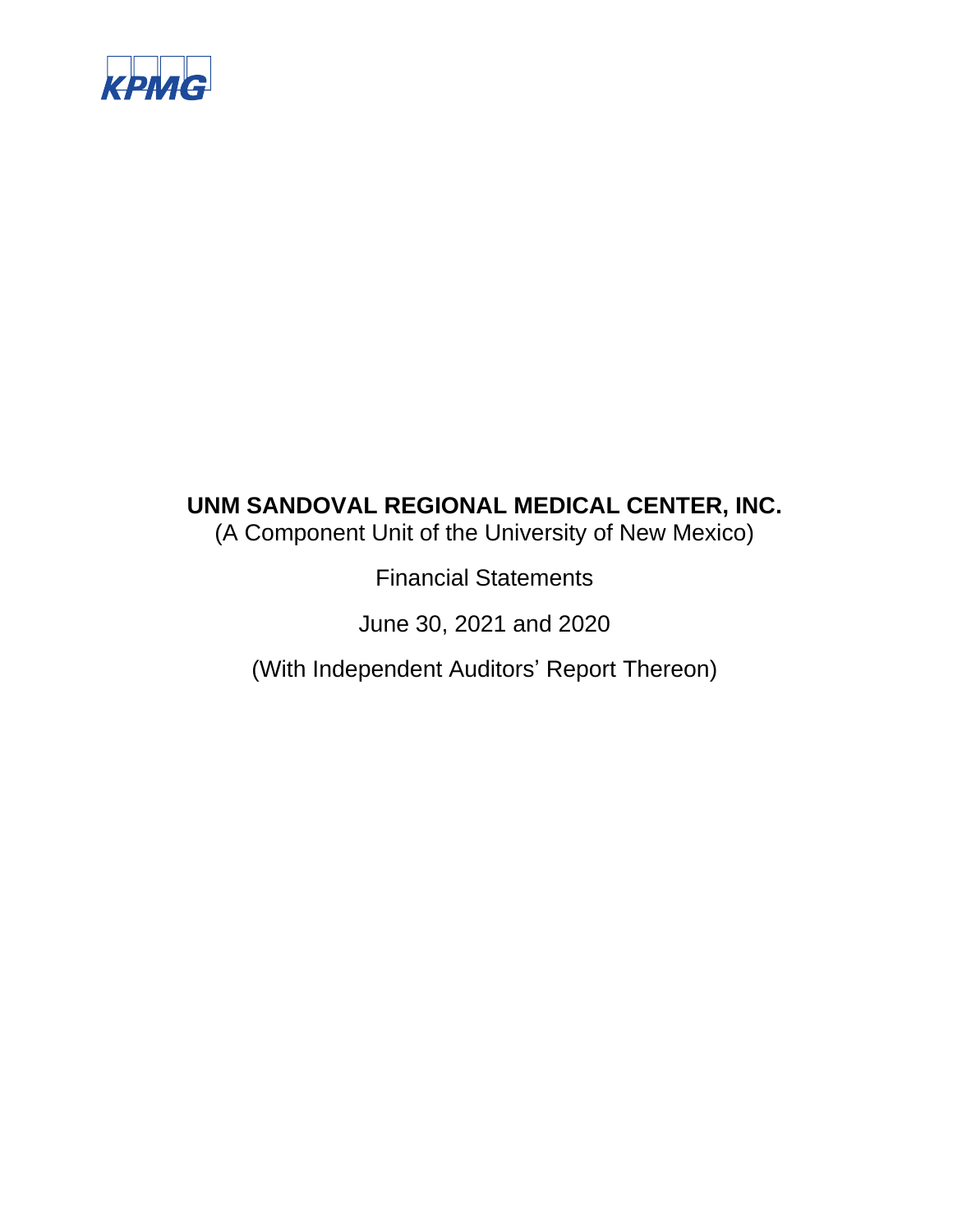KPMG

# UNM SANDOVAL REGIONAL MEDICAL CENTER, INC.

(A Component Unit of the University of New Mexico)

Financial Statements

June 30, 2021 and 2020

(With Independent Auditors' Report Thereon)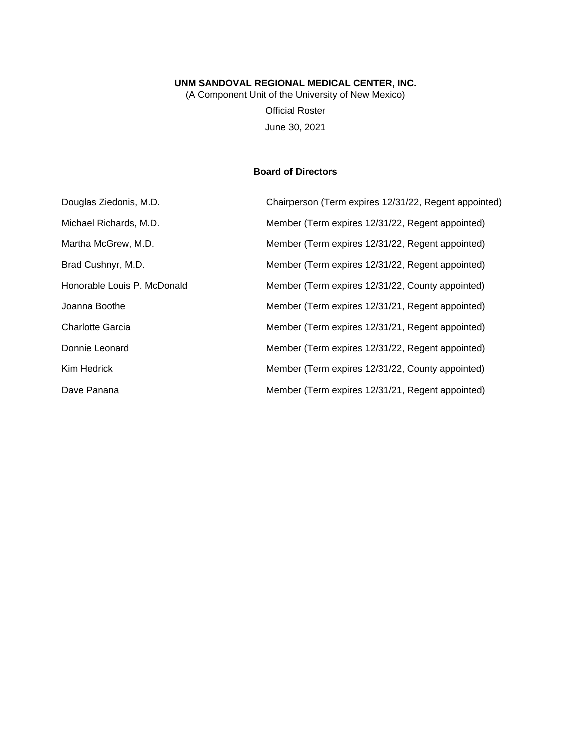**UNM SANDOVAL REGIONAL MEDICAL CENTER, INC.**

(A Component Unit of the University of New Mexico)

Official Roster

June 30, 2021

**Board of Directors**

| | |
|---|---|
| Douglas Ziedonis, M.D. | Chairperson (Term expires 12/31/22, Regent appointed) |
| Michael Richards, M.D. | Member (Term expires 12/31/22, Regent appointed) |
| Martha McGrew, M.D. | Member (Term expires 12/31/22, Regent appointed) |
| Brad Cushnyr, M.D. | Member (Term expires 12/31/22, Regent appointed) |
| Honorable Louis P. McDonald | Member (Term expires 12/31/22, County appointed) |
| Joanna Boothe | Member (Term expires 12/31/21, Regent appointed) |
| Charlotte Garcia | Member (Term expires 12/31/21, Regent appointed) |
| Donnie Leonard | Member (Term expires 12/31/22, Regent appointed) |
| Kim Hedrick | Member (Term expires 12/31/22, County appointed) |
| Dave Panana | Member (Term expires 12/31/21, Regent appointed) |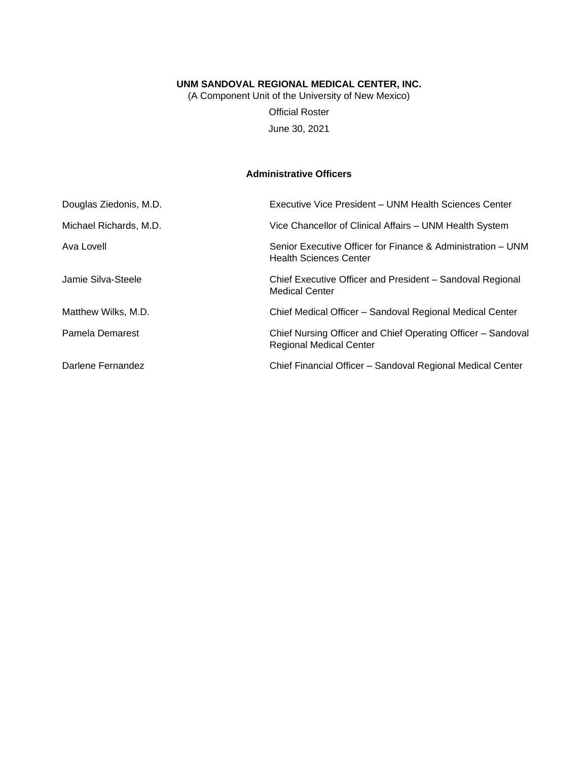**UNM SANDOVAL REGIONAL MEDICAL CENTER, INC.**

(A Component Unit of the University of New Mexico)

Official Roster

June 30, 2021

### Administrative Officers

| | |
|---|---|
| Douglas Ziedonis, M.D. | Executive Vice President – UNM Health Sciences Center |
| Michael Richards, M.D. | Vice Chancellor of Clinical Affairs – UNM Health System |
| Ava Lovell | Senior Executive Officer for Finance & Administration – UNM Health Sciences Center |
| Jamie Silva-Steele | Chief Executive Officer and President – Sandoval Regional Medical Center |
| Matthew Wilks, M.D. | Chief Medical Officer – Sandoval Regional Medical Center |
| Pamela Demarest | Chief Nursing Officer and Chief Operating Officer – Sandoval Regional Medical Center |
| Darlene Fernandez | Chief Financial Officer – Sandoval Regional Medical Center |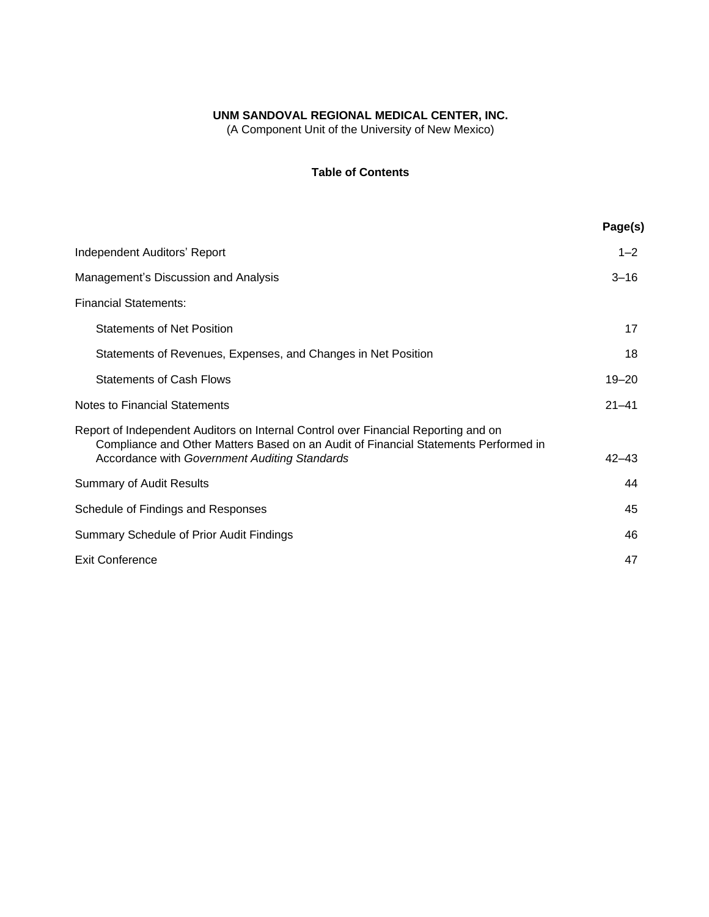**UNM SANDOVAL REGIONAL MEDICAL CENTER, INC.**
(A Component Unit of the University of New Mexico)

**Table of Contents**

| | Page(s) |
|---|---|
| Independent Auditors' Report | 1–2 |
| Management's Discussion and Analysis | 3–16 |
| Financial Statements: | |
| Statements of Net Position | 17 |
| Statements of Revenues, Expenses, and Changes in Net Position | 18 |
| Statements of Cash Flows | 19–20 |
| Notes to Financial Statements | 21–41 |
| Report of Independent Auditors on Internal Control over Financial Reporting and on Compliance and Other Matters Based on an Audit of Financial Statements Performed in Accordance with *Government Auditing Standards* | 42–43 |
| Summary of Audit Results | 44 |
| Schedule of Findings and Responses | 45 |
| Summary Schedule of Prior Audit Findings | 46 |
| Exit Conference | 47 |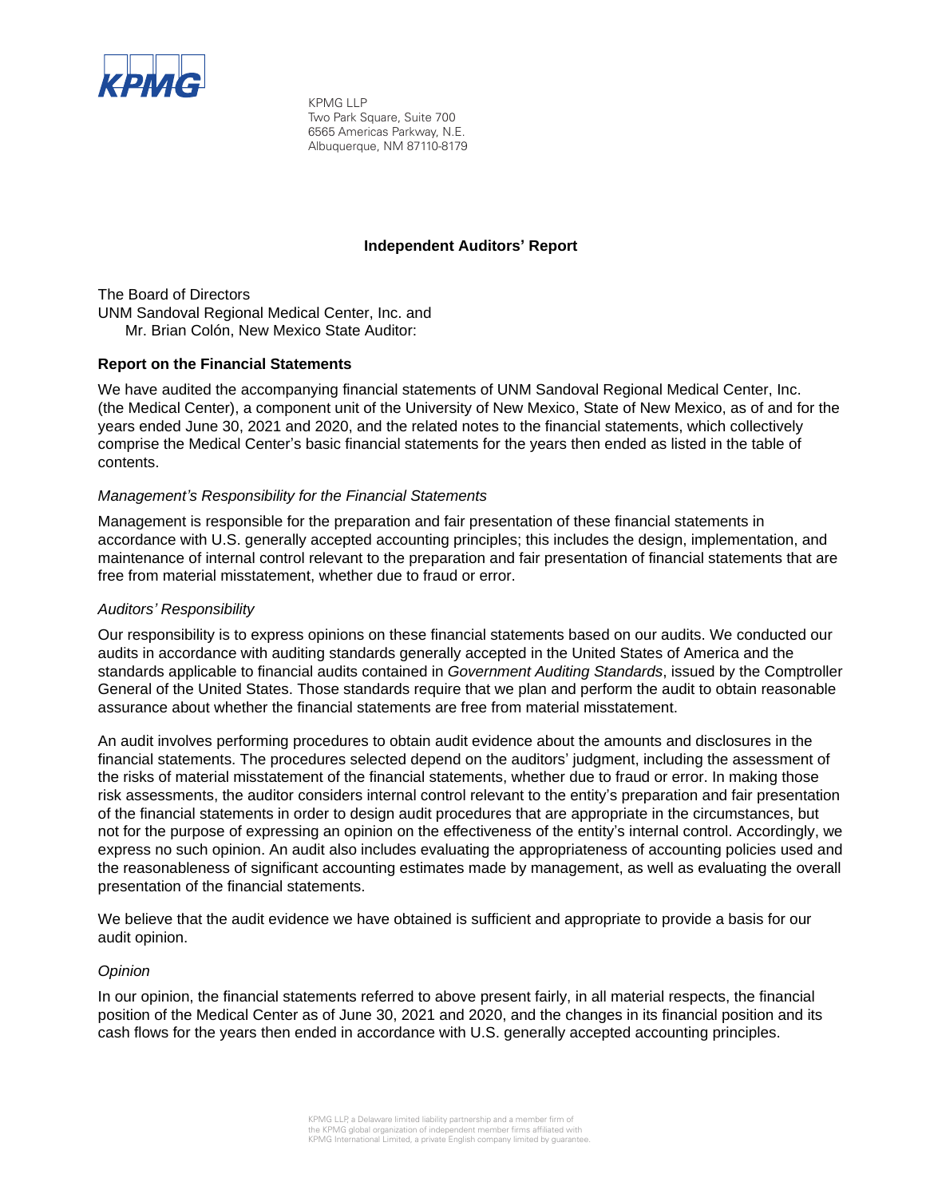KPMG LLP
Two Park Square, Suite 700
6565 Americas Parkway, N.E.
Albuquerque, NM 87110-8179

## Independent Auditors' Report

The Board of Directors
UNM Sandoval Regional Medical Center, Inc. and
Mr. Brian Colón, New Mexico State Auditor:

### Report on the Financial Statements

We have audited the accompanying financial statements of UNM Sandoval Regional Medical Center, Inc. (the Medical Center), a component unit of the University of New Mexico, State of New Mexico, as of and for the years ended June 30, 2021 and 2020, and the related notes to the financial statements, which collectively comprise the Medical Center's basic financial statements for the years then ended as listed in the table of contents.

*Management's Responsibility for the Financial Statements*

Management is responsible for the preparation and fair presentation of these financial statements in accordance with U.S. generally accepted accounting principles; this includes the design, implementation, and maintenance of internal control relevant to the preparation and fair presentation of financial statements that are free from material misstatement, whether due to fraud or error.

*Auditors' Responsibility*

Our responsibility is to express opinions on these financial statements based on our audits. We conducted our audits in accordance with auditing standards generally accepted in the United States of America and the standards applicable to financial audits contained in *Government Auditing Standards*, issued by the Comptroller General of the United States. Those standards require that we plan and perform the audit to obtain reasonable assurance about whether the financial statements are free from material misstatement.

An audit involves performing procedures to obtain audit evidence about the amounts and disclosures in the financial statements. The procedures selected depend on the auditors' judgment, including the assessment of the risks of material misstatement of the financial statements, whether due to fraud or error. In making those risk assessments, the auditor considers internal control relevant to the entity's preparation and fair presentation of the financial statements in order to design audit procedures that are appropriate in the circumstances, but not for the purpose of expressing an opinion on the effectiveness of the entity's internal control. Accordingly, we express no such opinion. An audit also includes evaluating the appropriateness of accounting policies used and the reasonableness of significant accounting estimates made by management, as well as evaluating the overall presentation of the financial statements.

We believe that the audit evidence we have obtained is sufficient and appropriate to provide a basis for our audit opinion.

*Opinion*

In our opinion, the financial statements referred to above present fairly, in all material respects, the financial position of the Medical Center as of June 30, 2021 and 2020, and the changes in its financial position and its cash flows for the years then ended in accordance with U.S. generally accepted accounting principles.

KPMG LLP, a Delaware limited liability partnership and a member firm of the KPMG global organization of independent member firms affiliated with KPMG International Limited, a private English company limited by guarantee.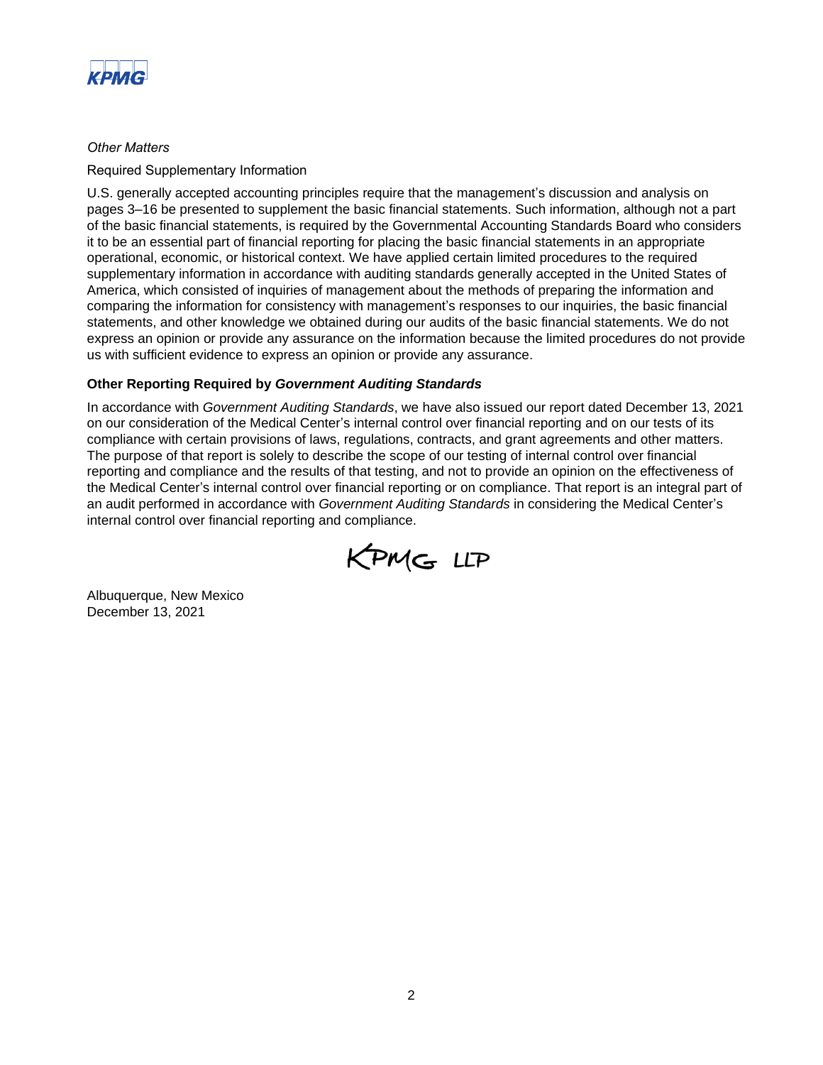*Other Matters*

Required Supplementary Information

U.S. generally accepted accounting principles require that the management's discussion and analysis on pages 3–16 be presented to supplement the basic financial statements. Such information, although not a part of the basic financial statements, is required by the Governmental Accounting Standards Board who considers it to be an essential part of financial reporting for placing the basic financial statements in an appropriate operational, economic, or historical context. We have applied certain limited procedures to the required supplementary information in accordance with auditing standards generally accepted in the United States of America, which consisted of inquiries of management about the methods of preparing the information and comparing the information for consistency with management's responses to our inquiries, the basic financial statements, and other knowledge we obtained during our audits of the basic financial statements. We do not express an opinion or provide any assurance on the information because the limited procedures do not provide us with sufficient evidence to express an opinion or provide any assurance.

**Other Reporting Required by *Government Auditing Standards***

In accordance with *Government Auditing Standards*, we have also issued our report dated December 13, 2021 on our consideration of the Medical Center's internal control over financial reporting and on our tests of its compliance with certain provisions of laws, regulations, contracts, and grant agreements and other matters. The purpose of that report is solely to describe the scope of our testing of internal control over financial reporting and compliance and the results of that testing, and not to provide an opinion on the effectiveness of the Medical Center's internal control over financial reporting or on compliance. That report is an integral part of an audit performed in accordance with *Government Auditing Standards* in considering the Medical Center's internal control over financial reporting and compliance.

KPMG LLP

Albuquerque, New Mexico
December 13, 2021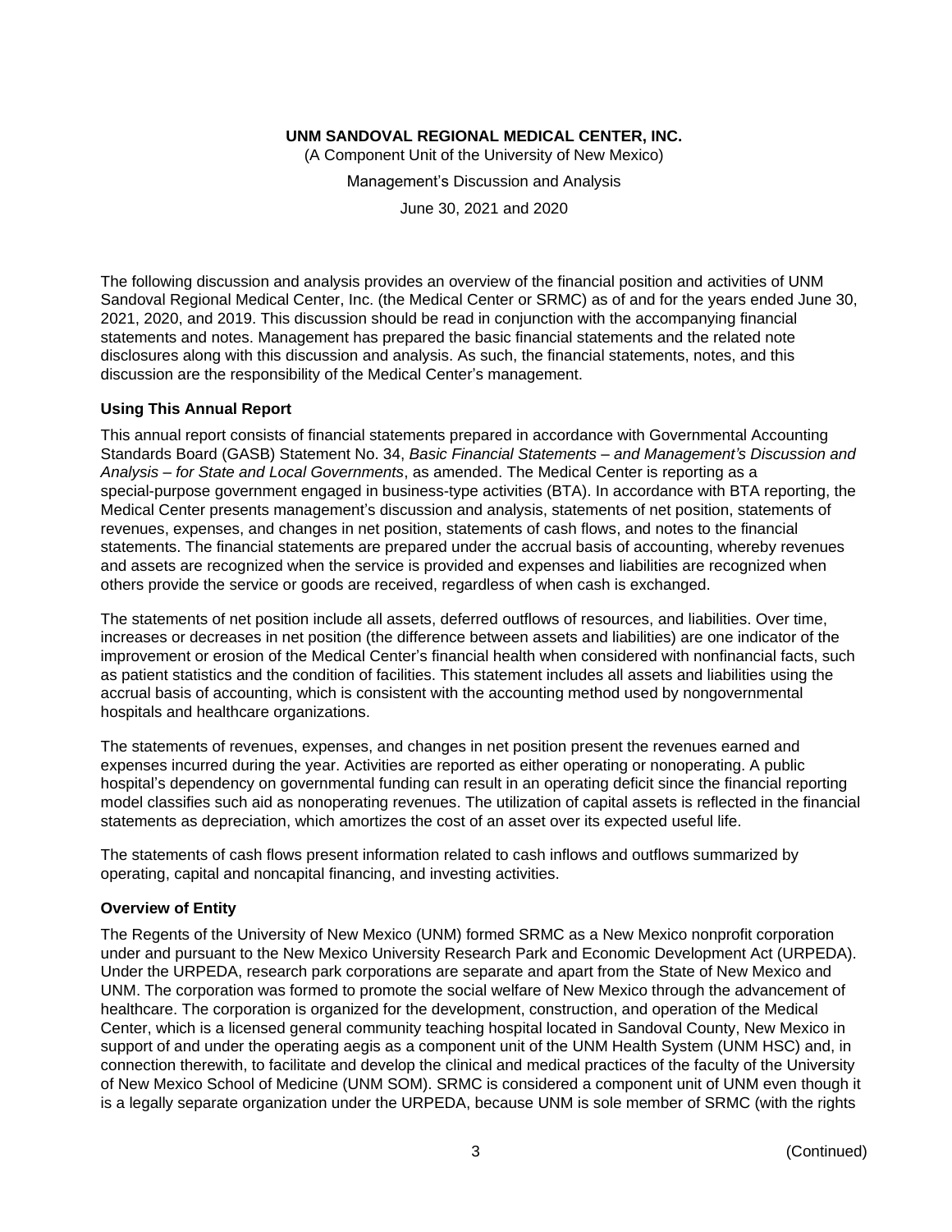**UNM SANDOVAL REGIONAL MEDICAL CENTER, INC.**

(A Component Unit of the University of New Mexico)

Management's Discussion and Analysis

June 30, 2021 and 2020

The following discussion and analysis provides an overview of the financial position and activities of UNM Sandoval Regional Medical Center, Inc. (the Medical Center or SRMC) as of and for the years ended June 30, 2021, 2020, and 2019. This discussion should be read in conjunction with the accompanying financial statements and notes. Management has prepared the basic financial statements and the related note disclosures along with this discussion and analysis. As such, the financial statements, notes, and this discussion are the responsibility of the Medical Center's management.

### Using This Annual Report

This annual report consists of financial statements prepared in accordance with Governmental Accounting Standards Board (GASB) Statement No. 34, *Basic Financial Statements – and Management's Discussion and Analysis – for State and Local Governments*, as amended. The Medical Center is reporting as a special-purpose government engaged in business-type activities (BTA). In accordance with BTA reporting, the Medical Center presents management's discussion and analysis, statements of net position, statements of revenues, expenses, and changes in net position, statements of cash flows, and notes to the financial statements. The financial statements are prepared under the accrual basis of accounting, whereby revenues and assets are recognized when the service is provided and expenses and liabilities are recognized when others provide the service or goods are received, regardless of when cash is exchanged.

The statements of net position include all assets, deferred outflows of resources, and liabilities. Over time, increases or decreases in net position (the difference between assets and liabilities) are one indicator of the improvement or erosion of the Medical Center's financial health when considered with nonfinancial facts, such as patient statistics and the condition of facilities. This statement includes all assets and liabilities using the accrual basis of accounting, which is consistent with the accounting method used by nongovernmental hospitals and healthcare organizations.

The statements of revenues, expenses, and changes in net position present the revenues earned and expenses incurred during the year. Activities are reported as either operating or nonoperating. A public hospital's dependency on governmental funding can result in an operating deficit since the financial reporting model classifies such aid as nonoperating revenues. The utilization of capital assets is reflected in the financial statements as depreciation, which amortizes the cost of an asset over its expected useful life.

The statements of cash flows present information related to cash inflows and outflows summarized by operating, capital and noncapital financing, and investing activities.

### Overview of Entity

The Regents of the University of New Mexico (UNM) formed SRMC as a New Mexico nonprofit corporation under and pursuant to the New Mexico University Research Park and Economic Development Act (URPEDA). Under the URPEDA, research park corporations are separate and apart from the State of New Mexico and UNM. The corporation was formed to promote the social welfare of New Mexico through the advancement of healthcare. The corporation is organized for the development, construction, and operation of the Medical Center, which is a licensed general community teaching hospital located in Sandoval County, New Mexico in support of and under the operating aegis as a component unit of the UNM Health System (UNM HSC) and, in connection therewith, to facilitate and develop the clinical and medical practices of the faculty of the University of New Mexico School of Medicine (UNM SOM). SRMC is considered a component unit of UNM even though it is a legally separate organization under the URPEDA, because UNM is sole member of SRMC (with the rights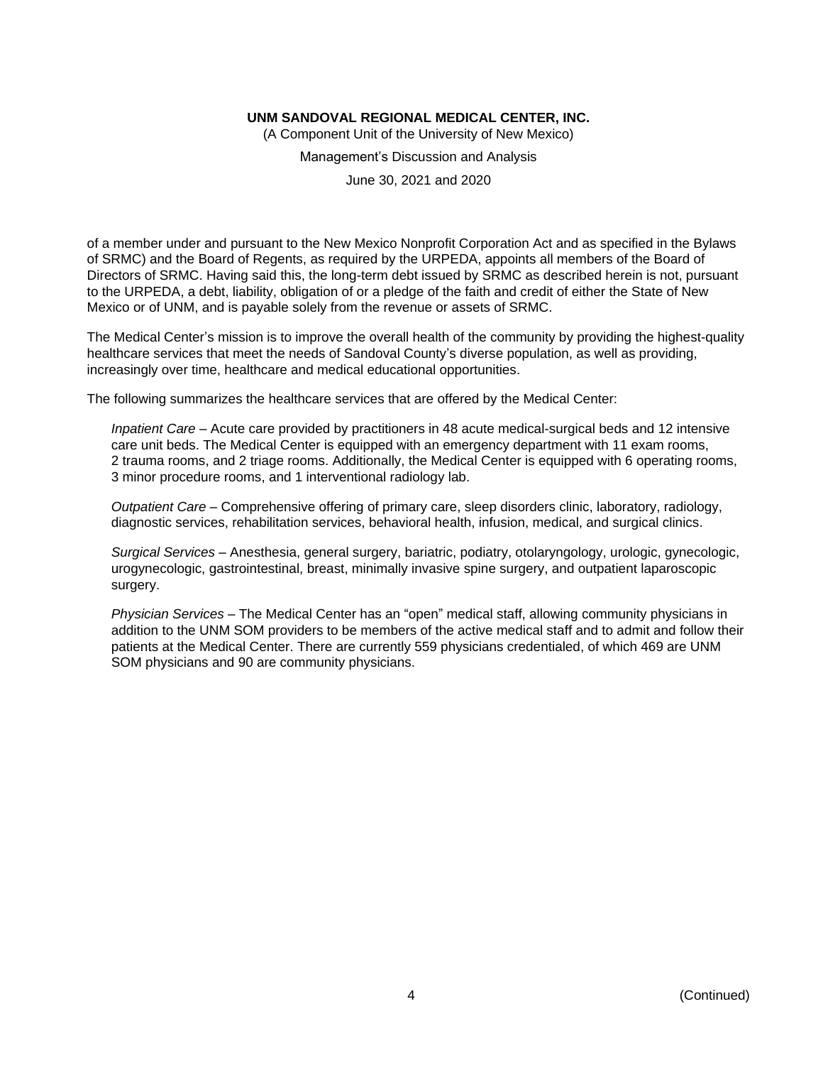of a member under and pursuant to the New Mexico Nonprofit Corporation Act and as specified in the Bylaws of SRMC) and the Board of Regents, as required by the URPEDA, appoints all members of the Board of Directors of SRMC. Having said this, the long-term debt issued by SRMC as described herein is not, pursuant to the URPEDA, a debt, liability, obligation of or a pledge of the faith and credit of either the State of New Mexico or of UNM, and is payable solely from the revenue or assets of SRMC.

The Medical Center's mission is to improve the overall health of the community by providing the highest-quality healthcare services that meet the needs of Sandoval County's diverse population, as well as providing, increasingly over time, healthcare and medical educational opportunities.

The following summarizes the healthcare services that are offered by the Medical Center:

*Inpatient Care* – Acute care provided by practitioners in 48 acute medical-surgical beds and 12 intensive care unit beds. The Medical Center is equipped with an emergency department with 11 exam rooms, 2 trauma rooms, and 2 triage rooms. Additionally, the Medical Center is equipped with 6 operating rooms, 3 minor procedure rooms, and 1 interventional radiology lab.

*Outpatient Care* – Comprehensive offering of primary care, sleep disorders clinic, laboratory, radiology, diagnostic services, rehabilitation services, behavioral health, infusion, medical, and surgical clinics.

*Surgical Services* – Anesthesia, general surgery, bariatric, podiatry, otolaryngology, urologic, gynecologic, urogynecologic, gastrointestinal, breast, minimally invasive spine surgery, and outpatient laparoscopic surgery.

*Physician Services* – The Medical Center has an "open" medical staff, allowing community physicians in addition to the UNM SOM providers to be members of the active medical staff and to admit and follow their patients at the Medical Center. There are currently 559 physicians credentialed, of which 469 are UNM SOM physicians and 90 are community physicians.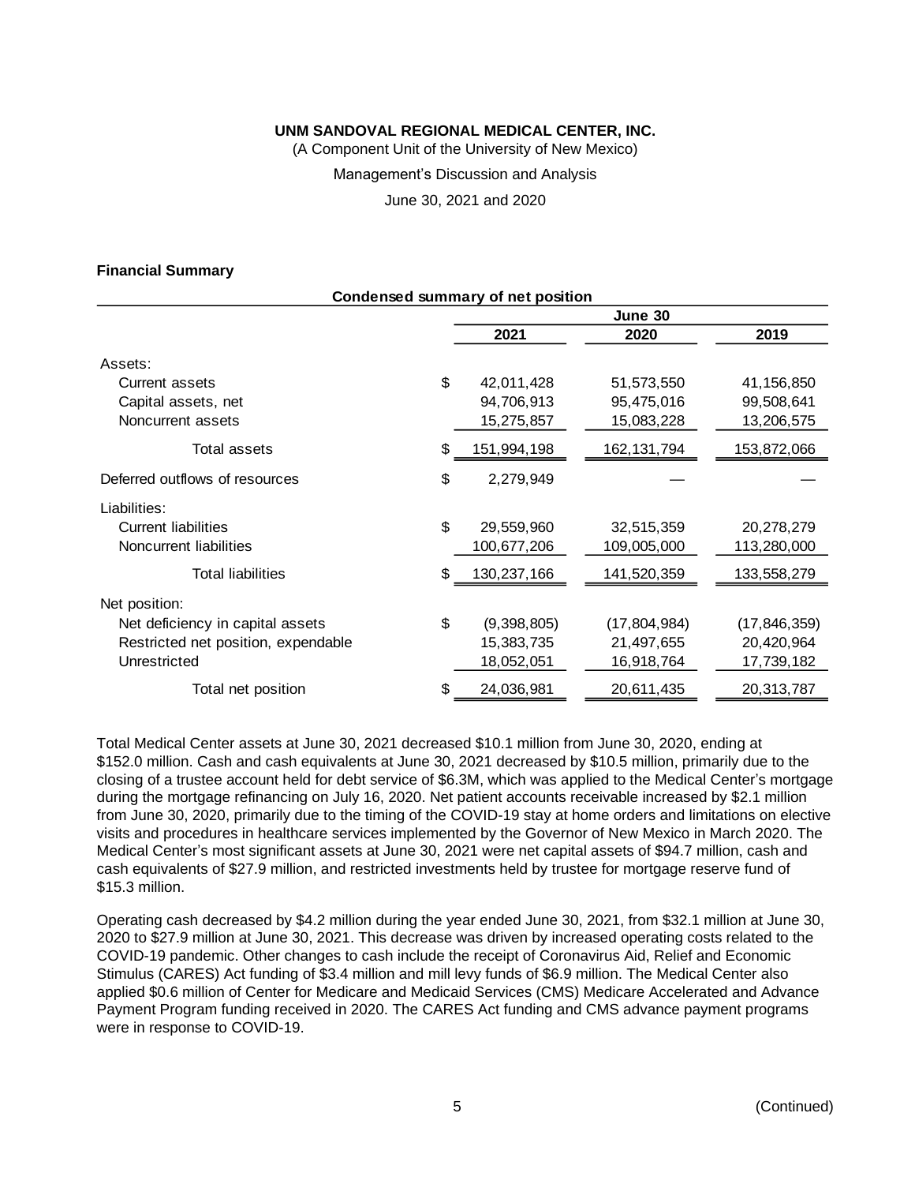**UNM SANDOVAL REGIONAL MEDICAL CENTER, INC.**

(A Component Unit of the University of New Mexico)

Management's Discussion and Analysis

June 30, 2021 and 2020

**Financial Summary**

**Condensed summary of net position**

| | | June 30 | | |
|---|---|---|---|---|
| | | **2021** | **2020** | **2019** |
| Assets: | | | | |
| Current assets | $ | 42,011,428 | 51,573,550 | 41,156,850 |
| Capital assets, net | | 94,706,913 | 95,475,016 | 99,508,641 |
| Noncurrent assets | | 15,275,857 | 15,083,228 | 13,206,575 |
| Total assets | $ | 151,994,198 | 162,131,794 | 153,872,066 |
| Deferred outflows of resources | $ | 2,279,949 | — | — |
| Liabilities: | | | | |
| Current liabilities | $ | 29,559,960 | 32,515,359 | 20,278,279 |
| Noncurrent liabilities | | 100,677,206 | 109,005,000 | 113,280,000 |
| Total liabilities | $ | 130,237,166 | 141,520,359 | 133,558,279 |
| Net position: | | | | |
| Net deficiency in capital assets | $ | (9,398,805) | (17,804,984) | (17,846,359) |
| Restricted net position, expendable | | 15,383,735 | 21,497,655 | 20,420,964 |
| Unrestricted | | 18,052,051 | 16,918,764 | 17,739,182 |
| Total net position | $ | 24,036,981 | 20,611,435 | 20,313,787 |

Total Medical Center assets at June 30, 2021 decreased $10.1 million from June 30, 2020, ending at $152.0 million. Cash and cash equivalents at June 30, 2021 decreased by $10.5 million, primarily due to the closing of a trustee account held for debt service of $6.3M, which was applied to the Medical Center's mortgage during the mortgage refinancing on July 16, 2020. Net patient accounts receivable increased by $2.1 million from June 30, 2020, primarily due to the timing of the COVID-19 stay at home orders and limitations on elective visits and procedures in healthcare services implemented by the Governor of New Mexico in March 2020. The Medical Center's most significant assets at June 30, 2021 were net capital assets of $94.7 million, cash and cash equivalents of $27.9 million, and restricted investments held by trustee for mortgage reserve fund of $15.3 million.

Operating cash decreased by $4.2 million during the year ended June 30, 2021, from $32.1 million at June 30, 2020 to $27.9 million at June 30, 2021. This decrease was driven by increased operating costs related to the COVID-19 pandemic. Other changes to cash include the receipt of Coronavirus Aid, Relief and Economic Stimulus (CARES) Act funding of $3.4 million and mill levy funds of $6.9 million. The Medical Center also applied $0.6 million of Center for Medicare and Medicaid Services (CMS) Medicare Accelerated and Advance Payment Program funding received in 2020. The CARES Act funding and CMS advance payment programs were in response to COVID-19.

(Continued)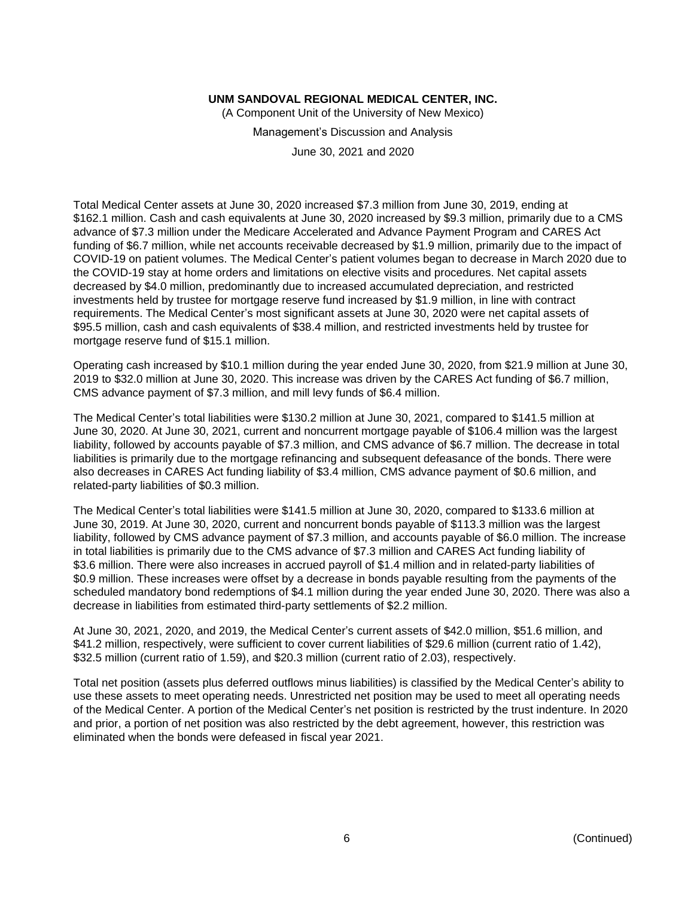Total Medical Center assets at June 30, 2020 increased $7.3 million from June 30, 2019, ending at $162.1 million. Cash and cash equivalents at June 30, 2020 increased by $9.3 million, primarily due to a CMS advance of $7.3 million under the Medicare Accelerated and Advance Payment Program and CARES Act funding of $6.7 million, while net accounts receivable decreased by $1.9 million, primarily due to the impact of COVID-19 on patient volumes. The Medical Center's patient volumes began to decrease in March 2020 due to the COVID-19 stay at home orders and limitations on elective visits and procedures. Net capital assets decreased by $4.0 million, predominantly due to increased accumulated depreciation, and restricted investments held by trustee for mortgage reserve fund increased by $1.9 million, in line with contract requirements. The Medical Center's most significant assets at June 30, 2020 were net capital assets of $95.5 million, cash and cash equivalents of $38.4 million, and restricted investments held by trustee for mortgage reserve fund of $15.1 million.

Operating cash increased by $10.1 million during the year ended June 30, 2020, from $21.9 million at June 30, 2019 to $32.0 million at June 30, 2020. This increase was driven by the CARES Act funding of $6.7 million, CMS advance payment of $7.3 million, and mill levy funds of $6.4 million.

The Medical Center's total liabilities were $130.2 million at June 30, 2021, compared to $141.5 million at June 30, 2020. At June 30, 2021, current and noncurrent mortgage payable of $106.4 million was the largest liability, followed by accounts payable of $7.3 million, and CMS advance of $6.7 million. The decrease in total liabilities is primarily due to the mortgage refinancing and subsequent defeasance of the bonds. There were also decreases in CARES Act funding liability of $3.4 million, CMS advance payment of $0.6 million, and related-party liabilities of $0.3 million.

The Medical Center's total liabilities were $141.5 million at June 30, 2020, compared to $133.6 million at June 30, 2019. At June 30, 2020, current and noncurrent bonds payable of $113.3 million was the largest liability, followed by CMS advance payment of $7.3 million, and accounts payable of $6.0 million. The increase in total liabilities is primarily due to the CMS advance of $7.3 million and CARES Act funding liability of $3.6 million. There were also increases in accrued payroll of $1.4 million and in related-party liabilities of $0.9 million. These increases were offset by a decrease in bonds payable resulting from the payments of the scheduled mandatory bond redemptions of $4.1 million during the year ended June 30, 2020. There was also a decrease in liabilities from estimated third-party settlements of $2.2 million.

At June 30, 2021, 2020, and 2019, the Medical Center's current assets of $42.0 million, $51.6 million, and $41.2 million, respectively, were sufficient to cover current liabilities of $29.6 million (current ratio of 1.42), $32.5 million (current ratio of 1.59), and $20.3 million (current ratio of 2.03), respectively.

Total net position (assets plus deferred outflows minus liabilities) is classified by the Medical Center's ability to use these assets to meet operating needs. Unrestricted net position may be used to meet all operating needs of the Medical Center. A portion of the Medical Center's net position is restricted by the trust indenture. In 2020 and prior, a portion of net position was also restricted by the debt agreement, however, this restriction was eliminated when the bonds were defeased in fiscal year 2021.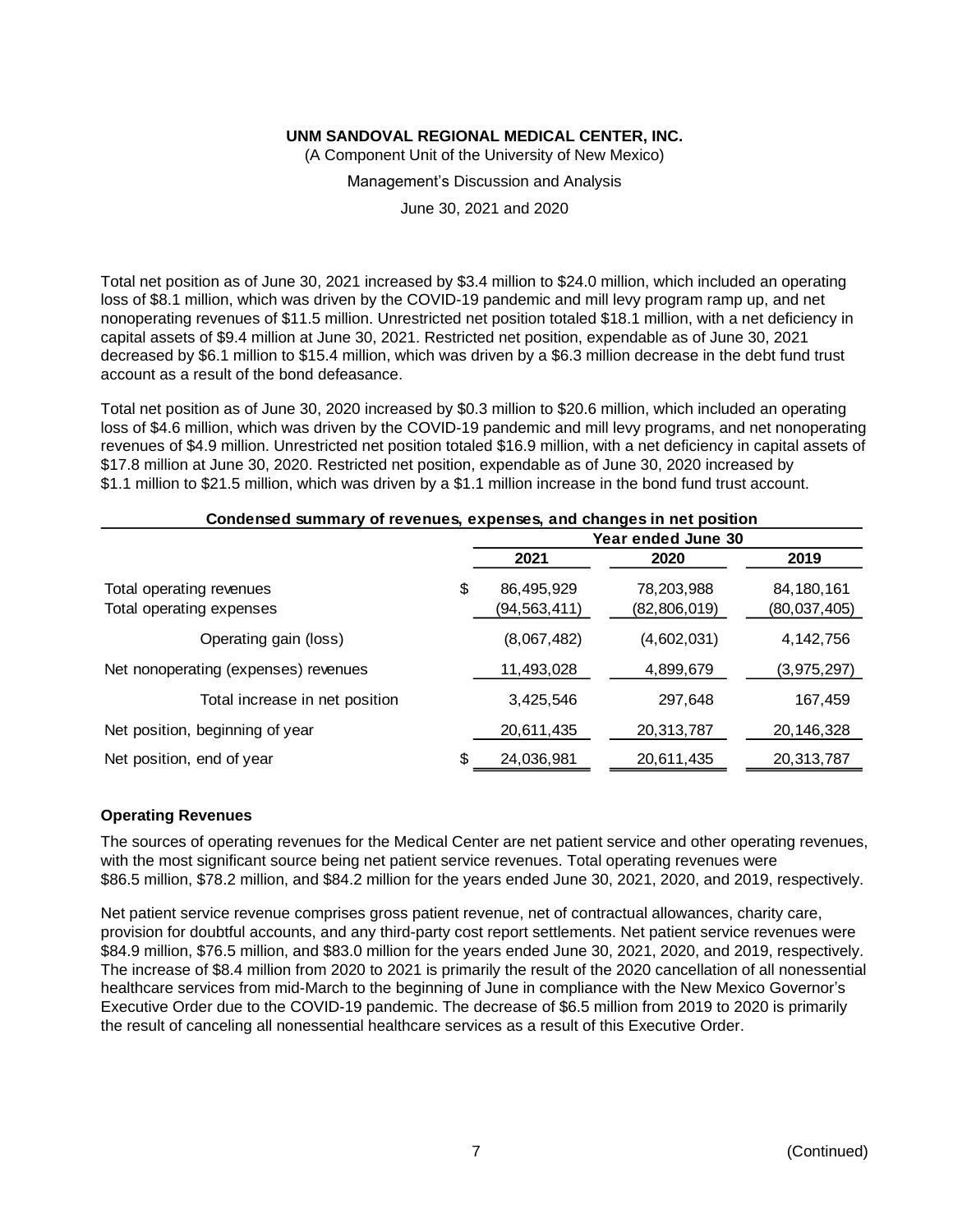# UNM SANDOVAL REGIONAL MEDICAL CENTER, INC.

(A Component Unit of the University of New Mexico)

Management's Discussion and Analysis

June 30, 2021 and 2020

Total net position as of June 30, 2021 increased by $3.4 million to $24.0 million, which included an operating loss of $8.1 million, which was driven by the COVID-19 pandemic and mill levy program ramp up, and net nonoperating revenues of $11.5 million. Unrestricted net position totaled $18.1 million, with a net deficiency in capital assets of $9.4 million at June 30, 2021. Restricted net position, expendable as of June 30, 2021 decreased by $6.1 million to $15.4 million, which was driven by a $6.3 million decrease in the debt fund trust account as a result of the bond defeasance.

Total net position as of June 30, 2020 increased by $0.3 million to $20.6 million, which included an operating loss of $4.6 million, which was driven by the COVID-19 pandemic and mill levy programs, and net nonoperating revenues of $4.9 million. Unrestricted net position totaled $16.9 million, with a net deficiency in capital assets of $17.8 million at June 30, 2020. Restricted net position, expendable as of June 30, 2020 increased by $1.1 million to $21.5 million, which was driven by a $1.1 million increase in the bond fund trust account.

**Condensed summary of revenues, expenses, and changes in net position**

| | Year ended June 30 | | |
|---|---|---|---|
| | 2021 | 2020 | 2019 |
| Total operating revenues | $ 86,495,929 | 78,203,988 | 84,180,161 |
| Total operating expenses | (94,563,411) | (82,806,019) | (80,037,405) |
| Operating gain (loss) | (8,067,482) | (4,602,031) | 4,142,756 |
| Net nonoperating (expenses) revenues | 11,493,028 | 4,899,679 | (3,975,297) |
| Total increase in net position | 3,425,546 | 297,648 | 167,459 |
| Net position, beginning of year | 20,611,435 | 20,313,787 | 20,146,328 |
| Net position, end of year | $ 24,036,981 | 20,611,435 | 20,313,787 |

## Operating Revenues

The sources of operating revenues for the Medical Center are net patient service and other operating revenues, with the most significant source being net patient service revenues. Total operating revenues were $86.5 million, $78.2 million, and $84.2 million for the years ended June 30, 2021, 2020, and 2019, respectively.

Net patient service revenue comprises gross patient revenue, net of contractual allowances, charity care, provision for doubtful accounts, and any third-party cost report settlements. Net patient service revenues were $84.9 million, $76.5 million, and $83.0 million for the years ended June 30, 2021, 2020, and 2019, respectively. The increase of $8.4 million from 2020 to 2021 is primarily the result of the 2020 cancellation of all nonessential healthcare services from mid-March to the beginning of June in compliance with the New Mexico Governor's Executive Order due to the COVID-19 pandemic. The decrease of $6.5 million from 2019 to 2020 is primarily the result of canceling all nonessential healthcare services as a result of this Executive Order.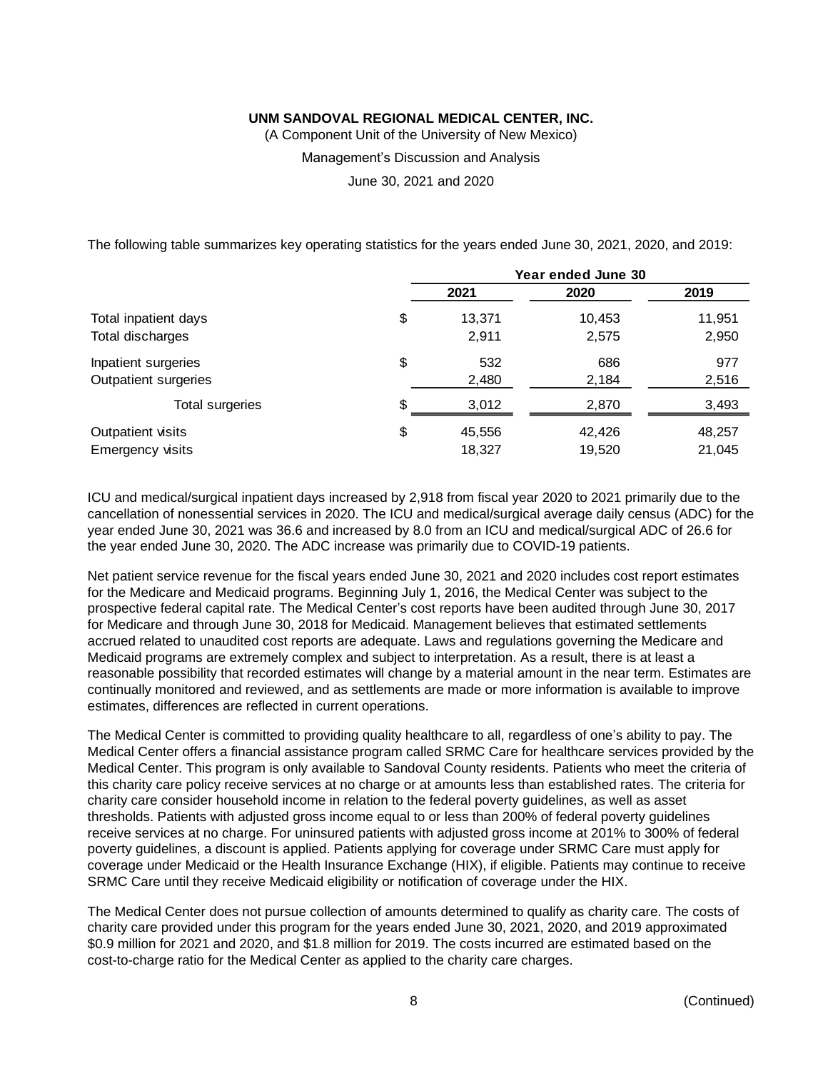**UNM SANDOVAL REGIONAL MEDICAL CENTER, INC.**
(A Component Unit of the University of New Mexico)
Management's Discussion and Analysis
June 30, 2021 and 2020

The following table summarizes key operating statistics for the years ended June 30, 2021, 2020, and 2019:

| | | Year ended June 30 | | |
|---|---|---|---|---|
| | | 2021 | 2020 | 2019 |
| Total inpatient days | $ | 13,371 | 10,453 | 11,951 |
| Total discharges | | 2,911 | 2,575 | 2,950 |
| Inpatient surgeries | $ | 532 | 686 | 977 |
| Outpatient surgeries | | 2,480 | 2,184 | 2,516 |
| Total surgeries | $ | 3,012 | 2,870 | 3,493 |
| Outpatient visits | $ | 45,556 | 42,426 | 48,257 |
| Emergency visits | | 18,327 | 19,520 | 21,045 |

ICU and medical/surgical inpatient days increased by 2,918 from fiscal year 2020 to 2021 primarily due to the cancellation of nonessential services in 2020. The ICU and medical/surgical average daily census (ADC) for the year ended June 30, 2021 was 36.6 and increased by 8.0 from an ICU and medical/surgical ADC of 26.6 for the year ended June 30, 2020. The ADC increase was primarily due to COVID-19 patients.

Net patient service revenue for the fiscal years ended June 30, 2021 and 2020 includes cost report estimates for the Medicare and Medicaid programs. Beginning July 1, 2016, the Medical Center was subject to the prospective federal capital rate. The Medical Center's cost reports have been audited through June 30, 2017 for Medicare and through June 30, 2018 for Medicaid. Management believes that estimated settlements accrued related to unaudited cost reports are adequate. Laws and regulations governing the Medicare and Medicaid programs are extremely complex and subject to interpretation. As a result, there is at least a reasonable possibility that recorded estimates will change by a material amount in the near term. Estimates are continually monitored and reviewed, and as settlements are made or more information is available to improve estimates, differences are reflected in current operations.

The Medical Center is committed to providing quality healthcare to all, regardless of one's ability to pay. The Medical Center offers a financial assistance program called SRMC Care for healthcare services provided by the Medical Center. This program is only available to Sandoval County residents. Patients who meet the criteria of this charity care policy receive services at no charge or at amounts less than established rates. The criteria for charity care consider household income in relation to the federal poverty guidelines, as well as asset thresholds. Patients with adjusted gross income equal to or less than 200% of federal poverty guidelines receive services at no charge. For uninsured patients with adjusted gross income at 201% to 300% of federal poverty guidelines, a discount is applied. Patients applying for coverage under SRMC Care must apply for coverage under Medicaid or the Health Insurance Exchange (HIX), if eligible. Patients may continue to receive SRMC Care until they receive Medicaid eligibility or notification of coverage under the HIX.

The Medical Center does not pursue collection of amounts determined to qualify as charity care. The costs of charity care provided under this program for the years ended June 30, 2021, 2020, and 2019 approximated $0.9 million for 2021 and 2020, and $1.8 million for 2019. The costs incurred are estimated based on the cost-to-charge ratio for the Medical Center as applied to the charity care charges.

(Continued)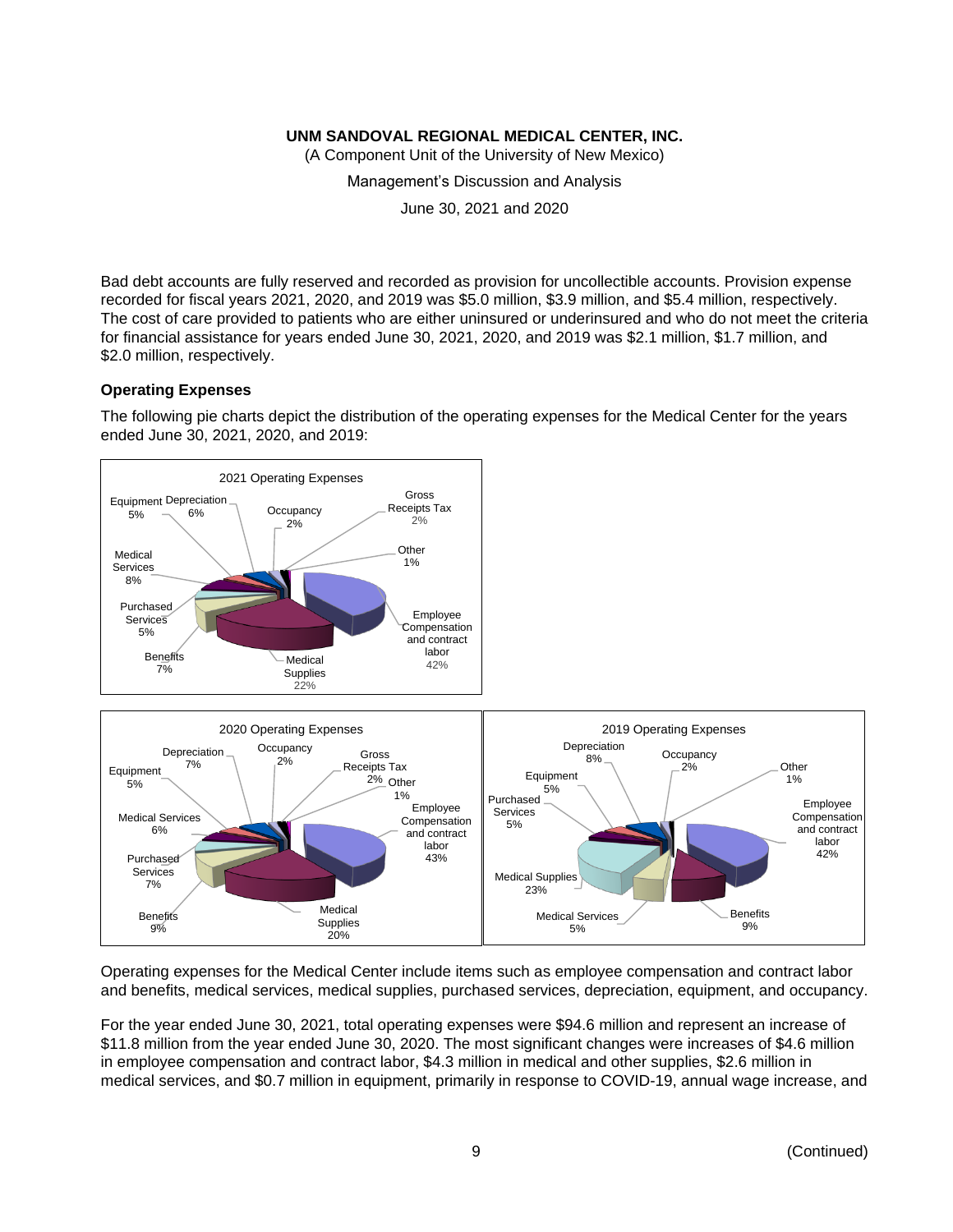Bad debt accounts are fully reserved and recorded as provision for uncollectible accounts. Provision expense recorded for fiscal years 2021, 2020, and 2019 was $5.0 million, $3.9 million, and $5.4 million, respectively. The cost of care provided to patients who are either uninsured or underinsured and who do not meet the criteria for financial assistance for years ended June 30, 2021, 2020, and 2019 was $2.1 million, $1.7 million, and $2.0 million, respectively.

### Operating Expenses

The following pie charts depict the distribution of the operating expenses for the Medical Center for the years ended June 30, 2021, 2020, and 2019:

2021 Operating Expenses

Equipment 5%
Depreciation 6%
Occupancy 2%
Gross Receipts Tax 2%
Other 1%
Medical Services 8%
Purchased Services 5%
Benefits 7%
Medical Supplies 22%
Employee Compensation and contract labor 42%

2020 Operating Expenses

Depreciation 7%
Occupancy 2%
Gross Receipts Tax 2%
Other 1%
Equipment 5%
Medical Services 6%
Purchased Services 7%
Benefits 9%
Medical Supplies 20%
Employee Compensation and contract labor 43%

2019 Operating Expenses

Depreciation 8%
Occupancy 2%
Other 1%
Equipment 5%
Purchased Services 5%
Medical Supplies 23%
Medical Services 5%
Benefits 9%
Employee Compensation and contract labor 42%

Operating expenses for the Medical Center include items such as employee compensation and contract labor and benefits, medical services, medical supplies, purchased services, depreciation, equipment, and occupancy.

For the year ended June 30, 2021, total operating expenses were $94.6 million and represent an increase of $11.8 million from the year ended June 30, 2020. The most significant changes were increases of $4.6 million in employee compensation and contract labor, $4.3 million in medical and other supplies, $2.6 million in medical services, and $0.7 million in equipment, primarily in response to COVID-19, annual wage increase, and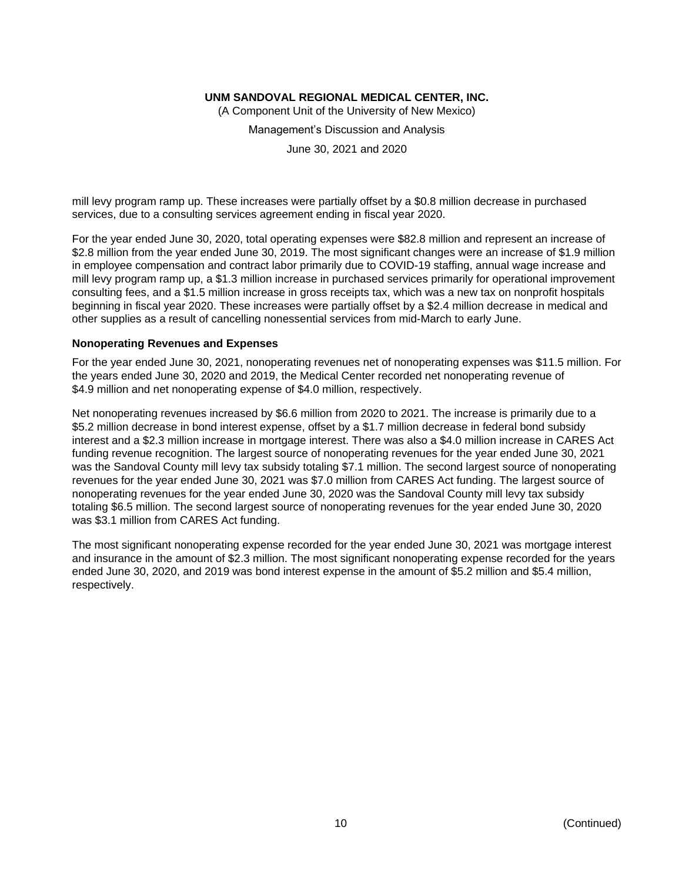mill levy program ramp up. These increases were partially offset by a $0.8 million decrease in purchased services, due to a consulting services agreement ending in fiscal year 2020.

For the year ended June 30, 2020, total operating expenses were $82.8 million and represent an increase of $2.8 million from the year ended June 30, 2019. The most significant changes were an increase of $1.9 million in employee compensation and contract labor primarily due to COVID-19 staffing, annual wage increase and mill levy program ramp up, a $1.3 million increase in purchased services primarily for operational improvement consulting fees, and a $1.5 million increase in gross receipts tax, which was a new tax on nonprofit hospitals beginning in fiscal year 2020. These increases were partially offset by a $2.4 million decrease in medical and other supplies as a result of cancelling nonessential services from mid-March to early June.

**Nonoperating Revenues and Expenses**

For the year ended June 30, 2021, nonoperating revenues net of nonoperating expenses was $11.5 million. For the years ended June 30, 2020 and 2019, the Medical Center recorded net nonoperating revenue of $4.9 million and net nonoperating expense of $4.0 million, respectively.

Net nonoperating revenues increased by $6.6 million from 2020 to 2021. The increase is primarily due to a $5.2 million decrease in bond interest expense, offset by a $1.7 million decrease in federal bond subsidy interest and a $2.3 million increase in mortgage interest. There was also a $4.0 million increase in CARES Act funding revenue recognition. The largest source of nonoperating revenues for the year ended June 30, 2021 was the Sandoval County mill levy tax subsidy totaling $7.1 million. The second largest source of nonoperating revenues for the year ended June 30, 2021 was $7.0 million from CARES Act funding. The largest source of nonoperating revenues for the year ended June 30, 2020 was the Sandoval County mill levy tax subsidy totaling $6.5 million. The second largest source of nonoperating revenues for the year ended June 30, 2020 was $3.1 million from CARES Act funding.

The most significant nonoperating expense recorded for the year ended June 30, 2021 was mortgage interest and insurance in the amount of $2.3 million. The most significant nonoperating expense recorded for the years ended June 30, 2020, and 2019 was bond interest expense in the amount of $5.2 million and $5.4 million, respectively.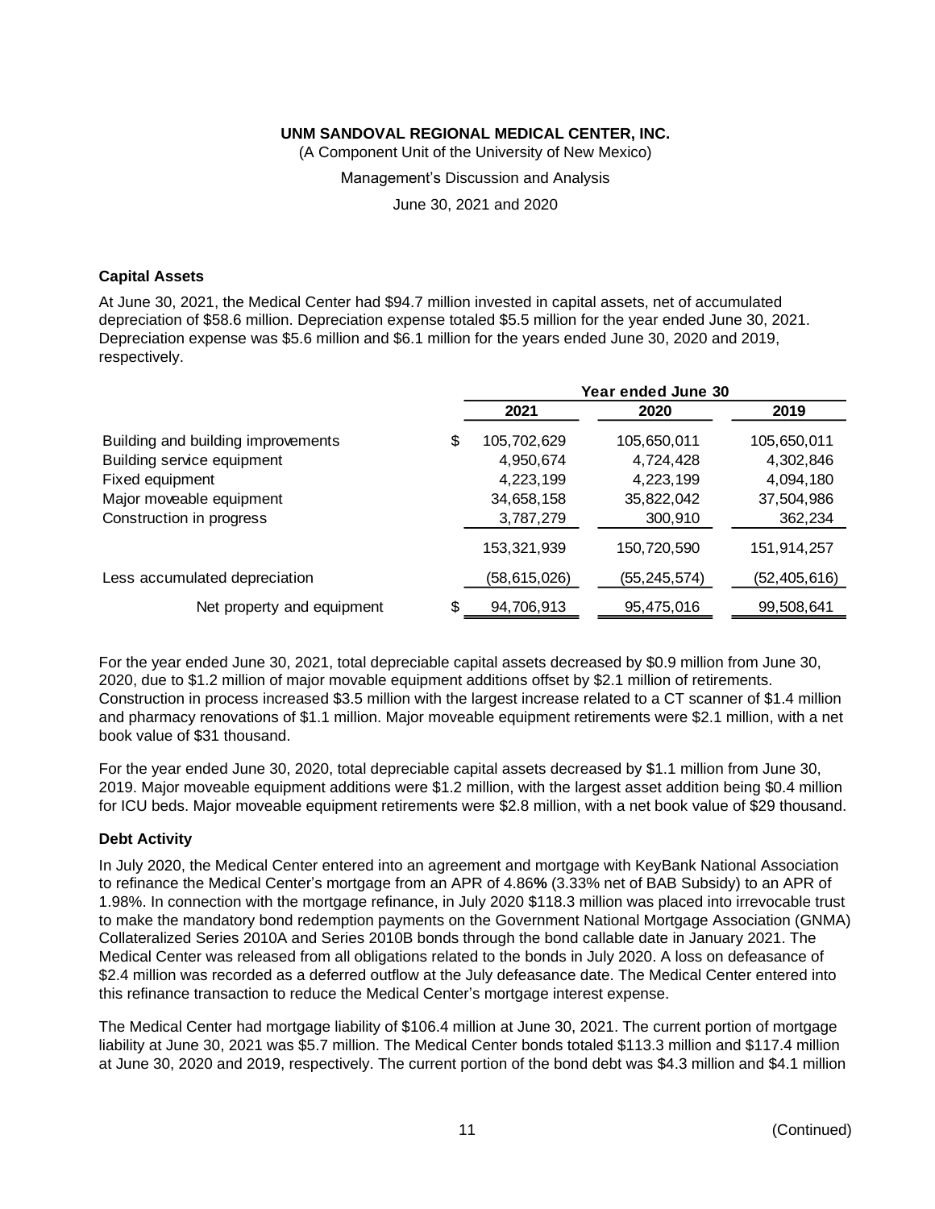**UNM SANDOVAL REGIONAL MEDICAL CENTER, INC.**

(A Component Unit of the University of New Mexico)

Management's Discussion and Analysis

June 30, 2021 and 2020

**Capital Assets**

At June 30, 2021, the Medical Center had $94.7 million invested in capital assets, net of accumulated depreciation of $58.6 million. Depreciation expense totaled $5.5 million for the year ended June 30, 2021. Depreciation expense was $5.6 million and $6.1 million for the years ended June 30, 2020 and 2019, respectively.

| | Year ended June 30 | | |
|---|---|---|---|
| | **2021** | **2020** | **2019** |
| Building and building improvements | $ 105,702,629 | 105,650,011 | 105,650,011 |
| Building service equipment | 4,950,674 | 4,724,428 | 4,302,846 |
| Fixed equipment | 4,223,199 | 4,223,199 | 4,094,180 |
| Major moveable equipment | 34,658,158 | 35,822,042 | 37,504,986 |
| Construction in progress | 3,787,279 | 300,910 | 362,234 |
| | 153,321,939 | 150,720,590 | 151,914,257 |
| Less accumulated depreciation | (58,615,026) | (55,245,574) | (52,405,616) |
| Net property and equipment | $ 94,706,913 | 95,475,016 | 99,508,641 |

For the year ended June 30, 2021, total depreciable capital assets decreased by $0.9 million from June 30, 2020, due to $1.2 million of major movable equipment additions offset by $2.1 million of retirements. Construction in process increased $3.5 million with the largest increase related to a CT scanner of $1.4 million and pharmacy renovations of $1.1 million. Major moveable equipment retirements were $2.1 million, with a net book value of $31 thousand.

For the year ended June 30, 2020, total depreciable capital assets decreased by $1.1 million from June 30, 2019. Major moveable equipment additions were $1.2 million, with the largest asset addition being $0.4 million for ICU beds. Major moveable equipment retirements were $2.8 million, with a net book value of $29 thousand.

**Debt Activity**

In July 2020, the Medical Center entered into an agreement and mortgage with KeyBank National Association to refinance the Medical Center's mortgage from an APR of 4.86**%** (3.33% net of BAB Subsidy) to an APR of 1.98%. In connection with the mortgage refinance, in July 2020 $118.3 million was placed into irrevocable trust to make the mandatory bond redemption payments on the Government National Mortgage Association (GNMA) Collateralized Series 2010A and Series 2010B bonds through the bond callable date in January 2021. The Medical Center was released from all obligations related to the bonds in July 2020. A loss on defeasance of $2.4 million was recorded as a deferred outflow at the July defeasance date. The Medical Center entered into this refinance transaction to reduce the Medical Center's mortgage interest expense.

The Medical Center had mortgage liability of $106.4 million at June 30, 2021. The current portion of mortgage liability at June 30, 2021 was $5.7 million. The Medical Center bonds totaled $113.3 million and $117.4 million at June 30, 2020 and 2019, respectively. The current portion of the bond debt was $4.3 million and $4.1 million

(Continued)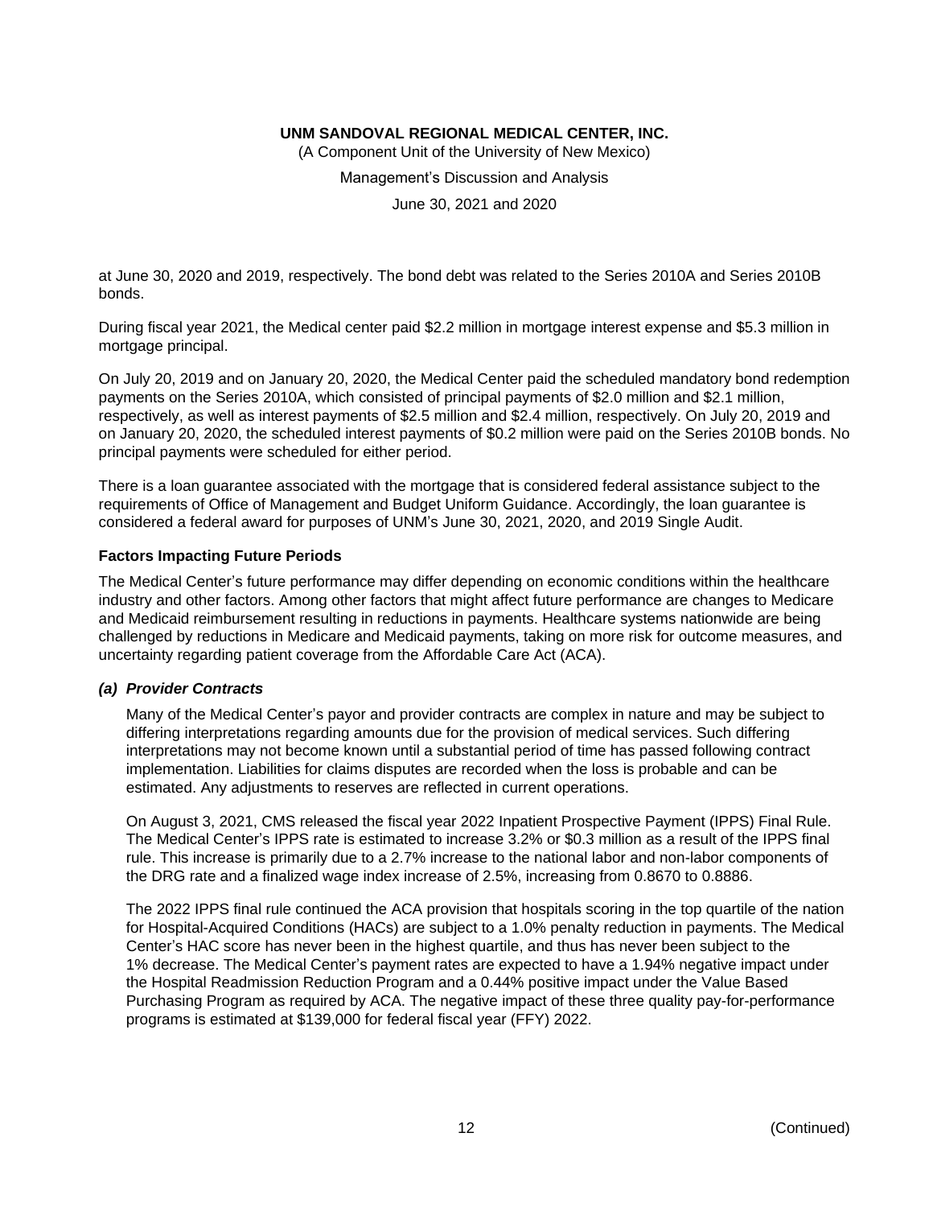at June 30, 2020 and 2019, respectively. The bond debt was related to the Series 2010A and Series 2010B bonds.

During fiscal year 2021, the Medical center paid $2.2 million in mortgage interest expense and $5.3 million in mortgage principal.

On July 20, 2019 and on January 20, 2020, the Medical Center paid the scheduled mandatory bond redemption payments on the Series 2010A, which consisted of principal payments of $2.0 million and $2.1 million, respectively, as well as interest payments of $2.5 million and $2.4 million, respectively. On July 20, 2019 and on January 20, 2020, the scheduled interest payments of $0.2 million were paid on the Series 2010B bonds. No principal payments were scheduled for either period.

There is a loan guarantee associated with the mortgage that is considered federal assistance subject to the requirements of Office of Management and Budget Uniform Guidance. Accordingly, the loan guarantee is considered a federal award for purposes of UNM's June 30, 2021, 2020, and 2019 Single Audit.

**Factors Impacting Future Periods**

The Medical Center's future performance may differ depending on economic conditions within the healthcare industry and other factors. Among other factors that might affect future performance are changes to Medicare and Medicaid reimbursement resulting in reductions in payments. Healthcare systems nationwide are being challenged by reductions in Medicare and Medicaid payments, taking on more risk for outcome measures, and uncertainty regarding patient coverage from the Affordable Care Act (ACA).

***(a) Provider Contracts***

Many of the Medical Center's payor and provider contracts are complex in nature and may be subject to differing interpretations regarding amounts due for the provision of medical services. Such differing interpretations may not become known until a substantial period of time has passed following contract implementation. Liabilities for claims disputes are recorded when the loss is probable and can be estimated. Any adjustments to reserves are reflected in current operations.

On August 3, 2021, CMS released the fiscal year 2022 Inpatient Prospective Payment (IPPS) Final Rule. The Medical Center's IPPS rate is estimated to increase 3.2% or $0.3 million as a result of the IPPS final rule. This increase is primarily due to a 2.7% increase to the national labor and non-labor components of the DRG rate and a finalized wage index increase of 2.5%, increasing from 0.8670 to 0.8886.

The 2022 IPPS final rule continued the ACA provision that hospitals scoring in the top quartile of the nation for Hospital-Acquired Conditions (HACs) are subject to a 1.0% penalty reduction in payments. The Medical Center's HAC score has never been in the highest quartile, and thus has never been subject to the 1% decrease. The Medical Center's payment rates are expected to have a 1.94% negative impact under the Hospital Readmission Reduction Program and a 0.44% positive impact under the Value Based Purchasing Program as required by ACA. The negative impact of these three quality pay-for-performance programs is estimated at $139,000 for federal fiscal year (FFY) 2022.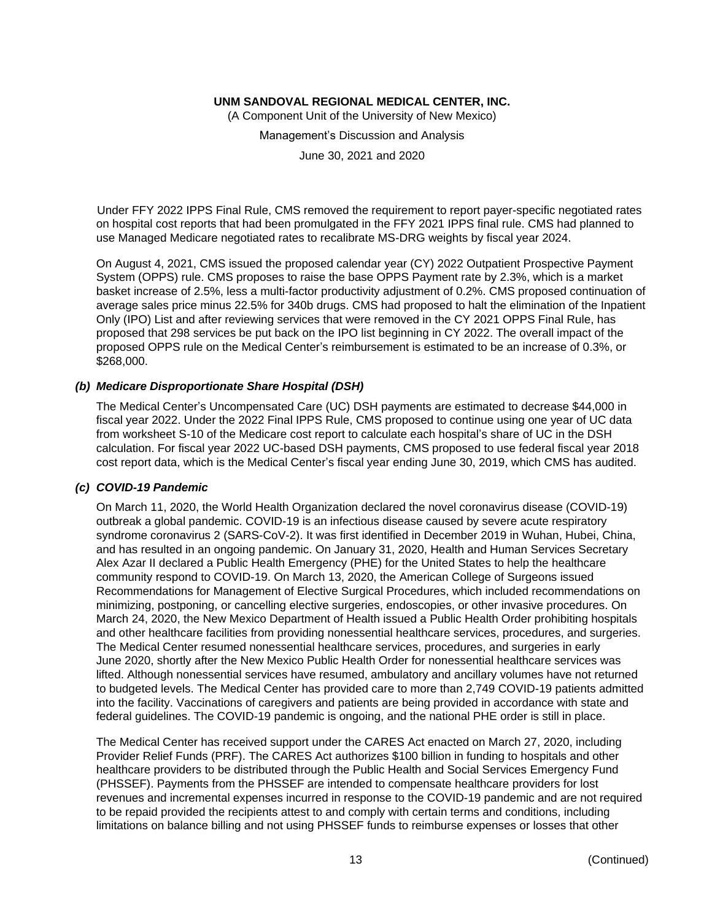Under FFY 2022 IPPS Final Rule, CMS removed the requirement to report payer-specific negotiated rates on hospital cost reports that had been promulgated in the FFY 2021 IPPS final rule. CMS had planned to use Managed Medicare negotiated rates to recalibrate MS-DRG weights by fiscal year 2024.

On August 4, 2021, CMS issued the proposed calendar year (CY) 2022 Outpatient Prospective Payment System (OPPS) rule. CMS proposes to raise the base OPPS Payment rate by 2.3%, which is a market basket increase of 2.5%, less a multi-factor productivity adjustment of 0.2%. CMS proposed continuation of average sales price minus 22.5% for 340b drugs. CMS had proposed to halt the elimination of the Inpatient Only (IPO) List and after reviewing services that were removed in the CY 2021 OPPS Final Rule, has proposed that 298 services be put back on the IPO list beginning in CY 2022. The overall impact of the proposed OPPS rule on the Medical Center's reimbursement is estimated to be an increase of 0.3%, or $268,000.

### *(b) Medicare Disproportionate Share Hospital (DSH)*

The Medical Center's Uncompensated Care (UC) DSH payments are estimated to decrease $44,000 in fiscal year 2022. Under the 2022 Final IPPS Rule, CMS proposed to continue using one year of UC data from worksheet S-10 of the Medicare cost report to calculate each hospital's share of UC in the DSH calculation. For fiscal year 2022 UC-based DSH payments, CMS proposed to use federal fiscal year 2018 cost report data, which is the Medical Center's fiscal year ending June 30, 2019, which CMS has audited.

### *(c) COVID-19 Pandemic*

On March 11, 2020, the World Health Organization declared the novel coronavirus disease (COVID-19) outbreak a global pandemic. COVID-19 is an infectious disease caused by severe acute respiratory syndrome coronavirus 2 (SARS-CoV-2). It was first identified in December 2019 in Wuhan, Hubei, China, and has resulted in an ongoing pandemic. On January 31, 2020, Health and Human Services Secretary Alex Azar II declared a Public Health Emergency (PHE) for the United States to help the healthcare community respond to COVID-19. On March 13, 2020, the American College of Surgeons issued Recommendations for Management of Elective Surgical Procedures, which included recommendations on minimizing, postponing, or cancelling elective surgeries, endoscopies, or other invasive procedures. On March 24, 2020, the New Mexico Department of Health issued a Public Health Order prohibiting hospitals and other healthcare facilities from providing nonessential healthcare services, procedures, and surgeries. The Medical Center resumed nonessential healthcare services, procedures, and surgeries in early June 2020, shortly after the New Mexico Public Health Order for nonessential healthcare services was lifted. Although nonessential services have resumed, ambulatory and ancillary volumes have not returned to budgeted levels. The Medical Center has provided care to more than 2,749 COVID-19 patients admitted into the facility. Vaccinations of caregivers and patients are being provided in accordance with state and federal guidelines. The COVID-19 pandemic is ongoing, and the national PHE order is still in place.

The Medical Center has received support under the CARES Act enacted on March 27, 2020, including Provider Relief Funds (PRF). The CARES Act authorizes $100 billion in funding to hospitals and other healthcare providers to be distributed through the Public Health and Social Services Emergency Fund (PHSSEF). Payments from the PHSSEF are intended to compensate healthcare providers for lost revenues and incremental expenses incurred in response to the COVID-19 pandemic and are not required to be repaid provided the recipients attest to and comply with certain terms and conditions, including limitations on balance billing and not using PHSSEF funds to reimburse expenses or losses that other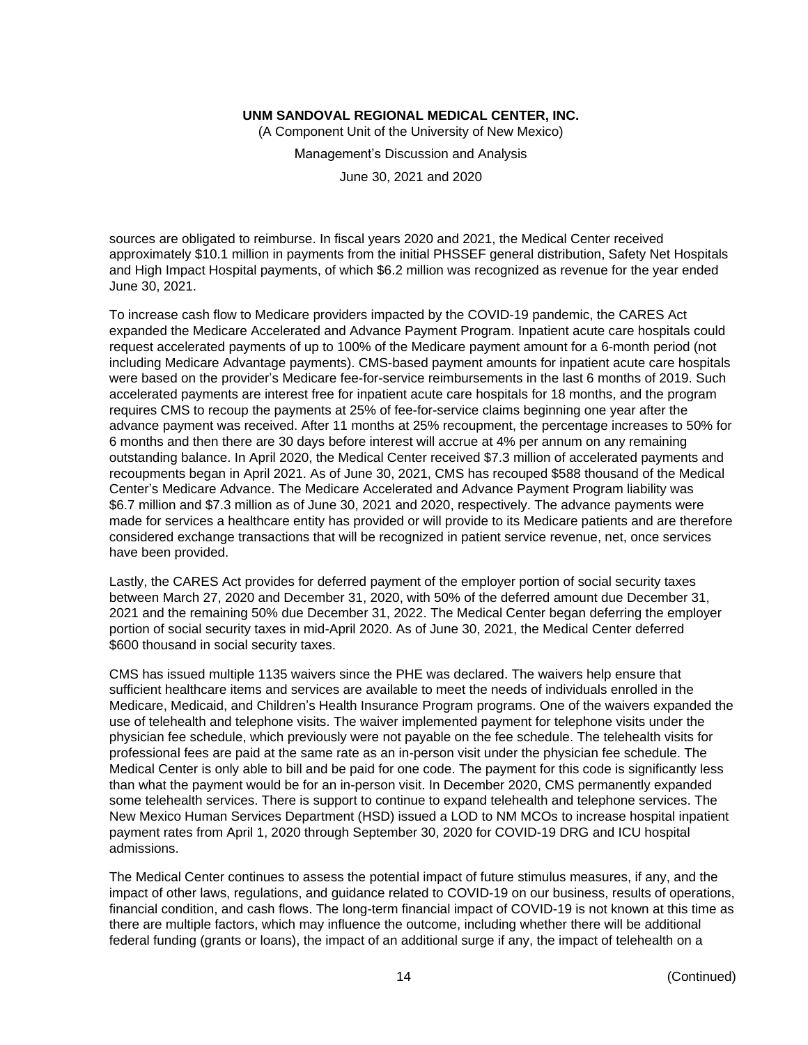sources are obligated to reimburse. In fiscal years 2020 and 2021, the Medical Center received approximately $10.1 million in payments from the initial PHSSEF general distribution, Safety Net Hospitals and High Impact Hospital payments, of which $6.2 million was recognized as revenue for the year ended June 30, 2021.

To increase cash flow to Medicare providers impacted by the COVID-19 pandemic, the CARES Act expanded the Medicare Accelerated and Advance Payment Program. Inpatient acute care hospitals could request accelerated payments of up to 100% of the Medicare payment amount for a 6-month period (not including Medicare Advantage payments). CMS-based payment amounts for inpatient acute care hospitals were based on the provider's Medicare fee-for-service reimbursements in the last 6 months of 2019. Such accelerated payments are interest free for inpatient acute care hospitals for 18 months, and the program requires CMS to recoup the payments at 25% of fee-for-service claims beginning one year after the advance payment was received. After 11 months at 25% recoupment, the percentage increases to 50% for 6 months and then there are 30 days before interest will accrue at 4% per annum on any remaining outstanding balance. In April 2020, the Medical Center received $7.3 million of accelerated payments and recoupments began in April 2021. As of June 30, 2021, CMS has recouped $588 thousand of the Medical Center's Medicare Advance. The Medicare Accelerated and Advance Payment Program liability was $6.7 million and $7.3 million as of June 30, 2021 and 2020, respectively. The advance payments were made for services a healthcare entity has provided or will provide to its Medicare patients and are therefore considered exchange transactions that will be recognized in patient service revenue, net, once services have been provided.

Lastly, the CARES Act provides for deferred payment of the employer portion of social security taxes between March 27, 2020 and December 31, 2020, with 50% of the deferred amount due December 31, 2021 and the remaining 50% due December 31, 2022. The Medical Center began deferring the employer portion of social security taxes in mid-April 2020. As of June 30, 2021, the Medical Center deferred $600 thousand in social security taxes.

CMS has issued multiple 1135 waivers since the PHE was declared. The waivers help ensure that sufficient healthcare items and services are available to meet the needs of individuals enrolled in the Medicare, Medicaid, and Children's Health Insurance Program programs. One of the waivers expanded the use of telehealth and telephone visits. The waiver implemented payment for telephone visits under the physician fee schedule, which previously were not payable on the fee schedule. The telehealth visits for professional fees are paid at the same rate as an in-person visit under the physician fee schedule. The Medical Center is only able to bill and be paid for one code. The payment for this code is significantly less than what the payment would be for an in-person visit. In December 2020, CMS permanently expanded some telehealth services. There is support to continue to expand telehealth and telephone services. The New Mexico Human Services Department (HSD) issued a LOD to NM MCOs to increase hospital inpatient payment rates from April 1, 2020 through September 30, 2020 for COVID-19 DRG and ICU hospital admissions.

The Medical Center continues to assess the potential impact of future stimulus measures, if any, and the impact of other laws, regulations, and guidance related to COVID-19 on our business, results of operations, financial condition, and cash flows. The long-term financial impact of COVID-19 is not known at this time as there are multiple factors, which may influence the outcome, including whether there will be additional federal funding (grants or loans), the impact of an additional surge if any, the impact of telehealth on a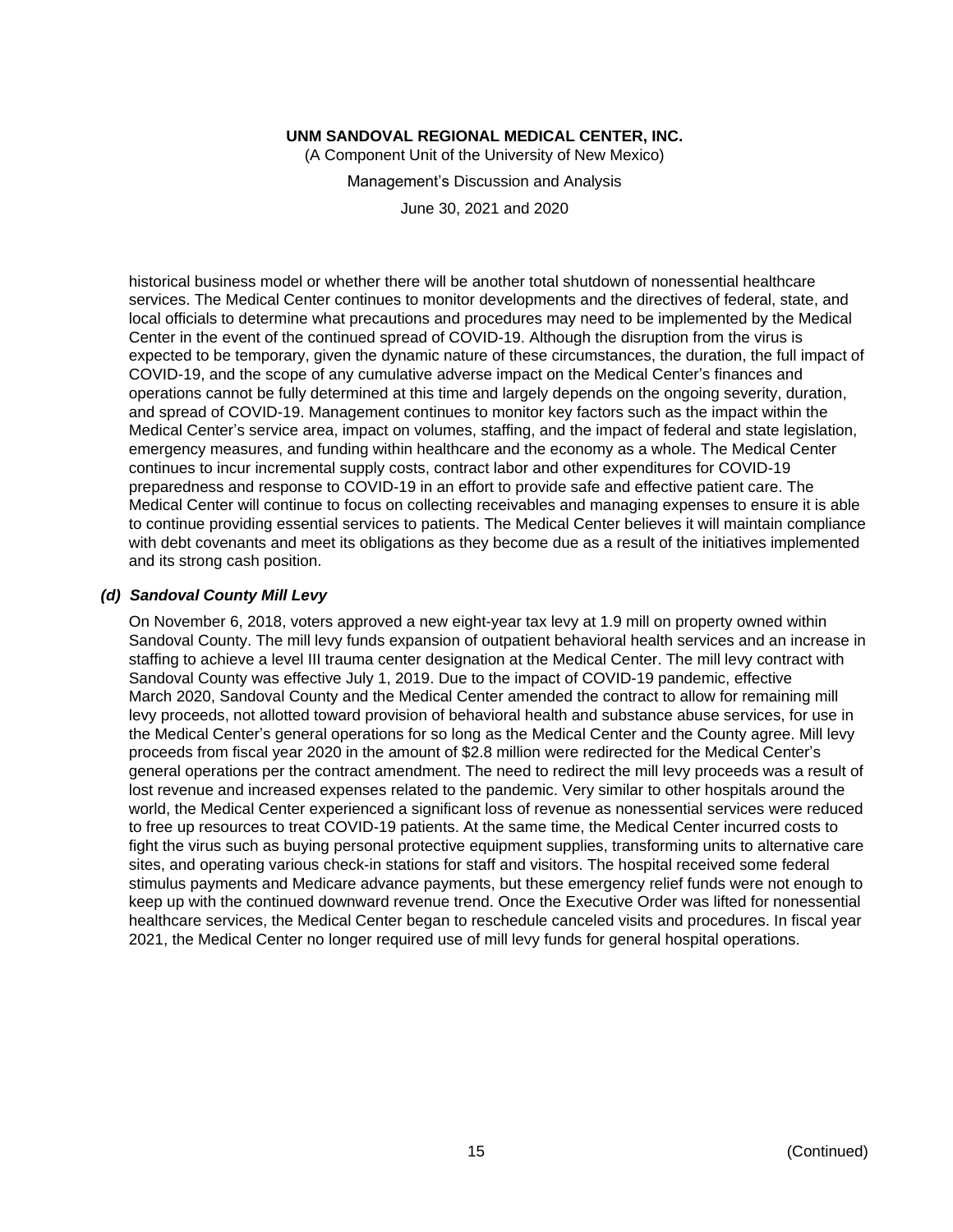historical business model or whether there will be another total shutdown of nonessential healthcare services. The Medical Center continues to monitor developments and the directives of federal, state, and local officials to determine what precautions and procedures may need to be implemented by the Medical Center in the event of the continued spread of COVID-19. Although the disruption from the virus is expected to be temporary, given the dynamic nature of these circumstances, the duration, the full impact of COVID-19, and the scope of any cumulative adverse impact on the Medical Center's finances and operations cannot be fully determined at this time and largely depends on the ongoing severity, duration, and spread of COVID-19. Management continues to monitor key factors such as the impact within the Medical Center's service area, impact on volumes, staffing, and the impact of federal and state legislation, emergency measures, and funding within healthcare and the economy as a whole. The Medical Center continues to incur incremental supply costs, contract labor and other expenditures for COVID-19 preparedness and response to COVID-19 in an effort to provide safe and effective patient care. The Medical Center will continue to focus on collecting receivables and managing expenses to ensure it is able to continue providing essential services to patients. The Medical Center believes it will maintain compliance with debt covenants and meet its obligations as they become due as a result of the initiatives implemented and its strong cash position.

### *(d) Sandoval County Mill Levy*

On November 6, 2018, voters approved a new eight-year tax levy at 1.9 mill on property owned within Sandoval County. The mill levy funds expansion of outpatient behavioral health services and an increase in staffing to achieve a level III trauma center designation at the Medical Center. The mill levy contract with Sandoval County was effective July 1, 2019. Due to the impact of COVID-19 pandemic, effective March 2020, Sandoval County and the Medical Center amended the contract to allow for remaining mill levy proceeds, not allotted toward provision of behavioral health and substance abuse services, for use in the Medical Center's general operations for so long as the Medical Center and the County agree. Mill levy proceeds from fiscal year 2020 in the amount of $2.8 million were redirected for the Medical Center's general operations per the contract amendment. The need to redirect the mill levy proceeds was a result of lost revenue and increased expenses related to the pandemic. Very similar to other hospitals around the world, the Medical Center experienced a significant loss of revenue as nonessential services were reduced to free up resources to treat COVID-19 patients. At the same time, the Medical Center incurred costs to fight the virus such as buying personal protective equipment supplies, transforming units to alternative care sites, and operating various check-in stations for staff and visitors. The hospital received some federal stimulus payments and Medicare advance payments, but these emergency relief funds were not enough to keep up with the continued downward revenue trend. Once the Executive Order was lifted for nonessential healthcare services, the Medical Center began to reschedule canceled visits and procedures. In fiscal year 2021, the Medical Center no longer required use of mill levy funds for general hospital operations.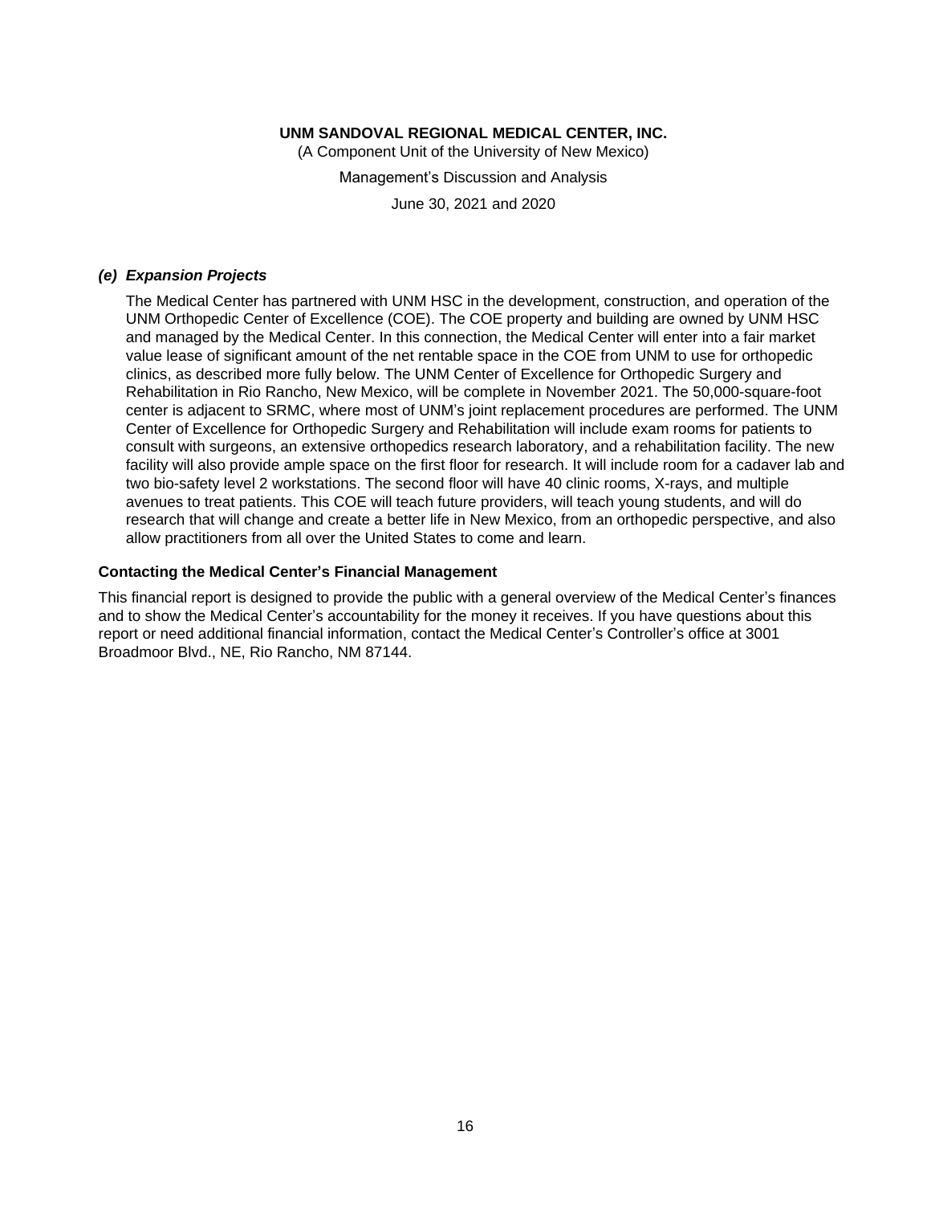*(e) Expansion Projects*

The Medical Center has partnered with UNM HSC in the development, construction, and operation of the UNM Orthopedic Center of Excellence (COE). The COE property and building are owned by UNM HSC and managed by the Medical Center. In this connection, the Medical Center will enter into a fair market value lease of significant amount of the net rentable space in the COE from UNM to use for orthopedic clinics, as described more fully below. The UNM Center of Excellence for Orthopedic Surgery and Rehabilitation in Rio Rancho, New Mexico, will be complete in November 2021. The 50,000-square-foot center is adjacent to SRMC, where most of UNM's joint replacement procedures are performed. The UNM Center of Excellence for Orthopedic Surgery and Rehabilitation will include exam rooms for patients to consult with surgeons, an extensive orthopedics research laboratory, and a rehabilitation facility. The new facility will also provide ample space on the first floor for research. It will include room for a cadaver lab and two bio-safety level 2 workstations. The second floor will have 40 clinic rooms, X-rays, and multiple avenues to treat patients. This COE will teach future providers, will teach young students, and will do research that will change and create a better life in New Mexico, from an orthopedic perspective, and also allow practitioners from all over the United States to come and learn.

**Contacting the Medical Center's Financial Management**

This financial report is designed to provide the public with a general overview of the Medical Center's finances and to show the Medical Center's accountability for the money it receives. If you have questions about this report or need additional financial information, contact the Medical Center's Controller's office at 3001 Broadmoor Blvd., NE, Rio Rancho, NM 87144.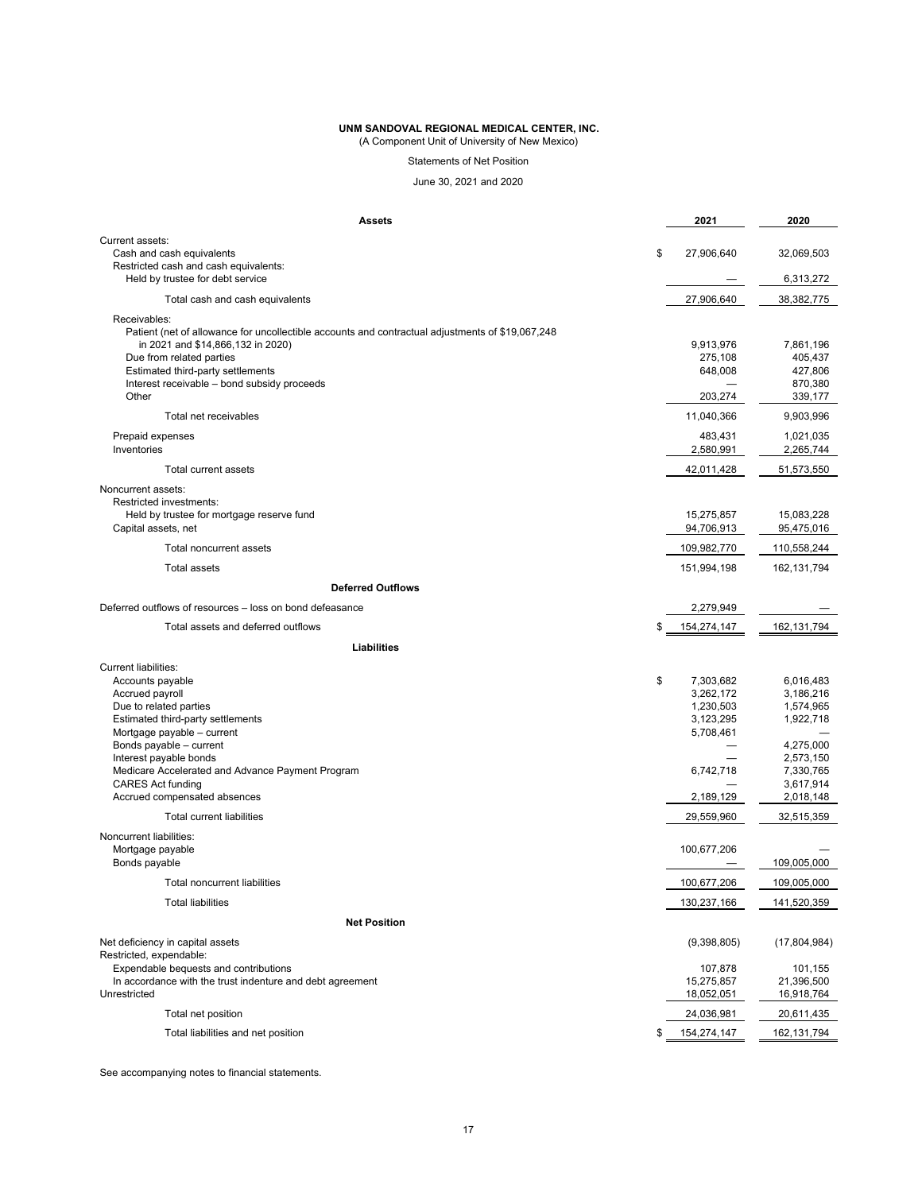**UNM SANDOVAL REGIONAL MEDICAL CENTER, INC.**
(A Component Unit of University of New Mexico)

Statements of Net Position

June 30, 2021 and 2020

| **Assets** | | 2021 | 2020 |
|---|---|---|---|
| Current assets: | | | |
| Cash and cash equivalents | $ | 27,906,640 | 32,069,503 |
| Restricted cash and cash equivalents: | | | |
| Held by trustee for debt service | | — | 6,313,272 |
| Total cash and cash equivalents | | 27,906,640 | 38,382,775 |
| Receivables: | | | |
| Patient (net of allowance for uncollectible accounts and contractual adjustments of $19,067,248 in 2021 and $14,866,132 in 2020) | | 9,913,976 | 7,861,196 |
| Due from related parties | | 275,108 | 405,437 |
| Estimated third-party settlements | | 648,008 | 427,806 |
| Interest receivable – bond subsidy proceeds | | — | 870,380 |
| Other | | 203,274 | 339,177 |
| Total net receivables | | 11,040,366 | 9,903,996 |
| Prepaid expenses | | 483,431 | 1,021,035 |
| Inventories | | 2,580,991 | 2,265,744 |
| Total current assets | | 42,011,428 | 51,573,550 |
| Noncurrent assets: | | | |
| Restricted investments: | | | |
| Held by trustee for mortgage reserve fund | | 15,275,857 | 15,083,228 |
| Capital assets, net | | 94,706,913 | 95,475,016 |
| Total noncurrent assets | | 109,982,770 | 110,558,244 |
| Total assets | | 151,994,198 | 162,131,794 |
| **Deferred Outflows** | | | |
| Deferred outflows of resources – loss on bond defeasance | | 2,279,949 | — |
| Total assets and deferred outflows | $ | 154,274,147 | 162,131,794 |
| **Liabilities** | | | |
| Current liabilities: | | | |
| Accounts payable | $ | 7,303,682 | 6,016,483 |
| Accrued payroll | | 3,262,172 | 3,186,216 |
| Due to related parties | | 1,230,503 | 1,574,965 |
| Estimated third-party settlements | | 3,123,295 | 1,922,718 |
| Mortgage payable – current | | 5,708,461 | — |
| Bonds payable – current | | — | 4,275,000 |
| Interest payable bonds | | — | 2,573,150 |
| Medicare Accelerated and Advance Payment Program | | 6,742,718 | 7,330,765 |
| CARES Act funding | | — | 3,617,914 |
| Accrued compensated absences | | 2,189,129 | 2,018,148 |
| Total current liabilities | | 29,559,960 | 32,515,359 |
| Noncurrent liabilities: | | | |
| Mortgage payable | | 100,677,206 | — |
| Bonds payable | | — | 109,005,000 |
| Total noncurrent liabilities | | 100,677,206 | 109,005,000 |
| Total liabilities | | 130,237,166 | 141,520,359 |
| **Net Position** | | | |
| Net deficiency in capital assets | | (9,398,805) | (17,804,984) |
| Restricted, expendable: | | | |
| Expendable bequests and contributions | | 107,878 | 101,155 |
| In accordance with the trust indenture and debt agreement | | 15,275,857 | 21,396,500 |
| Unrestricted | | 18,052,051 | 16,918,764 |
| Total net position | | 24,036,981 | 20,611,435 |
| Total liabilities and net position | $ | 154,274,147 | 162,131,794 |

See accompanying notes to financial statements.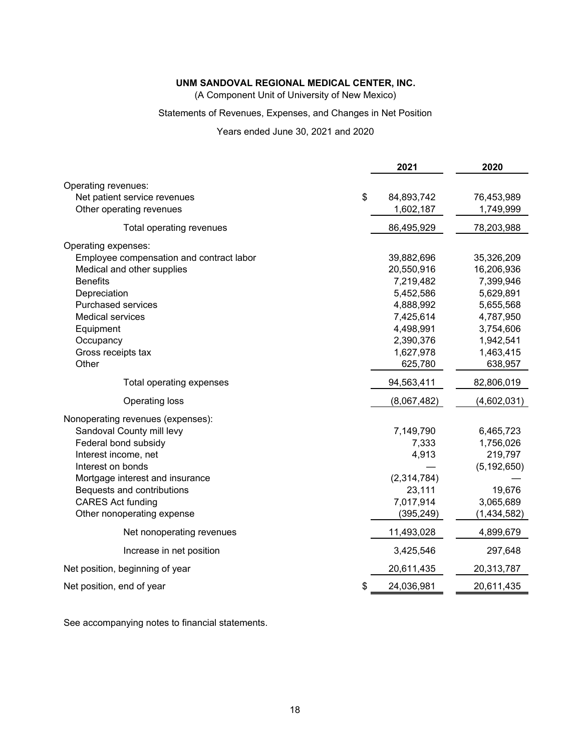# UNM SANDOVAL REGIONAL MEDICAL CENTER, INC.

(A Component Unit of University of New Mexico)

Statements of Revenues, Expenses, and Changes in Net Position

Years ended June 30, 2021 and 2020

| | 2021 | 2020 |
|---|---|---|
| Operating revenues: | | |
| Net patient service revenues | $ 84,893,742 | 76,453,989 |
| Other operating revenues | 1,602,187 | 1,749,999 |
| Total operating revenues | 86,495,929 | 78,203,988 |
| Operating expenses: | | |
| Employee compensation and contract labor | 39,882,696 | 35,326,209 |
| Medical and other supplies | 20,550,916 | 16,206,936 |
| Benefits | 7,219,482 | 7,399,946 |
| Depreciation | 5,452,586 | 5,629,891 |
| Purchased services | 4,888,992 | 5,655,568 |
| Medical services | 7,425,614 | 4,787,950 |
| Equipment | 4,498,991 | 3,754,606 |
| Occupancy | 2,390,376 | 1,942,541 |
| Gross receipts tax | 1,627,978 | 1,463,415 |
| Other | 625,780 | 638,957 |
| Total operating expenses | 94,563,411 | 82,806,019 |
| Operating loss | (8,067,482) | (4,602,031) |
| Nonoperating revenues (expenses): | | |
| Sandoval County mill levy | 7,149,790 | 6,465,723 |
| Federal bond subsidy | 7,333 | 1,756,026 |
| Interest income, net | 4,913 | 219,797 |
| Interest on bonds | — | (5,192,650) |
| Mortgage interest and insurance | (2,314,784) | — |
| Bequests and contributions | 23,111 | 19,676 |
| CARES Act funding | 7,017,914 | 3,065,689 |
| Other nonoperating expense | (395,249) | (1,434,582) |
| Net nonoperating revenues | 11,493,028 | 4,899,679 |
| Increase in net position | 3,425,546 | 297,648 |
| Net position, beginning of year | 20,611,435 | 20,313,787 |
| Net position, end of year | $ 24,036,981 | 20,611,435 |

See accompanying notes to financial statements.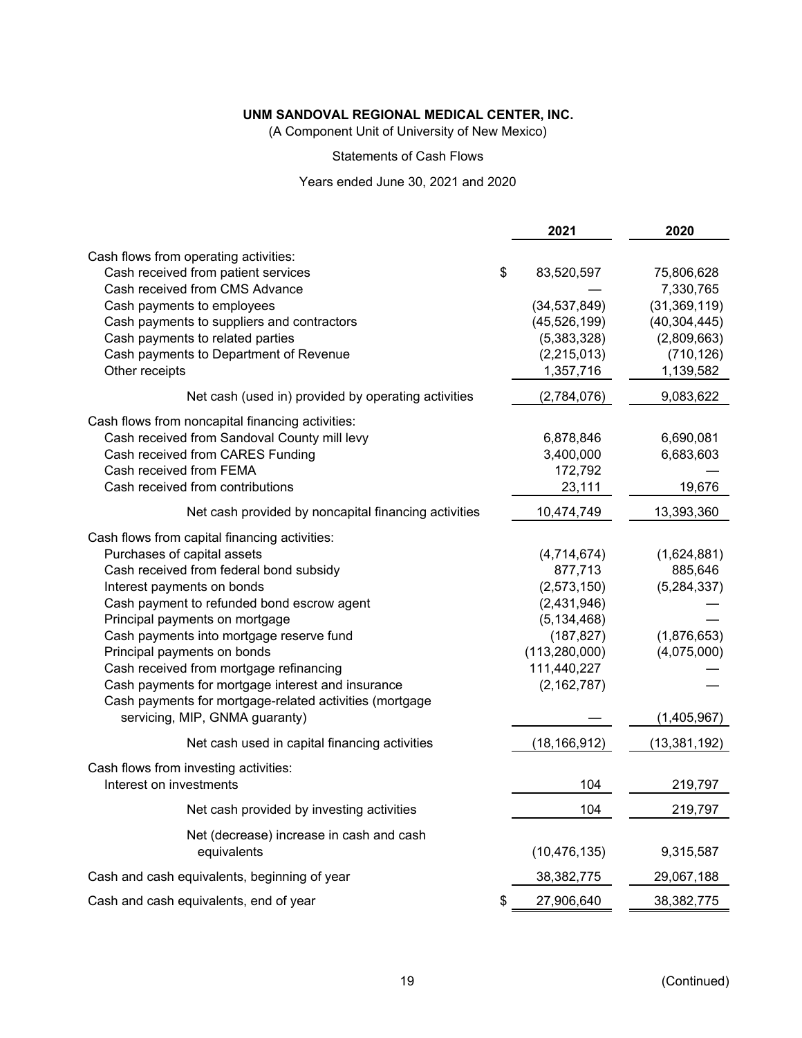**UNM SANDOVAL REGIONAL MEDICAL CENTER, INC.**

(A Component Unit of University of New Mexico)

Statements of Cash Flows

Years ended June 30, 2021 and 2020

| | 2021 | 2020 |
|---|---|---|
| Cash flows from operating activities: | | |
| Cash received from patient services | $ 83,520,597 | 75,806,628 |
| Cash received from CMS Advance | — | 7,330,765 |
| Cash payments to employees | (34,537,849) | (31,369,119) |
| Cash payments to suppliers and contractors | (45,526,199) | (40,304,445) |
| Cash payments to related parties | (5,383,328) | (2,809,663) |
| Cash payments to Department of Revenue | (2,215,013) | (710,126) |
| Other receipts | 1,357,716 | 1,139,582 |
| Net cash (used in) provided by operating activities | (2,784,076) | 9,083,622 |
| Cash flows from noncapital financing activities: | | |
| Cash received from Sandoval County mill levy | 6,878,846 | 6,690,081 |
| Cash received from CARES Funding | 3,400,000 | 6,683,603 |
| Cash received from FEMA | 172,792 | — |
| Cash received from contributions | 23,111 | 19,676 |
| Net cash provided by noncapital financing activities | 10,474,749 | 13,393,360 |
| Cash flows from capital financing activities: | | |
| Purchases of capital assets | (4,714,674) | (1,624,881) |
| Cash received from federal bond subsidy | 877,713 | 885,646 |
| Interest payments on bonds | (2,573,150) | (5,284,337) |
| Cash payment to refunded bond escrow agent | (2,431,946) | — |
| Principal payments on mortgage | (5,134,468) | — |
| Cash payments into mortgage reserve fund | (187,827) | (1,876,653) |
| Principal payments on bonds | (113,280,000) | (4,075,000) |
| Cash received from mortgage refinancing | 111,440,227 | — |
| Cash payments for mortgage interest and insurance | (2,162,787) | — |
| Cash payments for mortgage-related activities (mortgage servicing, MIP, GNMA guaranty) | — | (1,405,967) |
| Net cash used in capital financing activities | (18,166,912) | (13,381,192) |
| Cash flows from investing activities: | | |
| Interest on investments | 104 | 219,797 |
| Net cash provided by investing activities | 104 | 219,797 |
| Net (decrease) increase in cash and cash equivalents | (10,476,135) | 9,315,587 |
| Cash and cash equivalents, beginning of year | 38,382,775 | 29,067,188 |
| Cash and cash equivalents, end of year | $ 27,906,640 | 38,382,775 |

(Continued)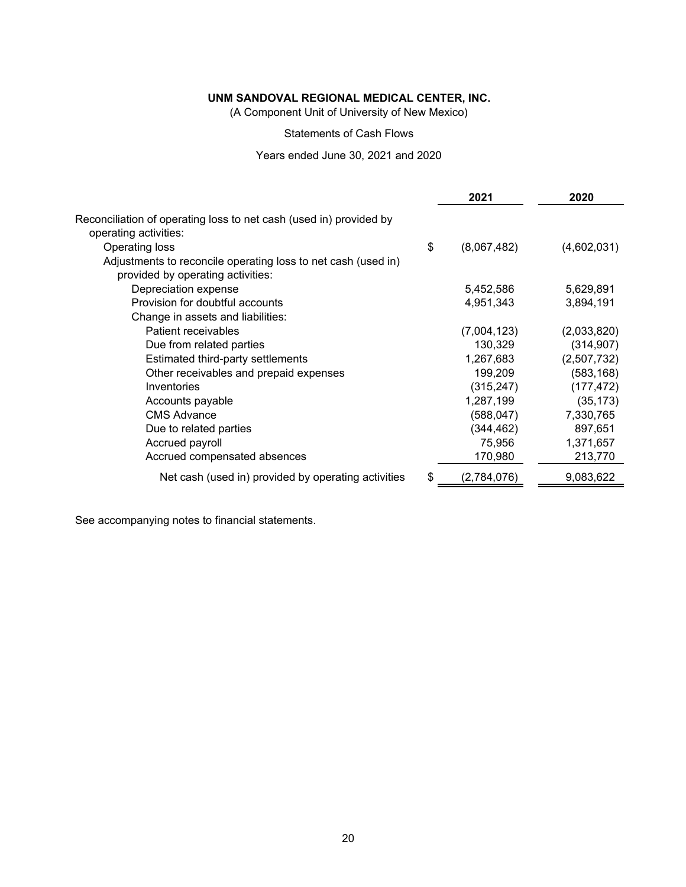**UNM SANDOVAL REGIONAL MEDICAL CENTER, INC.**

(A Component Unit of University of New Mexico)

Statements of Cash Flows

Years ended June 30, 2021 and 2020

| | 2021 | 2020 |
|---|---|---|
| Reconciliation of operating loss to net cash (used in) provided by operating activities: | | |
| Operating loss | $ (8,067,482) | (4,602,031) |
| Adjustments to reconcile operating loss to net cash (used in) provided by operating activities: | | |
| Depreciation expense | 5,452,586 | 5,629,891 |
| Provision for doubtful accounts | 4,951,343 | 3,894,191 |
| Change in assets and liabilities: | | |
| Patient receivables | (7,004,123) | (2,033,820) |
| Due from related parties | 130,329 | (314,907) |
| Estimated third-party settlements | 1,267,683 | (2,507,732) |
| Other receivables and prepaid expenses | 199,209 | (583,168) |
| Inventories | (315,247) | (177,472) |
| Accounts payable | 1,287,199 | (35,173) |
| CMS Advance | (588,047) | 7,330,765 |
| Due to related parties | (344,462) | 897,651 |
| Accrued payroll | 75,956 | 1,371,657 |
| Accrued compensated absences | 170,980 | 213,770 |
| Net cash (used in) provided by operating activities | $ (2,784,076) | 9,083,622 |

See accompanying notes to financial statements.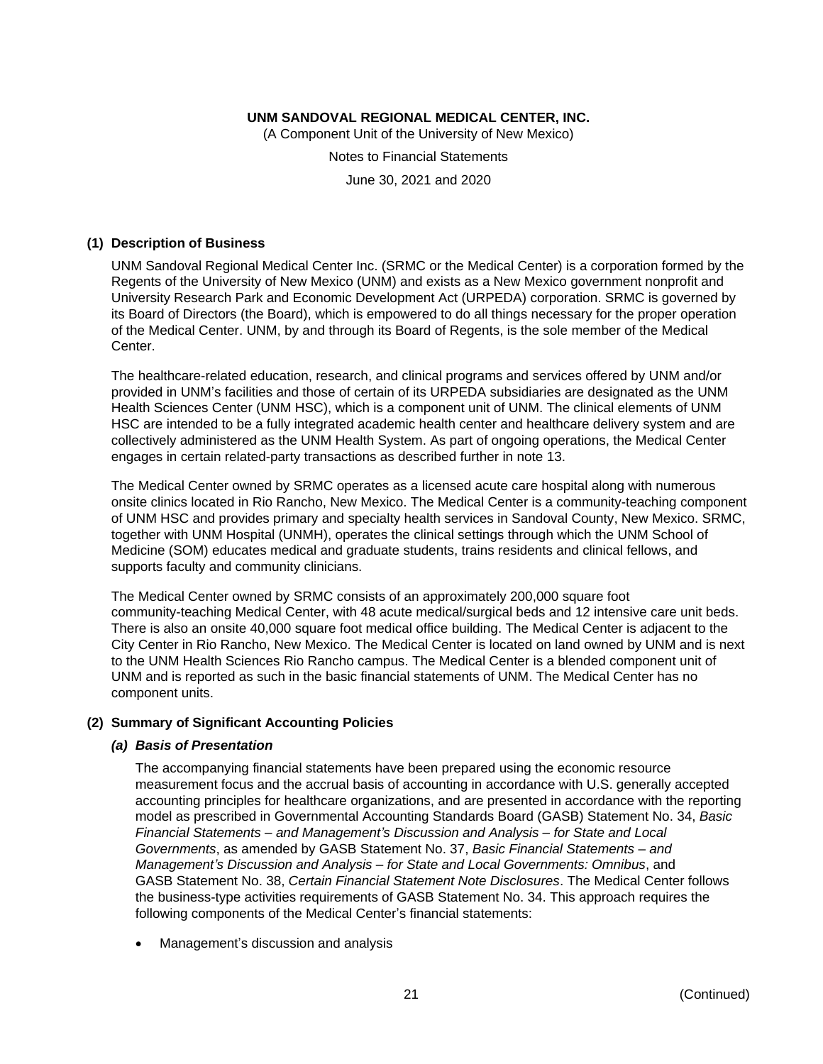**UNM SANDOVAL REGIONAL MEDICAL CENTER, INC.**

(A Component Unit of the University of New Mexico)

Notes to Financial Statements

June 30, 2021 and 2020

## (1) Description of Business

UNM Sandoval Regional Medical Center Inc. (SRMC or the Medical Center) is a corporation formed by the Regents of the University of New Mexico (UNM) and exists as a New Mexico government nonprofit and University Research Park and Economic Development Act (URPEDA) corporation. SRMC is governed by its Board of Directors (the Board), which is empowered to do all things necessary for the proper operation of the Medical Center. UNM, by and through its Board of Regents, is the sole member of the Medical Center.

The healthcare-related education, research, and clinical programs and services offered by UNM and/or provided in UNM's facilities and those of certain of its URPEDA subsidiaries are designated as the UNM Health Sciences Center (UNM HSC), which is a component unit of UNM. The clinical elements of UNM HSC are intended to be a fully integrated academic health center and healthcare delivery system and are collectively administered as the UNM Health System. As part of ongoing operations, the Medical Center engages in certain related-party transactions as described further in note 13.

The Medical Center owned by SRMC operates as a licensed acute care hospital along with numerous onsite clinics located in Rio Rancho, New Mexico. The Medical Center is a community-teaching component of UNM HSC and provides primary and specialty health services in Sandoval County, New Mexico. SRMC, together with UNM Hospital (UNMH), operates the clinical settings through which the UNM School of Medicine (SOM) educates medical and graduate students, trains residents and clinical fellows, and supports faculty and community clinicians.

The Medical Center owned by SRMC consists of an approximately 200,000 square foot community-teaching Medical Center, with 48 acute medical/surgical beds and 12 intensive care unit beds. There is also an onsite 40,000 square foot medical office building. The Medical Center is adjacent to the City Center in Rio Rancho, New Mexico. The Medical Center is located on land owned by UNM and is next to the UNM Health Sciences Rio Rancho campus. The Medical Center is a blended component unit of UNM and is reported as such in the basic financial statements of UNM. The Medical Center has no component units.

## (2) Summary of Significant Accounting Policies

### *(a) Basis of Presentation*

The accompanying financial statements have been prepared using the economic resource measurement focus and the accrual basis of accounting in accordance with U.S. generally accepted accounting principles for healthcare organizations, and are presented in accordance with the reporting model as prescribed in Governmental Accounting Standards Board (GASB) Statement No. 34, *Basic Financial Statements – and Management's Discussion and Analysis – for State and Local Governments*, as amended by GASB Statement No. 37, *Basic Financial Statements – and Management's Discussion and Analysis – for State and Local Governments: Omnibus*, and GASB Statement No. 38, *Certain Financial Statement Note Disclosures*. The Medical Center follows the business-type activities requirements of GASB Statement No. 34. This approach requires the following components of the Medical Center's financial statements:

- Management's discussion and analysis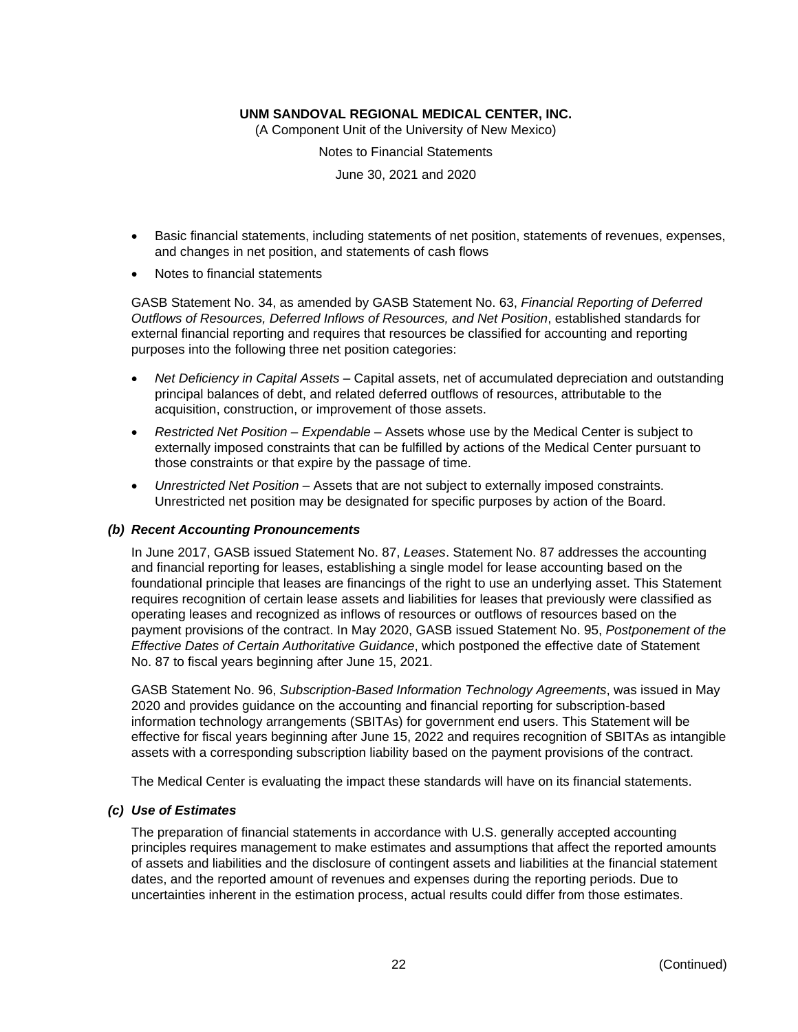- Basic financial statements, including statements of net position, statements of revenues, expenses, and changes in net position, and statements of cash flows
- Notes to financial statements

GASB Statement No. 34, as amended by GASB Statement No. 63, *Financial Reporting of Deferred Outflows of Resources, Deferred Inflows of Resources, and Net Position*, established standards for external financial reporting and requires that resources be classified for accounting and reporting purposes into the following three net position categories:

- *Net Deficiency in Capital Assets* – Capital assets, net of accumulated depreciation and outstanding principal balances of debt, and related deferred outflows of resources, attributable to the acquisition, construction, or improvement of those assets.
- *Restricted Net Position – Expendable* – Assets whose use by the Medical Center is subject to externally imposed constraints that can be fulfilled by actions of the Medical Center pursuant to those constraints or that expire by the passage of time.
- *Unrestricted Net Position* – Assets that are not subject to externally imposed constraints. Unrestricted net position may be designated for specific purposes by action of the Board.

### *(b) Recent Accounting Pronouncements*

In June 2017, GASB issued Statement No. 87, *Leases*. Statement No. 87 addresses the accounting and financial reporting for leases, establishing a single model for lease accounting based on the foundational principle that leases are financings of the right to use an underlying asset. This Statement requires recognition of certain lease assets and liabilities for leases that previously were classified as operating leases and recognized as inflows of resources or outflows of resources based on the payment provisions of the contract. In May 2020, GASB issued Statement No. 95, *Postponement of the Effective Dates of Certain Authoritative Guidance*, which postponed the effective date of Statement No. 87 to fiscal years beginning after June 15, 2021.

GASB Statement No. 96, *Subscription-Based Information Technology Agreements*, was issued in May 2020 and provides guidance on the accounting and financial reporting for subscription-based information technology arrangements (SBITAs) for government end users. This Statement will be effective for fiscal years beginning after June 15, 2022 and requires recognition of SBITAs as intangible assets with a corresponding subscription liability based on the payment provisions of the contract.

The Medical Center is evaluating the impact these standards will have on its financial statements.

### *(c) Use of Estimates*

The preparation of financial statements in accordance with U.S. generally accepted accounting principles requires management to make estimates and assumptions that affect the reported amounts of assets and liabilities and the disclosure of contingent assets and liabilities at the financial statement dates, and the reported amount of revenues and expenses during the reporting periods. Due to uncertainties inherent in the estimation process, actual results could differ from those estimates.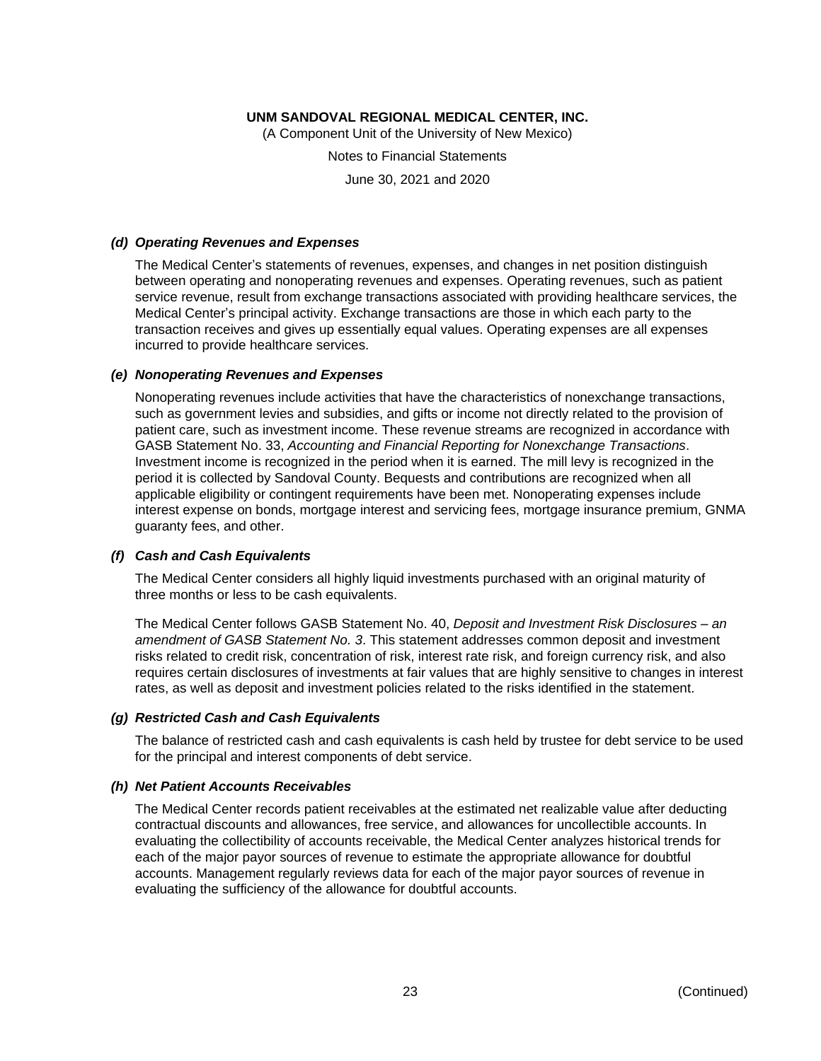#### *(d) Operating Revenues and Expenses*

The Medical Center's statements of revenues, expenses, and changes in net position distinguish between operating and nonoperating revenues and expenses. Operating revenues, such as patient service revenue, result from exchange transactions associated with providing healthcare services, the Medical Center's principal activity. Exchange transactions are those in which each party to the transaction receives and gives up essentially equal values. Operating expenses are all expenses incurred to provide healthcare services.

#### *(e) Nonoperating Revenues and Expenses*

Nonoperating revenues include activities that have the characteristics of nonexchange transactions, such as government levies and subsidies, and gifts or income not directly related to the provision of patient care, such as investment income. These revenue streams are recognized in accordance with GASB Statement No. 33, *Accounting and Financial Reporting for Nonexchange Transactions*. Investment income is recognized in the period when it is earned. The mill levy is recognized in the period it is collected by Sandoval County. Bequests and contributions are recognized when all applicable eligibility or contingent requirements have been met. Nonoperating expenses include interest expense on bonds, mortgage interest and servicing fees, mortgage insurance premium, GNMA guaranty fees, and other.

#### *(f) Cash and Cash Equivalents*

The Medical Center considers all highly liquid investments purchased with an original maturity of three months or less to be cash equivalents.

The Medical Center follows GASB Statement No. 40, *Deposit and Investment Risk Disclosures – an amendment of GASB Statement No. 3*. This statement addresses common deposit and investment risks related to credit risk, concentration of risk, interest rate risk, and foreign currency risk, and also requires certain disclosures of investments at fair values that are highly sensitive to changes in interest rates, as well as deposit and investment policies related to the risks identified in the statement.

#### *(g) Restricted Cash and Cash Equivalents*

The balance of restricted cash and cash equivalents is cash held by trustee for debt service to be used for the principal and interest components of debt service.

#### *(h) Net Patient Accounts Receivables*

The Medical Center records patient receivables at the estimated net realizable value after deducting contractual discounts and allowances, free service, and allowances for uncollectible accounts. In evaluating the collectibility of accounts receivable, the Medical Center analyzes historical trends for each of the major payor sources of revenue to estimate the appropriate allowance for doubtful accounts. Management regularly reviews data for each of the major payor sources of revenue in evaluating the sufficiency of the allowance for doubtful accounts.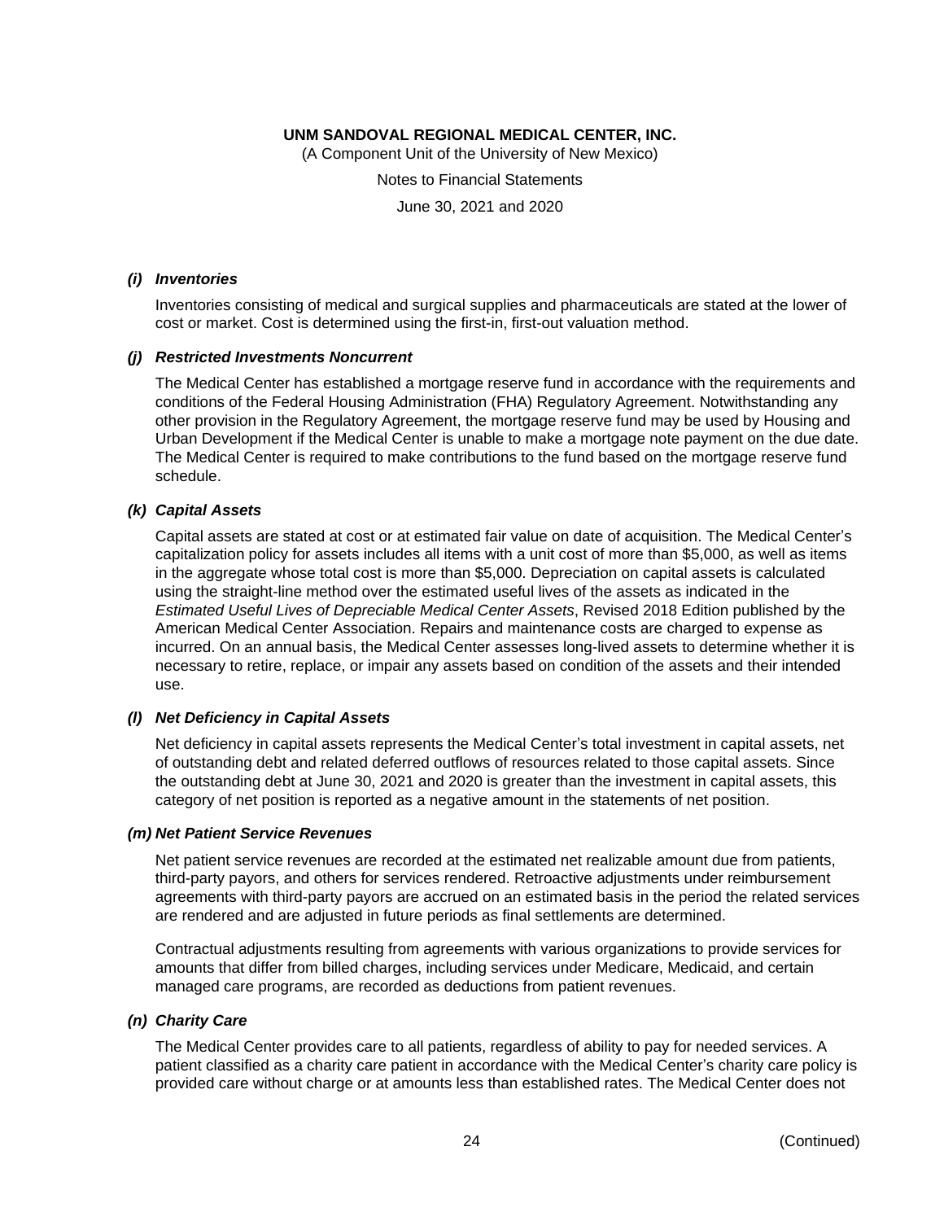### *(i) Inventories*

Inventories consisting of medical and surgical supplies and pharmaceuticals are stated at the lower of cost or market. Cost is determined using the first-in, first-out valuation method.

### *(j) Restricted Investments Noncurrent*

The Medical Center has established a mortgage reserve fund in accordance with the requirements and conditions of the Federal Housing Administration (FHA) Regulatory Agreement. Notwithstanding any other provision in the Regulatory Agreement, the mortgage reserve fund may be used by Housing and Urban Development if the Medical Center is unable to make a mortgage note payment on the due date. The Medical Center is required to make contributions to the fund based on the mortgage reserve fund schedule.

### *(k) Capital Assets*

Capital assets are stated at cost or at estimated fair value on date of acquisition. The Medical Center's capitalization policy for assets includes all items with a unit cost of more than $5,000, as well as items in the aggregate whose total cost is more than $5,000. Depreciation on capital assets is calculated using the straight-line method over the estimated useful lives of the assets as indicated in the *Estimated Useful Lives of Depreciable Medical Center Assets*, Revised 2018 Edition published by the American Medical Center Association. Repairs and maintenance costs are charged to expense as incurred. On an annual basis, the Medical Center assesses long-lived assets to determine whether it is necessary to retire, replace, or impair any assets based on condition of the assets and their intended use.

### *(l) Net Deficiency in Capital Assets*

Net deficiency in capital assets represents the Medical Center's total investment in capital assets, net of outstanding debt and related deferred outflows of resources related to those capital assets. Since the outstanding debt at June 30, 2021 and 2020 is greater than the investment in capital assets, this category of net position is reported as a negative amount in the statements of net position.

### *(m) Net Patient Service Revenues*

Net patient service revenues are recorded at the estimated net realizable amount due from patients, third-party payors, and others for services rendered. Retroactive adjustments under reimbursement agreements with third-party payors are accrued on an estimated basis in the period the related services are rendered and are adjusted in future periods as final settlements are determined.

Contractual adjustments resulting from agreements with various organizations to provide services for amounts that differ from billed charges, including services under Medicare, Medicaid, and certain managed care programs, are recorded as deductions from patient revenues.

### *(n) Charity Care*

The Medical Center provides care to all patients, regardless of ability to pay for needed services. A patient classified as a charity care patient in accordance with the Medical Center's charity care policy is provided care without charge or at amounts less than established rates. The Medical Center does not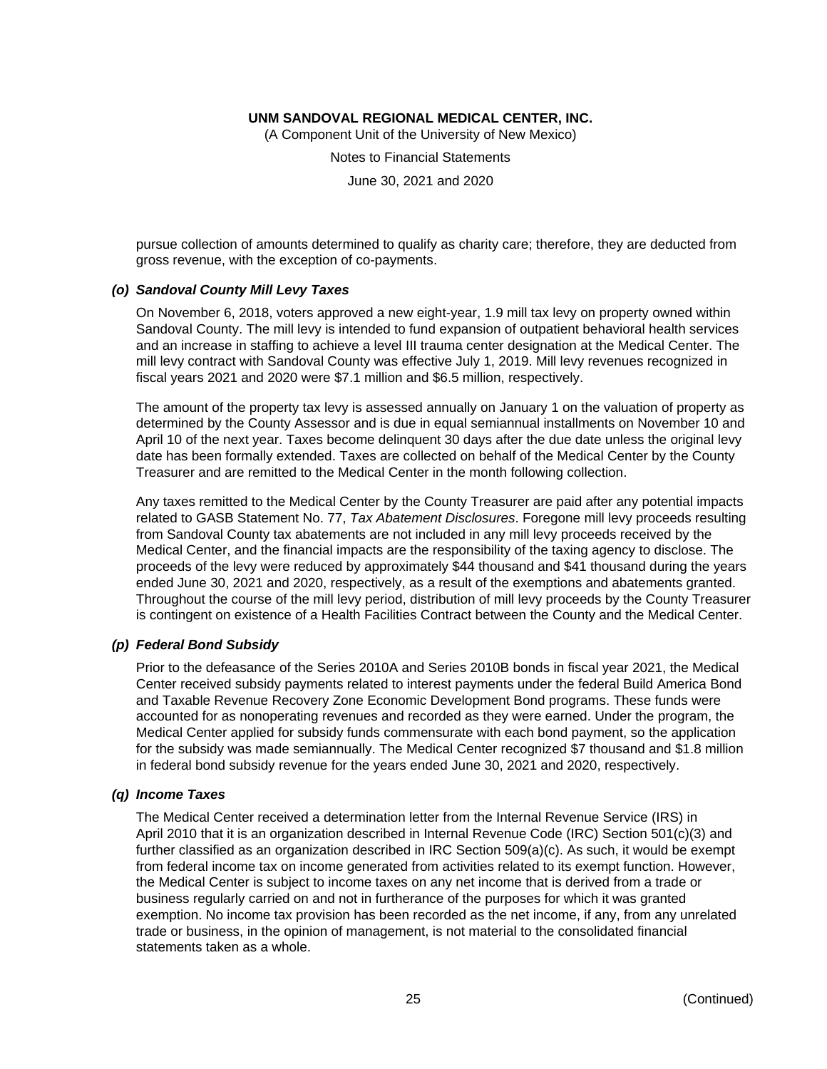pursue collection of amounts determined to qualify as charity care; therefore, they are deducted from gross revenue, with the exception of co-payments.

### *(o) Sandoval County Mill Levy Taxes*

On November 6, 2018, voters approved a new eight-year, 1.9 mill tax levy on property owned within Sandoval County. The mill levy is intended to fund expansion of outpatient behavioral health services and an increase in staffing to achieve a level III trauma center designation at the Medical Center. The mill levy contract with Sandoval County was effective July 1, 2019. Mill levy revenues recognized in fiscal years 2021 and 2020 were $7.1 million and $6.5 million, respectively.

The amount of the property tax levy is assessed annually on January 1 on the valuation of property as determined by the County Assessor and is due in equal semiannual installments on November 10 and April 10 of the next year. Taxes become delinquent 30 days after the due date unless the original levy date has been formally extended. Taxes are collected on behalf of the Medical Center by the County Treasurer and are remitted to the Medical Center in the month following collection.

Any taxes remitted to the Medical Center by the County Treasurer are paid after any potential impacts related to GASB Statement No. 77, *Tax Abatement Disclosures*. Foregone mill levy proceeds resulting from Sandoval County tax abatements are not included in any mill levy proceeds received by the Medical Center, and the financial impacts are the responsibility of the taxing agency to disclose. The proceeds of the levy were reduced by approximately $44 thousand and $41 thousand during the years ended June 30, 2021 and 2020, respectively, as a result of the exemptions and abatements granted. Throughout the course of the mill levy period, distribution of mill levy proceeds by the County Treasurer is contingent on existence of a Health Facilities Contract between the County and the Medical Center.

### *(p) Federal Bond Subsidy*

Prior to the defeasance of the Series 2010A and Series 2010B bonds in fiscal year 2021, the Medical Center received subsidy payments related to interest payments under the federal Build America Bond and Taxable Revenue Recovery Zone Economic Development Bond programs. These funds were accounted for as nonoperating revenues and recorded as they were earned. Under the program, the Medical Center applied for subsidy funds commensurate with each bond payment, so the application for the subsidy was made semiannually. The Medical Center recognized $7 thousand and $1.8 million in federal bond subsidy revenue for the years ended June 30, 2021 and 2020, respectively.

### *(q) Income Taxes*

The Medical Center received a determination letter from the Internal Revenue Service (IRS) in April 2010 that it is an organization described in Internal Revenue Code (IRC) Section 501(c)(3) and further classified as an organization described in IRC Section 509(a)(c). As such, it would be exempt from federal income tax on income generated from activities related to its exempt function. However, the Medical Center is subject to income taxes on any net income that is derived from a trade or business regularly carried on and not in furtherance of the purposes for which it was granted exemption. No income tax provision has been recorded as the net income, if any, from any unrelated trade or business, in the opinion of management, is not material to the consolidated financial statements taken as a whole.

(Continued)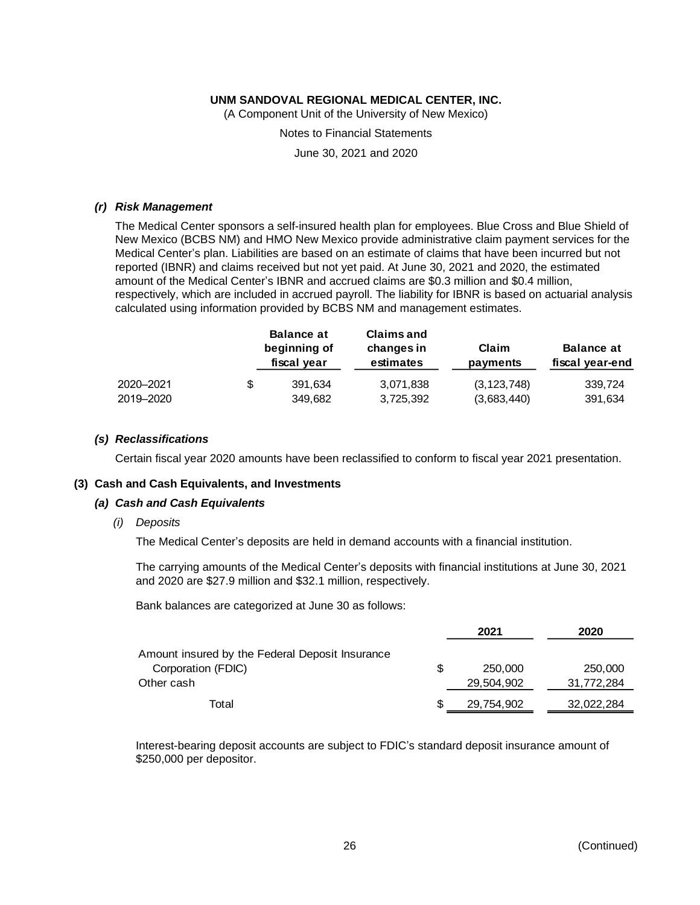**UNM SANDOVAL REGIONAL MEDICAL CENTER, INC.**

(A Component Unit of the University of New Mexico)

Notes to Financial Statements

June 30, 2021 and 2020

### *(r) Risk Management*

The Medical Center sponsors a self-insured health plan for employees. Blue Cross and Blue Shield of New Mexico (BCBS NM) and HMO New Mexico provide administrative claim payment services for the Medical Center's plan. Liabilities are based on an estimate of claims that have been incurred but not reported (IBNR) and claims received but not yet paid. At June 30, 2021 and 2020, the estimated amount of the Medical Center's IBNR and accrued claims are \$0.3 million and \$0.4 million, respectively, which are included in accrued payroll. The liability for IBNR is based on actuarial analysis calculated using information provided by BCBS NM and management estimates.

| | Balance at beginning of fiscal year | Claims and changes in estimates | Claim payments | Balance at fiscal year-end |
|---|---|---|---|---|
| 2020–2021 | $ 391,634 | 3,071,838 | (3,123,748) | 339,724 |
| 2019–2020 | 349,682 | 3,725,392 | (3,683,440) | 391,634 |

### *(s) Reclassifications*

Certain fiscal year 2020 amounts have been reclassified to conform to fiscal year 2021 presentation.

## (3) Cash and Cash Equivalents, and Investments

### *(a) Cash and Cash Equivalents*

*(i) Deposits*

The Medical Center's deposits are held in demand accounts with a financial institution.

The carrying amounts of the Medical Center's deposits with financial institutions at June 30, 2021 and 2020 are \$27.9 million and \$32.1 million, respectively.

Bank balances are categorized at June 30 as follows:

| | 2021 | 2020 |
|---|---|---|
| Amount insured by the Federal Deposit Insurance Corporation (FDIC) | $ 250,000 | 250,000 |
| Other cash | 29,504,902 | 31,772,284 |
| Total | $ 29,754,902 | 32,022,284 |

Interest-bearing deposit accounts are subject to FDIC's standard deposit insurance amount of \$250,000 per depositor.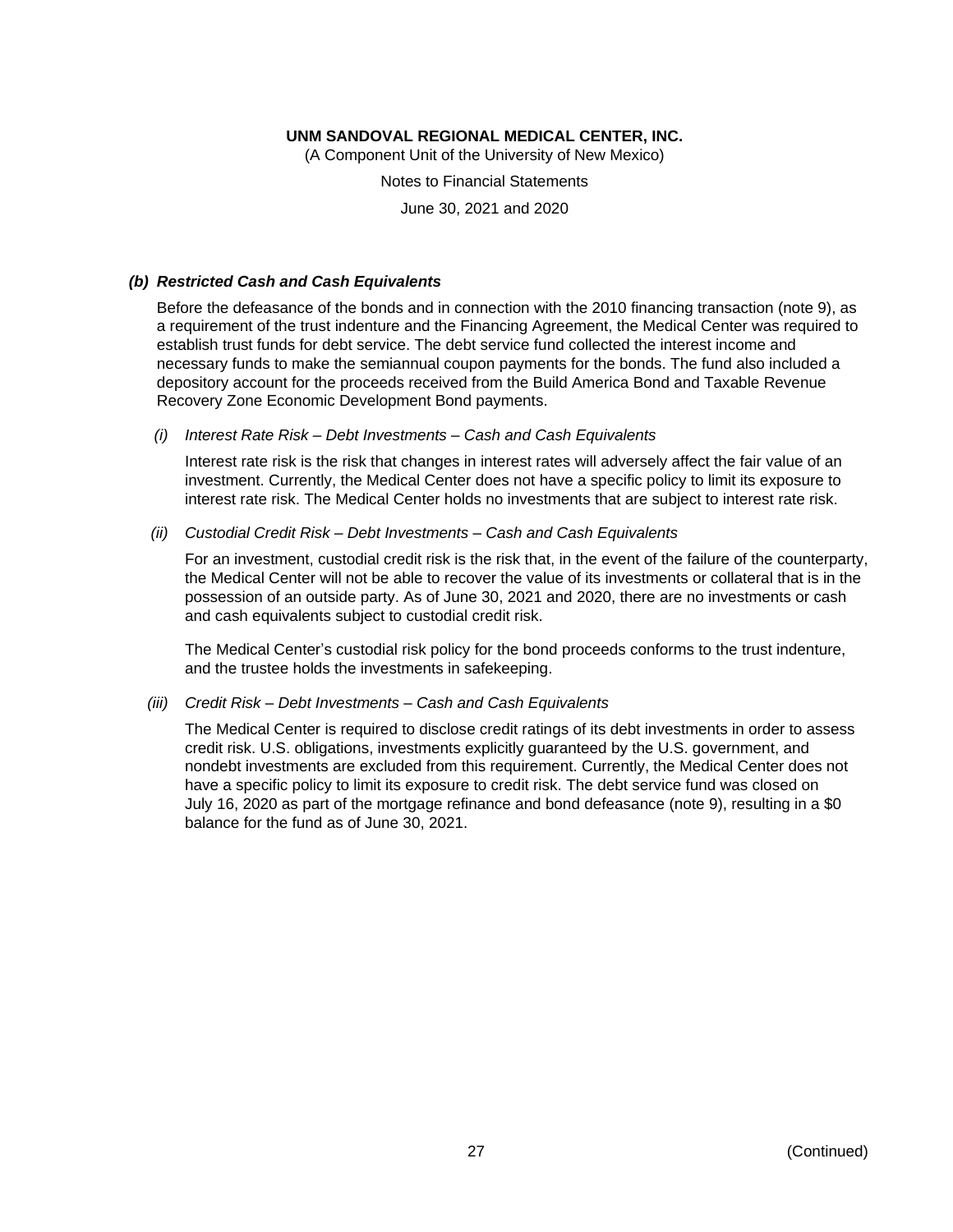### *(b) Restricted Cash and Cash Equivalents*

Before the defeasance of the bonds and in connection with the 2010 financing transaction (note 9), as a requirement of the trust indenture and the Financing Agreement, the Medical Center was required to establish trust funds for debt service. The debt service fund collected the interest income and necessary funds to make the semiannual coupon payments for the bonds. The fund also included a depository account for the proceeds received from the Build America Bond and Taxable Revenue Recovery Zone Economic Development Bond payments.

*(i) Interest Rate Risk – Debt Investments – Cash and Cash Equivalents*

Interest rate risk is the risk that changes in interest rates will adversely affect the fair value of an investment. Currently, the Medical Center does not have a specific policy to limit its exposure to interest rate risk. The Medical Center holds no investments that are subject to interest rate risk.

*(ii) Custodial Credit Risk – Debt Investments – Cash and Cash Equivalents*

For an investment, custodial credit risk is the risk that, in the event of the failure of the counterparty, the Medical Center will not be able to recover the value of its investments or collateral that is in the possession of an outside party. As of June 30, 2021 and 2020, there are no investments or cash and cash equivalents subject to custodial credit risk.

The Medical Center's custodial risk policy for the bond proceeds conforms to the trust indenture, and the trustee holds the investments in safekeeping.

*(iii) Credit Risk – Debt Investments – Cash and Cash Equivalents*

The Medical Center is required to disclose credit ratings of its debt investments in order to assess credit risk. U.S. obligations, investments explicitly guaranteed by the U.S. government, and nondebt investments are excluded from this requirement. Currently, the Medical Center does not have a specific policy to limit its exposure to credit risk. The debt service fund was closed on July 16, 2020 as part of the mortgage refinance and bond defeasance (note 9), resulting in a $0 balance for the fund as of June 30, 2021.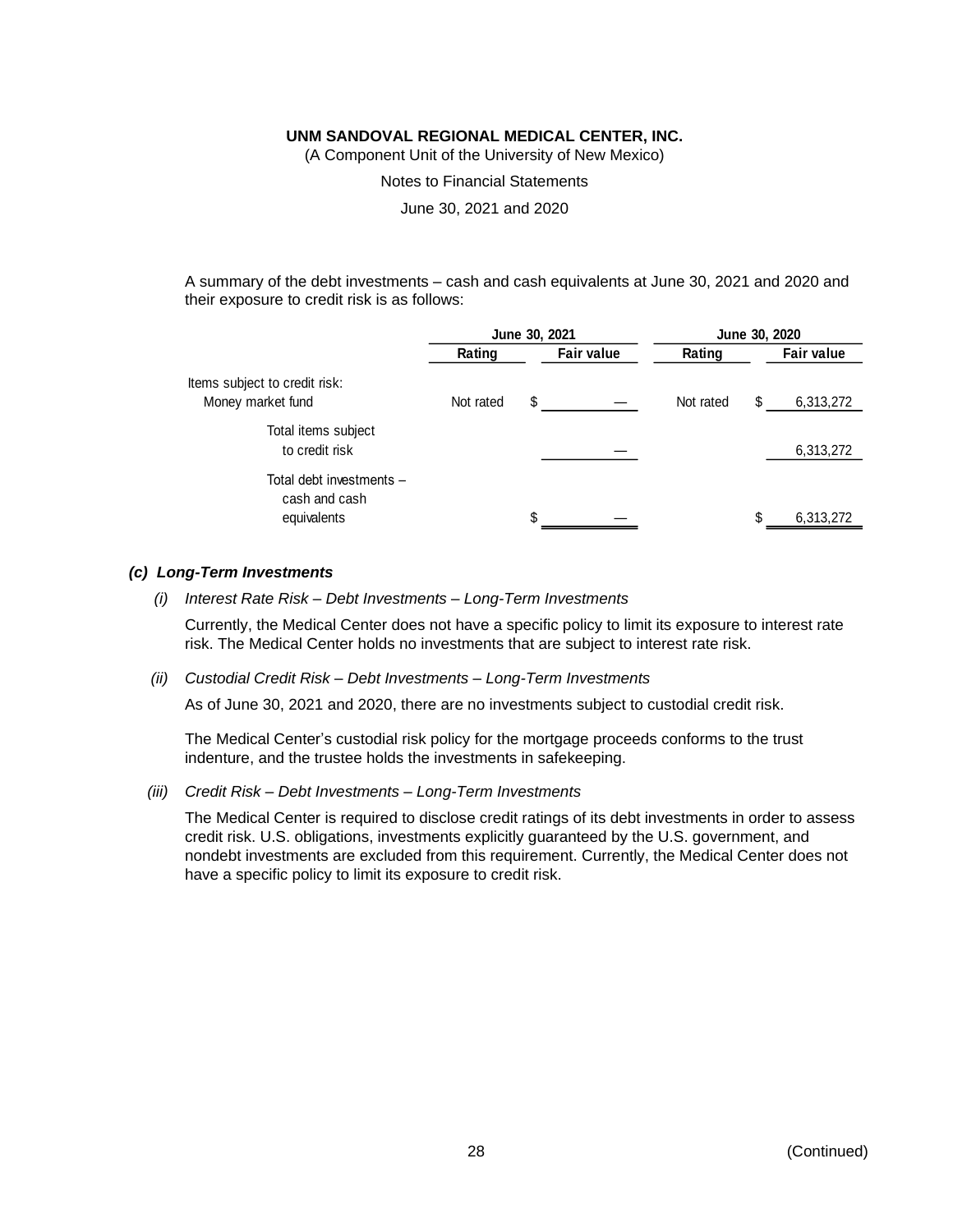A summary of the debt investments – cash and cash equivalents at June 30, 2021 and 2020 and their exposure to credit risk is as follows:

| | June 30, 2021 | | June 30, 2020 | |
|---|---|---|---|---|
| | Rating | Fair value | Rating | Fair value |
| Items subject to credit risk: | | | | |
| Money market fund | Not rated | $ — | Not rated | $ 6,313,272 |
| Total items subject to credit risk | | — | | 6,313,272 |
| Total debt investments – cash and cash equivalents | | $ — | | $ 6,313,272 |

### *(c) Long-Term Investments*

*(i) Interest Rate Risk – Debt Investments – Long-Term Investments*

Currently, the Medical Center does not have a specific policy to limit its exposure to interest rate risk. The Medical Center holds no investments that are subject to interest rate risk.

*(ii) Custodial Credit Risk – Debt Investments – Long-Term Investments*

As of June 30, 2021 and 2020, there are no investments subject to custodial credit risk.

The Medical Center's custodial risk policy for the mortgage proceeds conforms to the trust indenture, and the trustee holds the investments in safekeeping.

*(iii) Credit Risk – Debt Investments – Long-Term Investments*

The Medical Center is required to disclose credit ratings of its debt investments in order to assess credit risk. U.S. obligations, investments explicitly guaranteed by the U.S. government, and nondebt investments are excluded from this requirement. Currently, the Medical Center does not have a specific policy to limit its exposure to credit risk.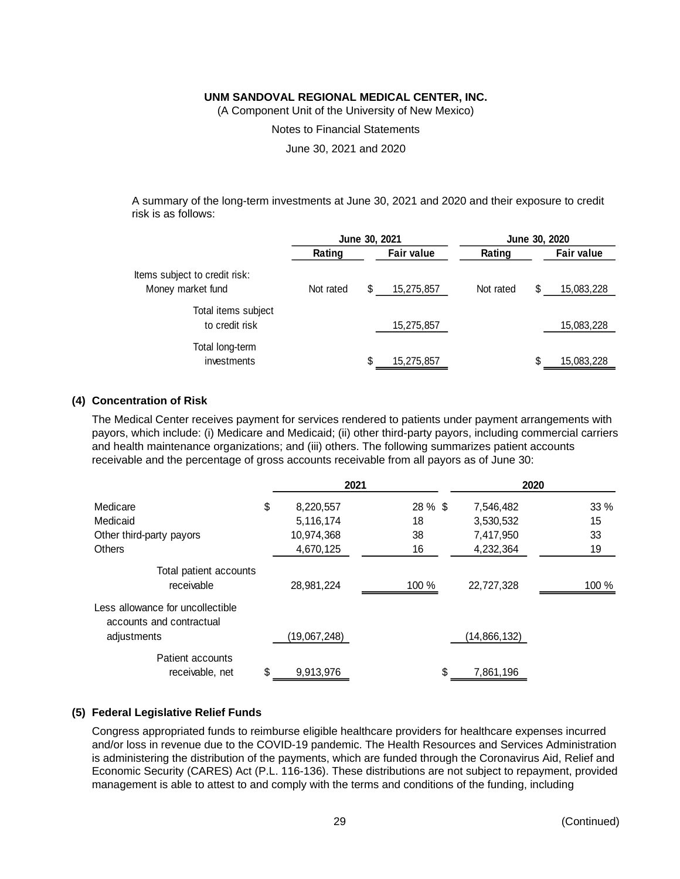A summary of the long-term investments at June 30, 2021 and 2020 and their exposure to credit risk is as follows:

| | June 30, 2021 | | June 30, 2020 | |
|---|---|---|---|---|
| | Rating | Fair value | Rating | Fair value |
| Items subject to credit risk: | | | | |
| Money market fund | Not rated | $ 15,275,857 | Not rated | $ 15,083,228 |
| Total items subject to credit risk | | 15,275,857 | | 15,083,228 |
| Total long-term investments | | $ 15,275,857 | | $ 15,083,228 |

## (4) Concentration of Risk

The Medical Center receives payment for services rendered to patients under payment arrangements with payors, which include: (i) Medicare and Medicaid; (ii) other third-party payors, including commercial carriers and health maintenance organizations; and (iii) others. The following summarizes patient accounts receivable and the percentage of gross accounts receivable from all payors as of June 30:

| | 2021 | | 2020 | |
|---|---|---|---|---|
| Medicare | $ 8,220,557 | 28 % | $ 7,546,482 | 33 % |
| Medicaid | 5,116,174 | 18 | 3,530,532 | 15 |
| Other third-party payors | 10,974,368 | 38 | 7,417,950 | 33 |
| Others | 4,670,125 | 16 | 4,232,364 | 19 |
| Total patient accounts receivable | 28,981,224 | 100 % | 22,727,328 | 100 % |
| Less allowance for uncollectible accounts and contractual adjustments | (19,067,248) | | (14,866,132) | |
| Patient accounts receivable, net | $ 9,913,976 | | $ 7,861,196 | |

## (5) Federal Legislative Relief Funds

Congress appropriated funds to reimburse eligible healthcare providers for healthcare expenses incurred and/or loss in revenue due to the COVID-19 pandemic. The Health Resources and Services Administration is administering the distribution of the payments, which are funded through the Coronavirus Aid, Relief and Economic Security (CARES) Act (P.L. 116-136). These distributions are not subject to repayment, provided management is able to attest to and comply with the terms and conditions of the funding, including

(Continued)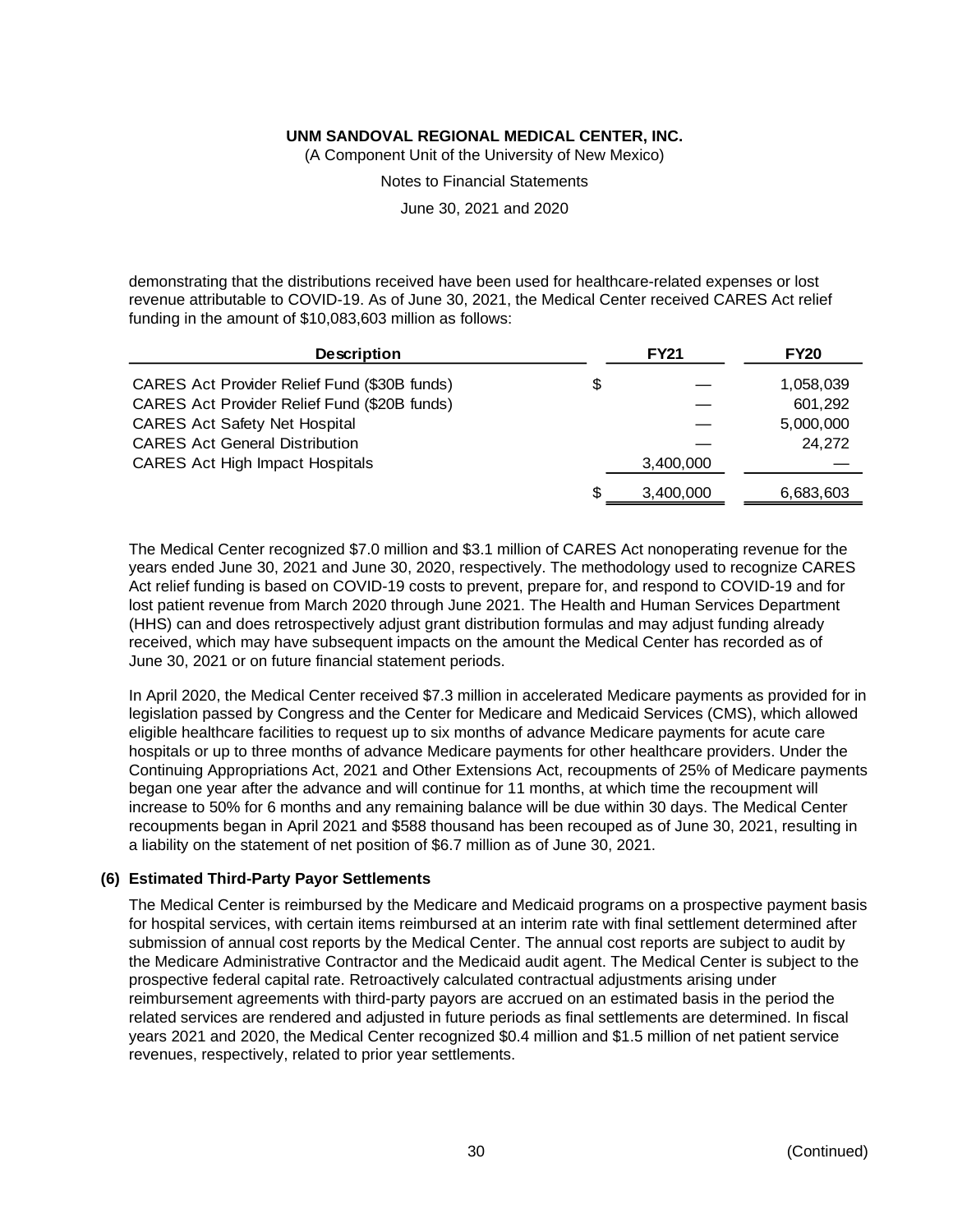demonstrating that the distributions received have been used for healthcare-related expenses or lost revenue attributable to COVID-19. As of June 30, 2021, the Medical Center received CARES Act relief funding in the amount of $10,083,603 million as follows:

| Description | | FY21 | FY20 |
|---|---|---|---|
| CARES Act Provider Relief Fund ($30B funds) | $ | — | 1,058,039 |
| CARES Act Provider Relief Fund ($20B funds) | | — | 601,292 |
| CARES Act Safety Net Hospital | | — | 5,000,000 |
| CARES Act General Distribution | | — | 24,272 |
| CARES Act High Impact Hospitals | | 3,400,000 | — |
| | $ | 3,400,000 | 6,683,603 |

The Medical Center recognized $7.0 million and $3.1 million of CARES Act nonoperating revenue for the years ended June 30, 2021 and June 30, 2020, respectively. The methodology used to recognize CARES Act relief funding is based on COVID-19 costs to prevent, prepare for, and respond to COVID-19 and for lost patient revenue from March 2020 through June 2021. The Health and Human Services Department (HHS) can and does retrospectively adjust grant distribution formulas and may adjust funding already received, which may have subsequent impacts on the amount the Medical Center has recorded as of June 30, 2021 or on future financial statement periods.

In April 2020, the Medical Center received $7.3 million in accelerated Medicare payments as provided for in legislation passed by Congress and the Center for Medicare and Medicaid Services (CMS), which allowed eligible healthcare facilities to request up to six months of advance Medicare payments for acute care hospitals or up to three months of advance Medicare payments for other healthcare providers. Under the Continuing Appropriations Act, 2021 and Other Extensions Act, recoupments of 25% of Medicare payments began one year after the advance and will continue for 11 months, at which time the recoupment will increase to 50% for 6 months and any remaining balance will be due within 30 days. The Medical Center recoupments began in April 2021 and $588 thousand has been recouped as of June 30, 2021, resulting in a liability on the statement of net position of $6.7 million as of June 30, 2021.

### (6) Estimated Third-Party Payor Settlements

The Medical Center is reimbursed by the Medicare and Medicaid programs on a prospective payment basis for hospital services, with certain items reimbursed at an interim rate with final settlement determined after submission of annual cost reports by the Medical Center. The annual cost reports are subject to audit by the Medicare Administrative Contractor and the Medicaid audit agent. The Medical Center is subject to the prospective federal capital rate. Retroactively calculated contractual adjustments arising under reimbursement agreements with third-party payors are accrued on an estimated basis in the period the related services are rendered and adjusted in future periods as final settlements are determined. In fiscal years 2021 and 2020, the Medical Center recognized $0.4 million and $1.5 million of net patient service revenues, respectively, related to prior year settlements.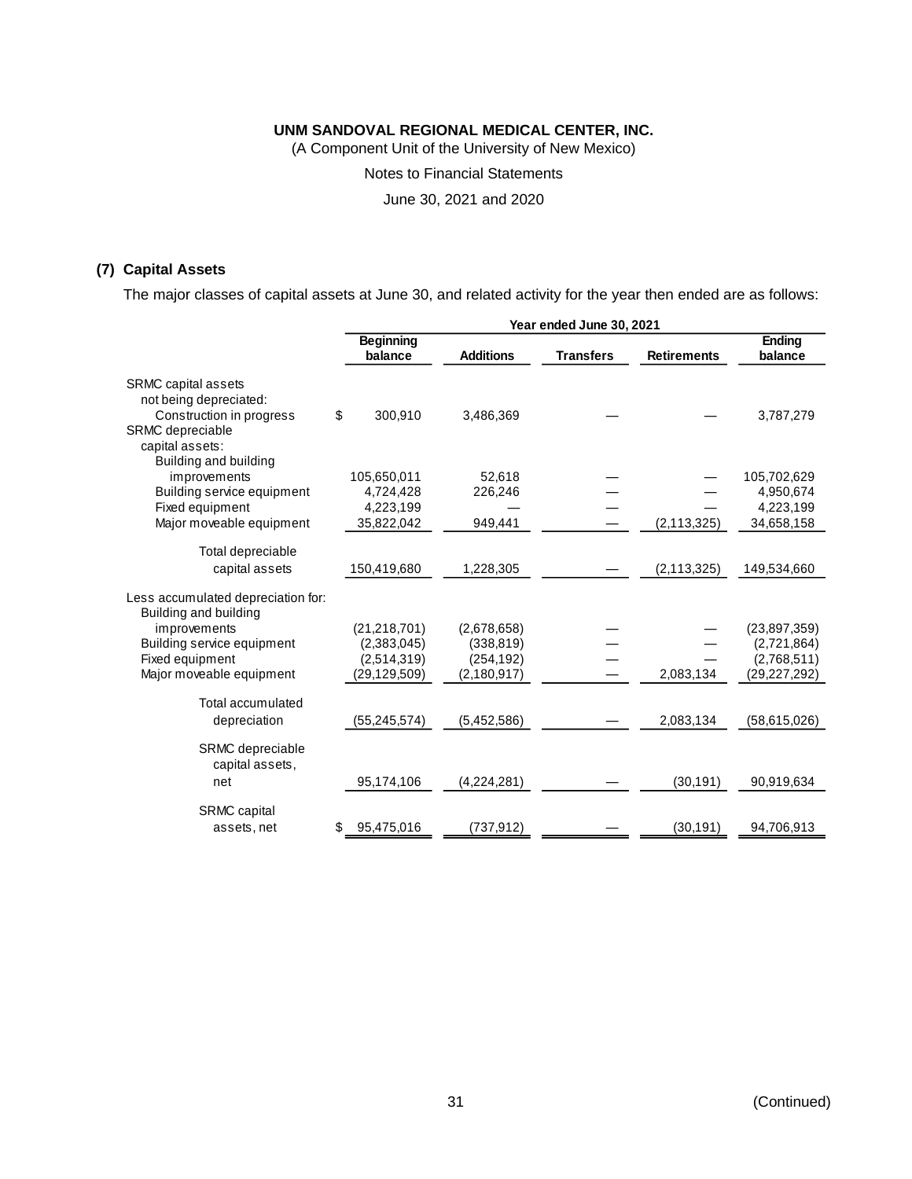**UNM SANDOVAL REGIONAL MEDICAL CENTER, INC.**

(A Component Unit of the University of New Mexico)

Notes to Financial Statements

June 30, 2021 and 2020

## (7) Capital Assets

The major classes of capital assets at June 30, and related activity for the year then ended are as follows:

| | Year ended June 30, 2021 | | | | |
|---|---|---|---|---|---|
| | Beginning balance | Additions | Transfers | Retirements | Ending balance |
| SRMC capital assets not being depreciated: | | | | | |
| Construction in progress | $ 300,910 | 3,486,369 | — | — | 3,787,279 |
| SRMC depreciable capital assets: | | | | | |
| Building and building improvements | 105,650,011 | 52,618 | — | — | 105,702,629 |
| Building service equipment | 4,724,428 | 226,246 | — | — | 4,950,674 |
| Fixed equipment | 4,223,199 | — | — | — | 4,223,199 |
| Major moveable equipment | 35,822,042 | 949,441 | — | (2,113,325) | 34,658,158 |
| Total depreciable capital assets | 150,419,680 | 1,228,305 | — | (2,113,325) | 149,534,660 |
| Less accumulated depreciation for: | | | | | |
| Building and building improvements | (21,218,701) | (2,678,658) | — | — | (23,897,359) |
| Building service equipment | (2,383,045) | (338,819) | — | — | (2,721,864) |
| Fixed equipment | (2,514,319) | (254,192) | — | — | (2,768,511) |
| Major moveable equipment | (29,129,509) | (2,180,917) | — | 2,083,134 | (29,227,292) |
| Total accumulated depreciation | (55,245,574) | (5,452,586) | — | 2,083,134 | (58,615,026) |
| SRMC depreciable capital assets, net | 95,174,106 | (4,224,281) | — | (30,191) | 90,919,634 |
| SRMC capital assets, net | $ 95,475,016 | (737,912) | — | (30,191) | 94,706,913 |

(Continued)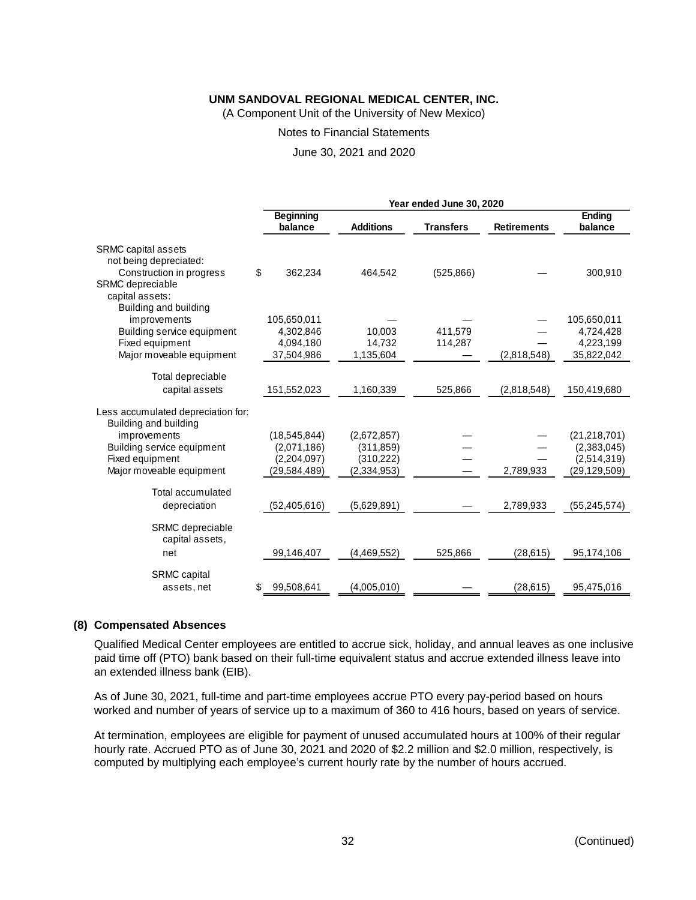**UNM SANDOVAL REGIONAL MEDICAL CENTER, INC.**

(A Component Unit of the University of New Mexico)

Notes to Financial Statements

June 30, 2021 and 2020

| | Year ended June 30, 2020 | | | | |
|---|---|---|---|---|---|
| | Beginning balance | Additions | Transfers | Retirements | Ending balance |
| SRMC capital assets not being depreciated: | | | | | |
| Construction in progress | $ 362,234 | 464,542 | (525,866) | — | 300,910 |
| SRMC depreciable capital assets: | | | | | |
| Building and building improvements | 105,650,011 | — | — | — | 105,650,011 |
| Building service equipment | 4,302,846 | 10,003 | 411,579 | — | 4,724,428 |
| Fixed equipment | 4,094,180 | 14,732 | 114,287 | — | 4,223,199 |
| Major moveable equipment | 37,504,986 | 1,135,604 | — | (2,818,548) | 35,822,042 |
| Total depreciable capital assets | 151,552,023 | 1,160,339 | 525,866 | (2,818,548) | 150,419,680 |
| Less accumulated depreciation for: | | | | | |
| Building and building improvements | (18,545,844) | (2,672,857) | — | — | (21,218,701) |
| Building service equipment | (2,071,186) | (311,859) | — | — | (2,383,045) |
| Fixed equipment | (2,204,097) | (310,222) | — | — | (2,514,319) |
| Major moveable equipment | (29,584,489) | (2,334,953) | — | 2,789,933 | (29,129,509) |
| Total accumulated depreciation | (52,405,616) | (5,629,891) | — | 2,789,933 | (55,245,574) |
| SRMC depreciable capital assets, net | 99,146,407 | (4,469,552) | 525,866 | (28,615) | 95,174,106 |
| SRMC capital assets, net | $ 99,508,641 | (4,005,010) | — | (28,615) | 95,475,016 |

## (8) Compensated Absences

Qualified Medical Center employees are entitled to accrue sick, holiday, and annual leaves as one inclusive paid time off (PTO) bank based on their full-time equivalent status and accrue extended illness leave into an extended illness bank (EIB).

As of June 30, 2021, full-time and part-time employees accrue PTO every pay-period based on hours worked and number of years of service up to a maximum of 360 to 416 hours, based on years of service.

At termination, employees are eligible for payment of unused accumulated hours at 100% of their regular hourly rate. Accrued PTO as of June 30, 2021 and 2020 of $2.2 million and $2.0 million, respectively, is computed by multiplying each employee's current hourly rate by the number of hours accrued.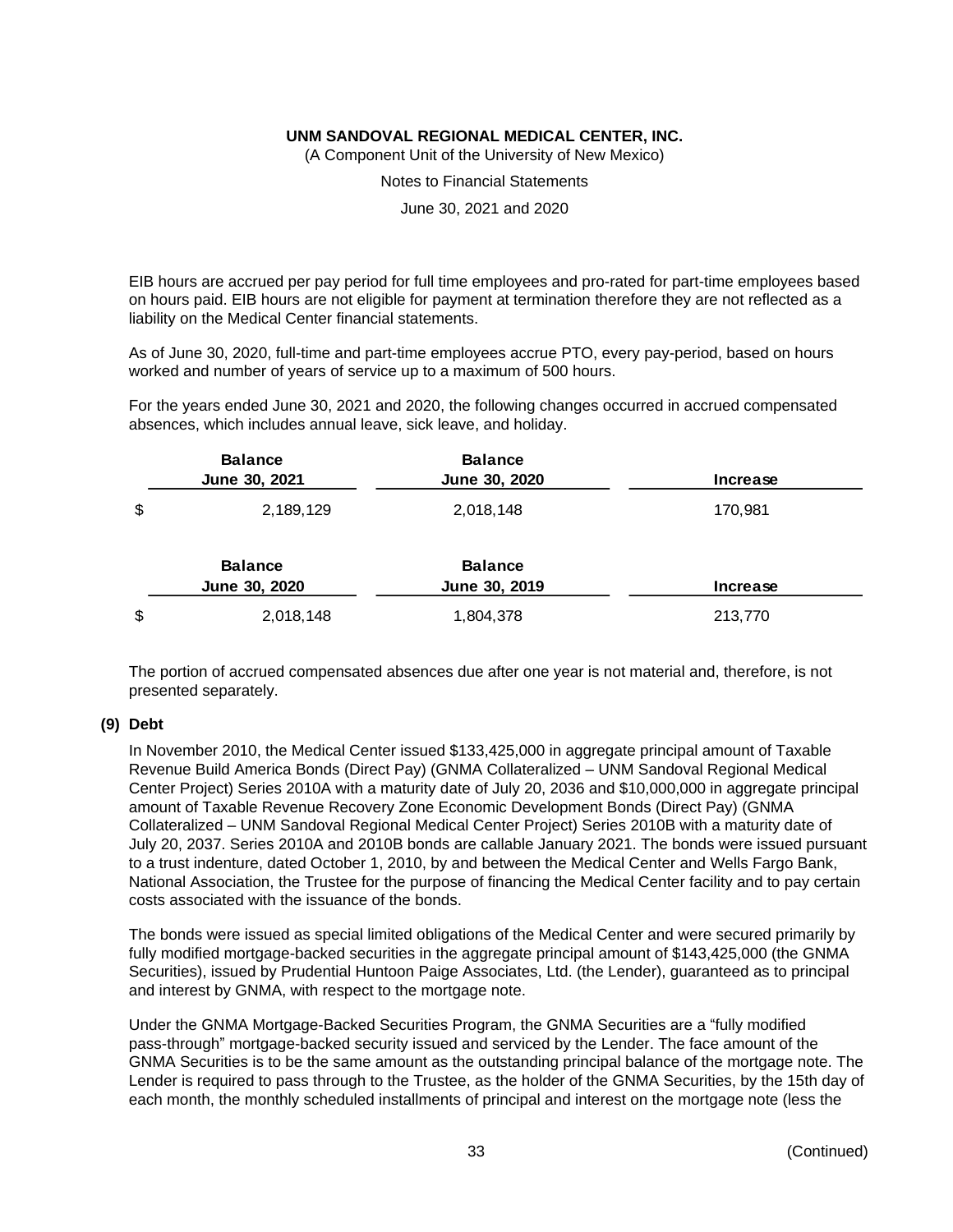EIB hours are accrued per pay period for full time employees and pro-rated for part-time employees based on hours paid. EIB hours are not eligible for payment at termination therefore they are not reflected as a liability on the Medical Center financial statements.

As of June 30, 2020, full-time and part-time employees accrue PTO, every pay-period, based on hours worked and number of years of service up to a maximum of 500 hours.

For the years ended June 30, 2021 and 2020, the following changes occurred in accrued compensated absences, which includes annual leave, sick leave, and holiday.

| Balance June 30, 2021 | Balance June 30, 2020 | Increase |
|---|---|---|
| $ 2,189,129 | 2,018,148 | 170,981 |

| Balance June 30, 2020 | Balance June 30, 2019 | Increase |
|---|---|---|
| $ 2,018,148 | 1,804,378 | 213,770 |

The portion of accrued compensated absences due after one year is not material and, therefore, is not presented separately.

## (9) Debt

In November 2010, the Medical Center issued $133,425,000 in aggregate principal amount of Taxable Revenue Build America Bonds (Direct Pay) (GNMA Collateralized – UNM Sandoval Regional Medical Center Project) Series 2010A with a maturity date of July 20, 2036 and $10,000,000 in aggregate principal amount of Taxable Revenue Recovery Zone Economic Development Bonds (Direct Pay) (GNMA Collateralized – UNM Sandoval Regional Medical Center Project) Series 2010B with a maturity date of July 20, 2037. Series 2010A and 2010B bonds are callable January 2021. The bonds were issued pursuant to a trust indenture, dated October 1, 2010, by and between the Medical Center and Wells Fargo Bank, National Association, the Trustee for the purpose of financing the Medical Center facility and to pay certain costs associated with the issuance of the bonds.

The bonds were issued as special limited obligations of the Medical Center and were secured primarily by fully modified mortgage-backed securities in the aggregate principal amount of $143,425,000 (the GNMA Securities), issued by Prudential Huntoon Paige Associates, Ltd. (the Lender), guaranteed as to principal and interest by GNMA, with respect to the mortgage note.

Under the GNMA Mortgage-Backed Securities Program, the GNMA Securities are a "fully modified pass-through" mortgage-backed security issued and serviced by the Lender. The face amount of the GNMA Securities is to be the same amount as the outstanding principal balance of the mortgage note. The Lender is required to pass through to the Trustee, as the holder of the GNMA Securities, by the 15th day of each month, the monthly scheduled installments of principal and interest on the mortgage note (less the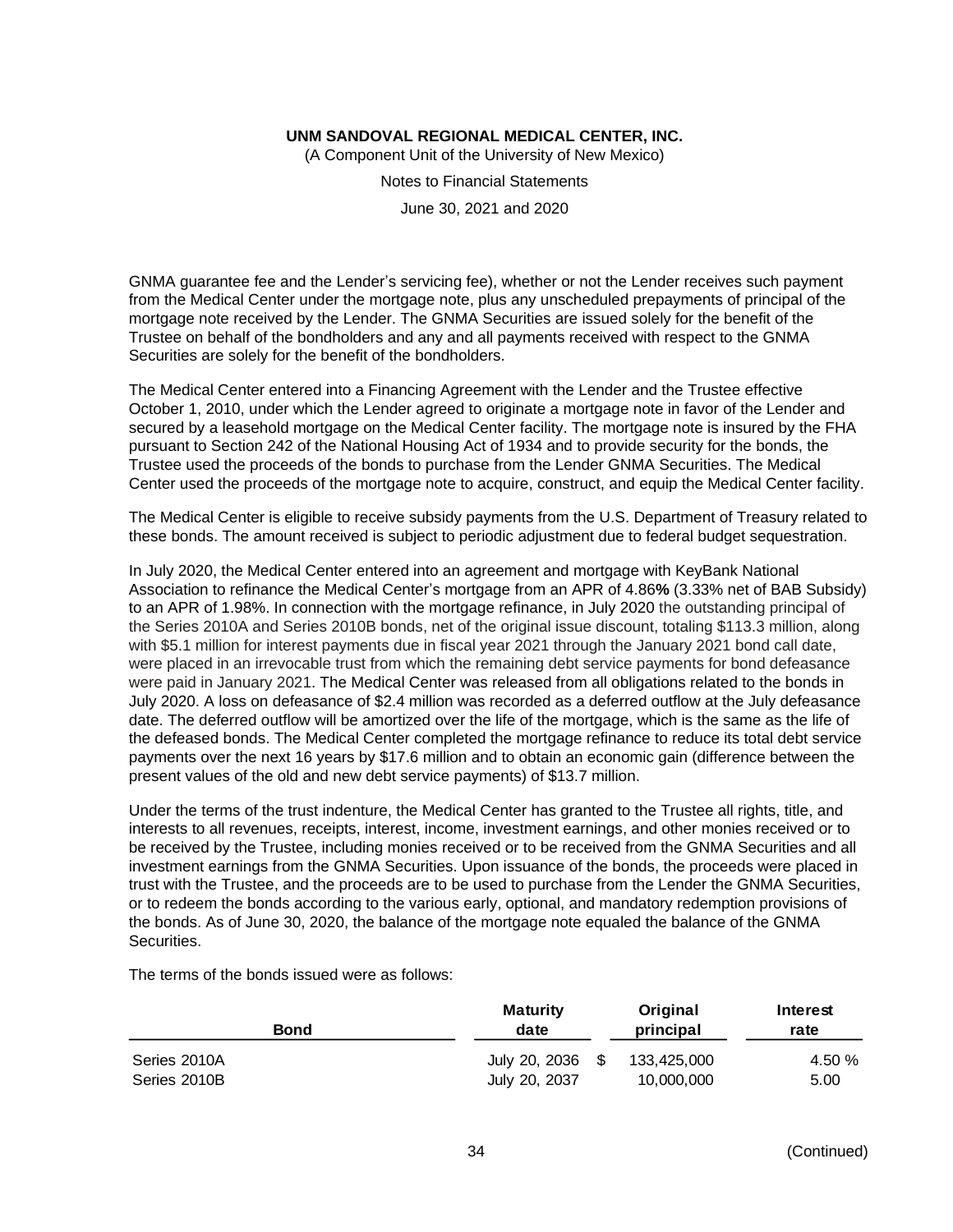GNMA guarantee fee and the Lender's servicing fee), whether or not the Lender receives such payment from the Medical Center under the mortgage note, plus any unscheduled prepayments of principal of the mortgage note received by the Lender. The GNMA Securities are issued solely for the benefit of the Trustee on behalf of the bondholders and any and all payments received with respect to the GNMA Securities are solely for the benefit of the bondholders.

The Medical Center entered into a Financing Agreement with the Lender and the Trustee effective October 1, 2010, under which the Lender agreed to originate a mortgage note in favor of the Lender and secured by a leasehold mortgage on the Medical Center facility. The mortgage note is insured by the FHA pursuant to Section 242 of the National Housing Act of 1934 and to provide security for the bonds, the Trustee used the proceeds of the bonds to purchase from the Lender GNMA Securities. The Medical Center used the proceeds of the mortgage note to acquire, construct, and equip the Medical Center facility.

The Medical Center is eligible to receive subsidy payments from the U.S. Department of Treasury related to these bonds. The amount received is subject to periodic adjustment due to federal budget sequestration.

In July 2020, the Medical Center entered into an agreement and mortgage with KeyBank National Association to refinance the Medical Center's mortgage from an APR of 4.86% (3.33% net of BAB Subsidy) to an APR of 1.98%. In connection with the mortgage refinance, in July 2020 the outstanding principal of the Series 2010A and Series 2010B bonds, net of the original issue discount, totaling $113.3 million, along with $5.1 million for interest payments due in fiscal year 2021 through the January 2021 bond call date, were placed in an irrevocable trust from which the remaining debt service payments for bond defeasance were paid in January 2021. The Medical Center was released from all obligations related to the bonds in July 2020. A loss on defeasance of $2.4 million was recorded as a deferred outflow at the July defeasance date. The deferred outflow will be amortized over the life of the mortgage, which is the same as the life of the defeased bonds. The Medical Center completed the mortgage refinance to reduce its total debt service payments over the next 16 years by $17.6 million and to obtain an economic gain (difference between the present values of the old and new debt service payments) of $13.7 million.

Under the terms of the trust indenture, the Medical Center has granted to the Trustee all rights, title, and interests to all revenues, receipts, interest, income, investment earnings, and other monies received or to be received by the Trustee, including monies received or to be received from the GNMA Securities and all investment earnings from the GNMA Securities. Upon issuance of the bonds, the proceeds were placed in trust with the Trustee, and the proceeds are to be used to purchase from the Lender the GNMA Securities, or to redeem the bonds according to the various early, optional, and mandatory redemption provisions of the bonds. As of June 30, 2020, the balance of the mortgage note equaled the balance of the GNMA Securities.

The terms of the bonds issued were as follows:

| Bond | Maturity date | Original principal | Interest rate |
|---|---|---|---|
| Series 2010A | July 20, 2036 | $ 133,425,000 | 4.50 % |
| Series 2010B | July 20, 2037 | 10,000,000 | 5.00 |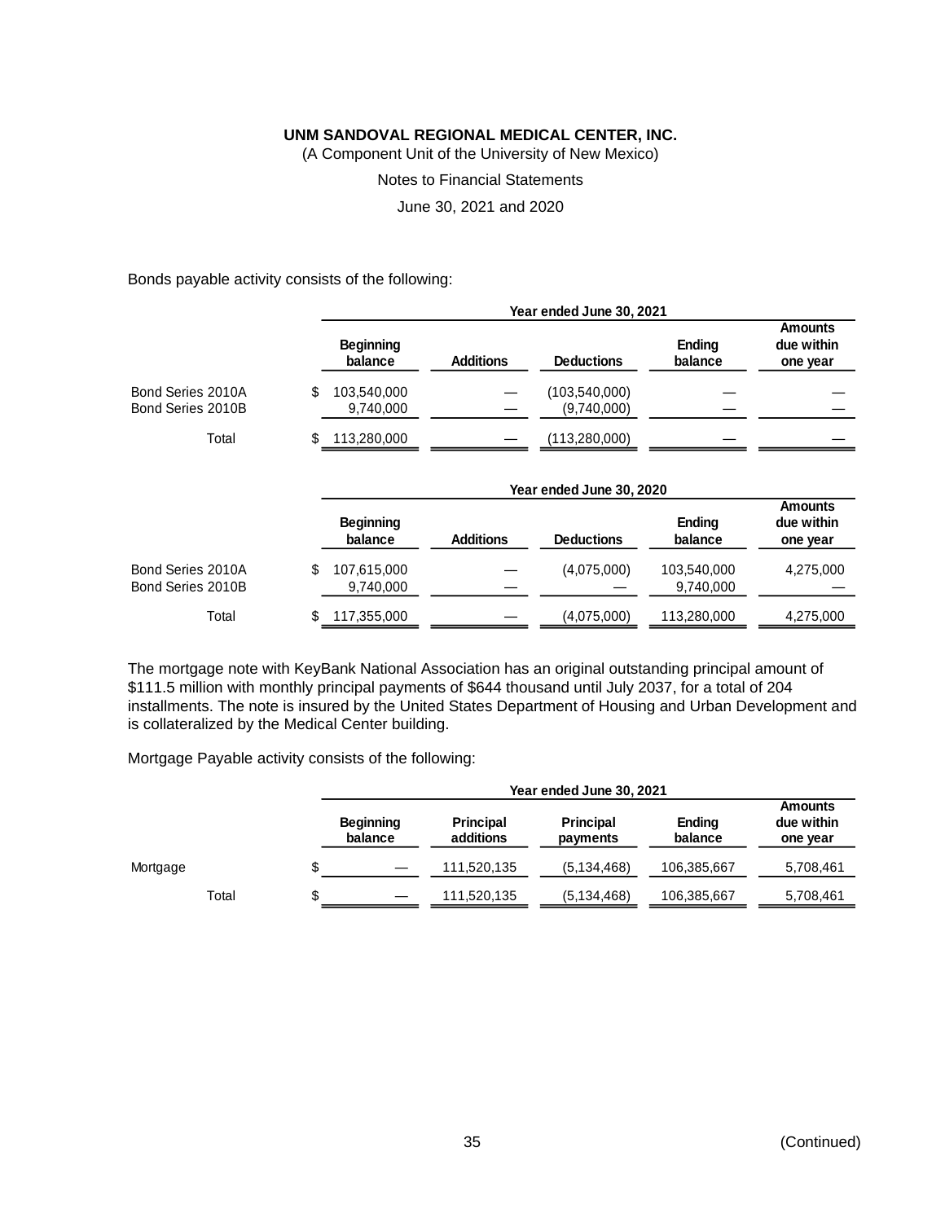Bonds payable activity consists of the following:

| | Year ended June 30, 2021 | | | | |
|---|---|---|---|---|---|
| | Beginning balance | Additions | Deductions | Ending balance | Amounts due within one year |
| Bond Series 2010A | $ 103,540,000 | — | (103,540,000) | — | — |
| Bond Series 2010B | 9,740,000 | — | (9,740,000) | — | — |
| Total | $ 113,280,000 | — | (113,280,000) | — | — |

| | Year ended June 30, 2020 | | | | |
|---|---|---|---|---|---|
| | Beginning balance | Additions | Deductions | Ending balance | Amounts due within one year |
| Bond Series 2010A | $ 107,615,000 | — | (4,075,000) | 103,540,000 | 4,275,000 |
| Bond Series 2010B | 9,740,000 | — | — | 9,740,000 | — |
| Total | $ 117,355,000 | — | (4,075,000) | 113,280,000 | 4,275,000 |

The mortgage note with KeyBank National Association has an original outstanding principal amount of $111.5 million with monthly principal payments of $644 thousand until July 2037, for a total of 204 installments. The note is insured by the United States Department of Housing and Urban Development and is collateralized by the Medical Center building.

Mortgage Payable activity consists of the following:

| | Year ended June 30, 2021 | | | | |
|---|---|---|---|---|---|
| | Beginning balance | Principal additions | Principal payments | Ending balance | Amounts due within one year |
| Mortgage | $ — | 111,520,135 | (5,134,468) | 106,385,667 | 5,708,461 |
| Total | $ — | 111,520,135 | (5,134,468) | 106,385,667 | 5,708,461 |

(Continued)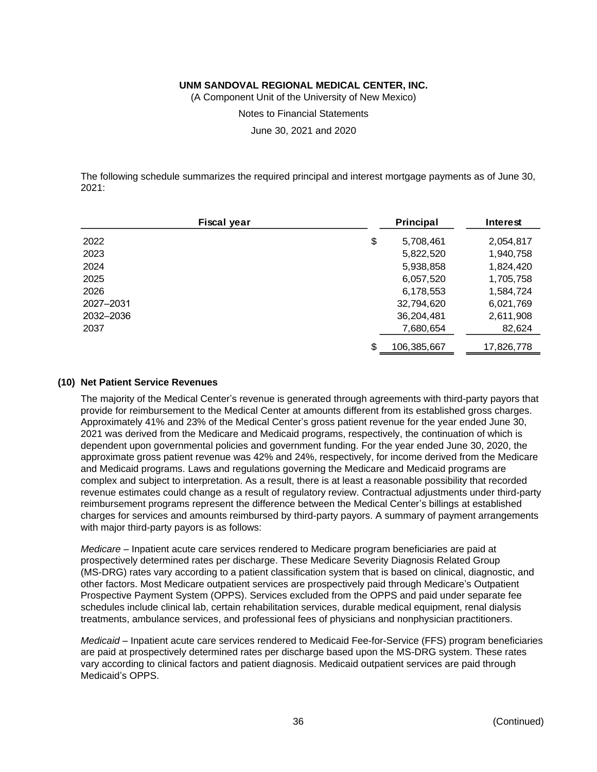The following schedule summarizes the required principal and interest mortgage payments as of June 30, 2021:

| Fiscal year | Principal | Interest |
|---|---|---|
| 2022 | $ 5,708,461 | 2,054,817 |
| 2023 | 5,822,520 | 1,940,758 |
| 2024 | 5,938,858 | 1,824,420 |
| 2025 | 6,057,520 | 1,705,758 |
| 2026 | 6,178,553 | 1,584,724 |
| 2027–2031 | 32,794,620 | 6,021,769 |
| 2032–2036 | 36,204,481 | 2,611,908 |
| 2037 | 7,680,654 | 82,624 |
| | $ 106,385,667 | 17,826,778 |

## (10) Net Patient Service Revenues

The majority of the Medical Center's revenue is generated through agreements with third-party payors that provide for reimbursement to the Medical Center at amounts different from its established gross charges. Approximately 41% and 23% of the Medical Center's gross patient revenue for the year ended June 30, 2021 was derived from the Medicare and Medicaid programs, respectively, the continuation of which is dependent upon governmental policies and government funding. For the year ended June 30, 2020, the approximate gross patient revenue was 42% and 24%, respectively, for income derived from the Medicare and Medicaid programs. Laws and regulations governing the Medicare and Medicaid programs are complex and subject to interpretation. As a result, there is at least a reasonable possibility that recorded revenue estimates could change as a result of regulatory review. Contractual adjustments under third-party reimbursement programs represent the difference between the Medical Center's billings at established charges for services and amounts reimbursed by third-party payors. A summary of payment arrangements with major third-party payors is as follows:

*Medicare* – Inpatient acute care services rendered to Medicare program beneficiaries are paid at prospectively determined rates per discharge. These Medicare Severity Diagnosis Related Group (MS-DRG) rates vary according to a patient classification system that is based on clinical, diagnostic, and other factors. Most Medicare outpatient services are prospectively paid through Medicare's Outpatient Prospective Payment System (OPPS). Services excluded from the OPPS and paid under separate fee schedules include clinical lab, certain rehabilitation services, durable medical equipment, renal dialysis treatments, ambulance services, and professional fees of physicians and nonphysician practitioners.

*Medicaid* – Inpatient acute care services rendered to Medicaid Fee-for-Service (FFS) program beneficiaries are paid at prospectively determined rates per discharge based upon the MS-DRG system. These rates vary according to clinical factors and patient diagnosis. Medicaid outpatient services are paid through Medicaid's OPPS.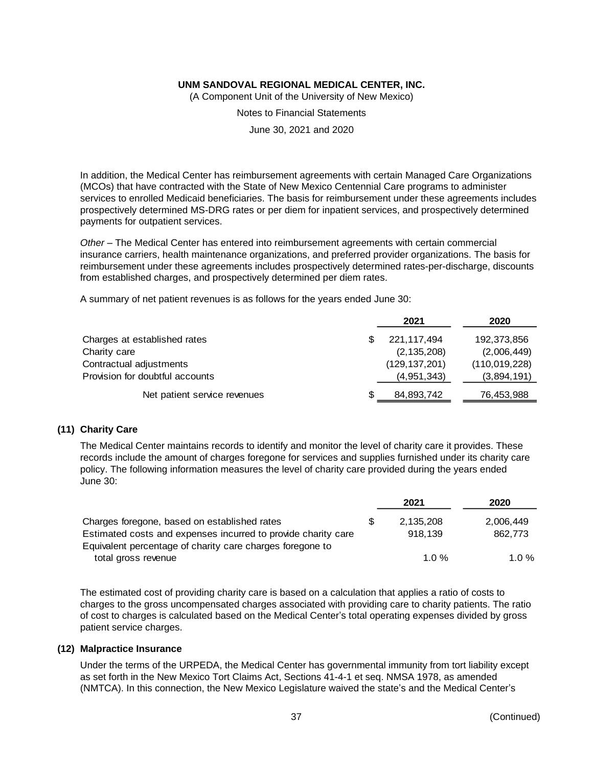In addition, the Medical Center has reimbursement agreements with certain Managed Care Organizations (MCOs) that have contracted with the State of New Mexico Centennial Care programs to administer services to enrolled Medicaid beneficiaries. The basis for reimbursement under these agreements includes prospectively determined MS-DRG rates or per diem for inpatient services, and prospectively determined payments for outpatient services.

*Other* – The Medical Center has entered into reimbursement agreements with certain commercial insurance carriers, health maintenance organizations, and preferred provider organizations. The basis for reimbursement under these agreements includes prospectively determined rates-per-discharge, discounts from established charges, and prospectively determined per diem rates.

A summary of net patient revenues is as follows for the years ended June 30:

| | 2021 | 2020 |
|---|---|---|
| Charges at established rates | $ 221,117,494 | 192,373,856 |
| Charity care | (2,135,208) | (2,006,449) |
| Contractual adjustments | (129,137,201) | (110,019,228) |
| Provision for doubtful accounts | (4,951,343) | (3,894,191) |
| Net patient service revenues | $ 84,893,742 | 76,453,988 |

## (11) Charity Care

The Medical Center maintains records to identify and monitor the level of charity care it provides. These records include the amount of charges foregone for services and supplies furnished under its charity care policy. The following information measures the level of charity care provided during the years ended June 30:

| | 2021 | 2020 |
|---|---|---|
| Charges foregone, based on established rates | $ 2,135,208 | 2,006,449 |
| Estimated costs and expenses incurred to provide charity care | 918,139 | 862,773 |
| Equivalent percentage of charity care charges foregone to total gross revenue | 1.0 % | 1.0 % |

The estimated cost of providing charity care is based on a calculation that applies a ratio of costs to charges to the gross uncompensated charges associated with providing care to charity patients. The ratio of cost to charges is calculated based on the Medical Center's total operating expenses divided by gross patient service charges.

## (12) Malpractice Insurance

Under the terms of the URPEDA, the Medical Center has governmental immunity from tort liability except as set forth in the New Mexico Tort Claims Act, Sections 41-4-1 et seq. NMSA 1978, as amended (NMTCA). In this connection, the New Mexico Legislature waived the state's and the Medical Center's

(Continued)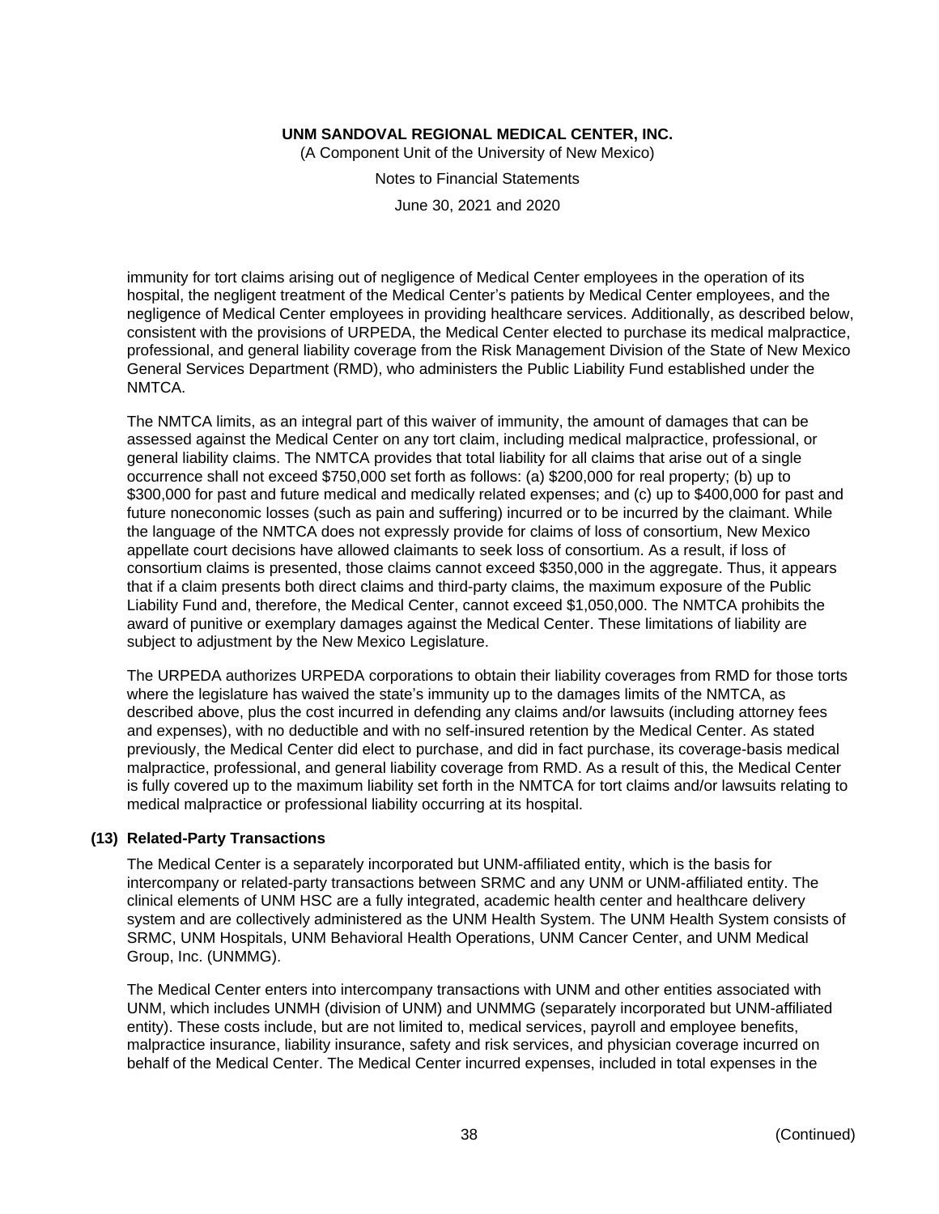immunity for tort claims arising out of negligence of Medical Center employees in the operation of its hospital, the negligent treatment of the Medical Center's patients by Medical Center employees, and the negligence of Medical Center employees in providing healthcare services. Additionally, as described below, consistent with the provisions of URPEDA, the Medical Center elected to purchase its medical malpractice, professional, and general liability coverage from the Risk Management Division of the State of New Mexico General Services Department (RMD), who administers the Public Liability Fund established under the NMTCA.

The NMTCA limits, as an integral part of this waiver of immunity, the amount of damages that can be assessed against the Medical Center on any tort claim, including medical malpractice, professional, or general liability claims. The NMTCA provides that total liability for all claims that arise out of a single occurrence shall not exceed $750,000 set forth as follows: (a) $200,000 for real property; (b) up to $300,000 for past and future medical and medically related expenses; and (c) up to $400,000 for past and future noneconomic losses (such as pain and suffering) incurred or to be incurred by the claimant. While the language of the NMTCA does not expressly provide for claims of loss of consortium, New Mexico appellate court decisions have allowed claimants to seek loss of consortium. As a result, if loss of consortium claims is presented, those claims cannot exceed $350,000 in the aggregate. Thus, it appears that if a claim presents both direct claims and third-party claims, the maximum exposure of the Public Liability Fund and, therefore, the Medical Center, cannot exceed $1,050,000. The NMTCA prohibits the award of punitive or exemplary damages against the Medical Center. These limitations of liability are subject to adjustment by the New Mexico Legislature.

The URPEDA authorizes URPEDA corporations to obtain their liability coverages from RMD for those torts where the legislature has waived the state's immunity up to the damages limits of the NMTCA, as described above, plus the cost incurred in defending any claims and/or lawsuits (including attorney fees and expenses), with no deductible and with no self-insured retention by the Medical Center. As stated previously, the Medical Center did elect to purchase, and did in fact purchase, its coverage-basis medical malpractice, professional, and general liability coverage from RMD. As a result of this, the Medical Center is fully covered up to the maximum liability set forth in the NMTCA for tort claims and/or lawsuits relating to medical malpractice or professional liability occurring at its hospital.

## (13) Related-Party Transactions

The Medical Center is a separately incorporated but UNM-affiliated entity, which is the basis for intercompany or related-party transactions between SRMC and any UNM or UNM-affiliated entity. The clinical elements of UNM HSC are a fully integrated, academic health center and healthcare delivery system and are collectively administered as the UNM Health System. The UNM Health System consists of SRMC, UNM Hospitals, UNM Behavioral Health Operations, UNM Cancer Center, and UNM Medical Group, Inc. (UNMMG).

The Medical Center enters into intercompany transactions with UNM and other entities associated with UNM, which includes UNMH (division of UNM) and UNMMG (separately incorporated but UNM-affiliated entity). These costs include, but are not limited to, medical services, payroll and employee benefits, malpractice insurance, liability insurance, safety and risk services, and physician coverage incurred on behalf of the Medical Center. The Medical Center incurred expenses, included in total expenses in the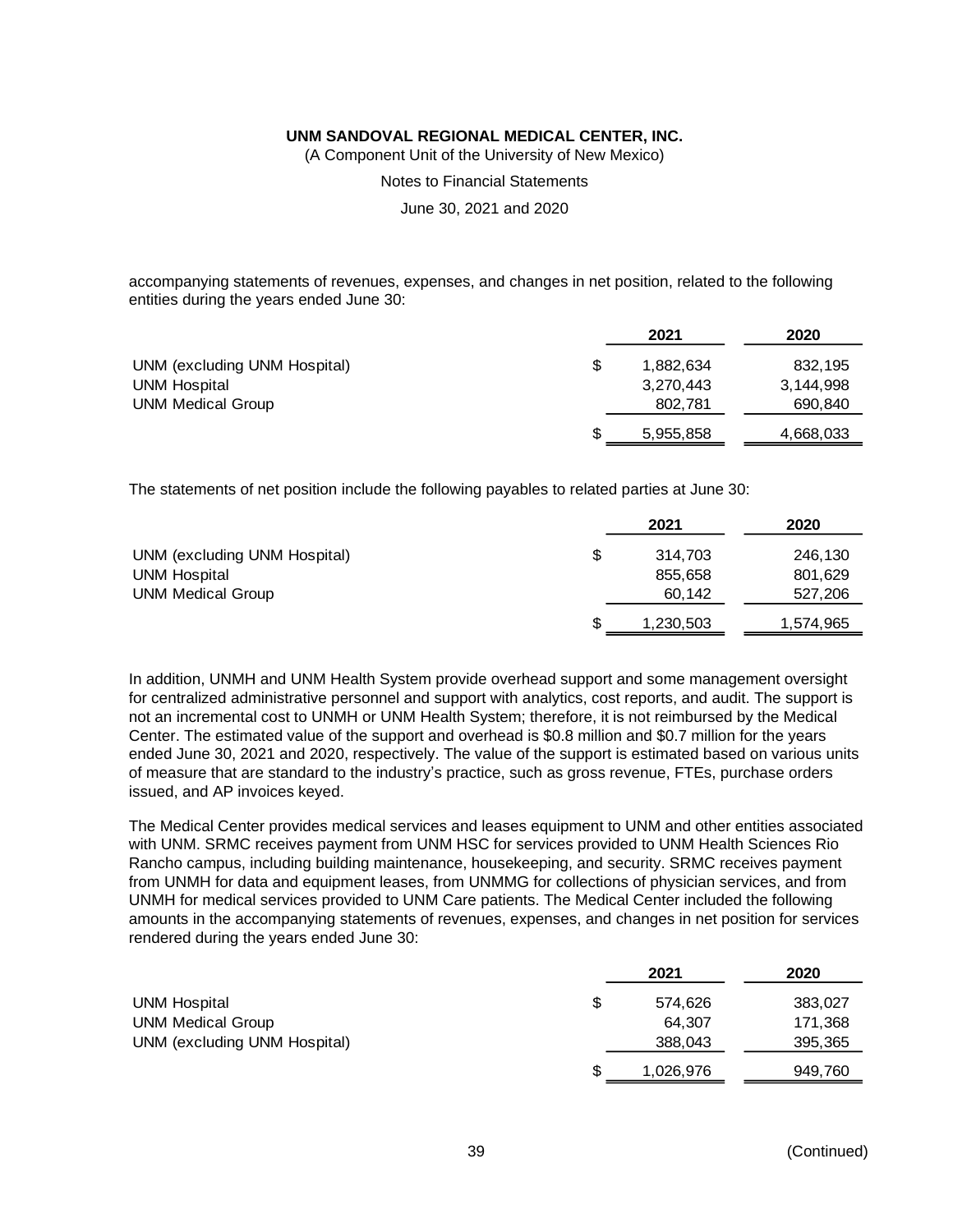accompanying statements of revenues, expenses, and changes in net position, related to the following entities during the years ended June 30:

| | 2021 | 2020 |
|---|---|---|
| UNM (excluding UNM Hospital) | $ 1,882,634 | 832,195 |
| UNM Hospital | 3,270,443 | 3,144,998 |
| UNM Medical Group | 802,781 | 690,840 |
| | $ 5,955,858 | 4,668,033 |

The statements of net position include the following payables to related parties at June 30:

| | 2021 | 2020 |
|---|---|---|
| UNM (excluding UNM Hospital) | $ 314,703 | 246,130 |
| UNM Hospital | 855,658 | 801,629 |
| UNM Medical Group | 60,142 | 527,206 |
| | $ 1,230,503 | 1,574,965 |

In addition, UNMH and UNM Health System provide overhead support and some management oversight for centralized administrative personnel and support with analytics, cost reports, and audit. The support is not an incremental cost to UNMH or UNM Health System; therefore, it is not reimbursed by the Medical Center. The estimated value of the support and overhead is $0.8 million and $0.7 million for the years ended June 30, 2021 and 2020, respectively. The value of the support is estimated based on various units of measure that are standard to the industry's practice, such as gross revenue, FTEs, purchase orders issued, and AP invoices keyed.

The Medical Center provides medical services and leases equipment to UNM and other entities associated with UNM. SRMC receives payment from UNM HSC for services provided to UNM Health Sciences Rio Rancho campus, including building maintenance, housekeeping, and security. SRMC receives payment from UNMH for data and equipment leases, from UNMMG for collections of physician services, and from UNMH for medical services provided to UNM Care patients. The Medical Center included the following amounts in the accompanying statements of revenues, expenses, and changes in net position for services rendered during the years ended June 30:

| | 2021 | 2020 |
|---|---|---|
| UNM Hospital | $ 574,626 | 383,027 |
| UNM Medical Group | 64,307 | 171,368 |
| UNM (excluding UNM Hospital) | 388,043 | 395,365 |
| | $ 1,026,976 | 949,760 |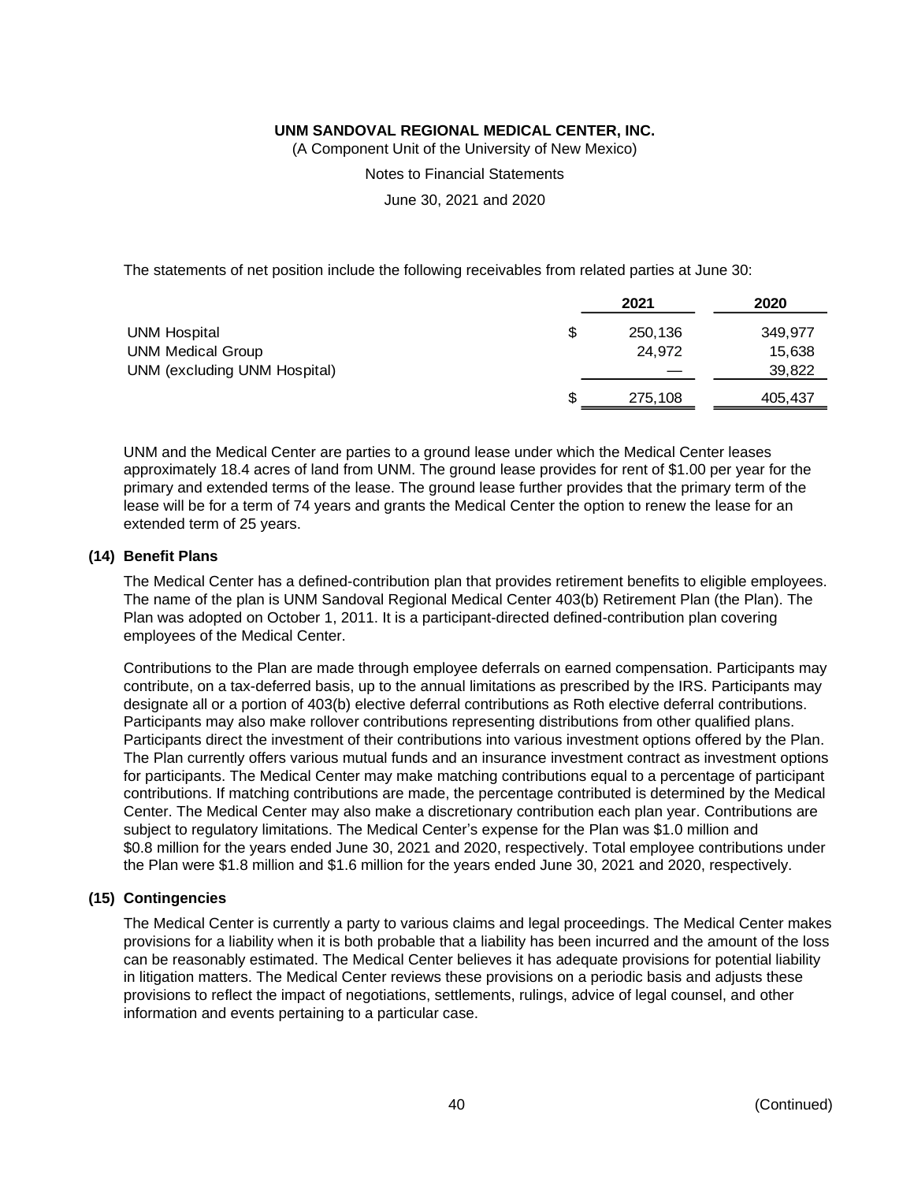The statements of net position include the following receivables from related parties at June 30:

| | | 2021 | 2020 |
|---|---|---|---|
| UNM Hospital | $ | 250,136 | 349,977 |
| UNM Medical Group | | 24,972 | 15,638 |
| UNM (excluding UNM Hospital) | | — | 39,822 |
| | $ | 275,108 | 405,437 |

UNM and the Medical Center are parties to a ground lease under which the Medical Center leases approximately 18.4 acres of land from UNM. The ground lease provides for rent of $1.00 per year for the primary and extended terms of the lease. The ground lease further provides that the primary term of the lease will be for a term of 74 years and grants the Medical Center the option to renew the lease for an extended term of 25 years.

### (14) Benefit Plans

The Medical Center has a defined-contribution plan that provides retirement benefits to eligible employees. The name of the plan is UNM Sandoval Regional Medical Center 403(b) Retirement Plan (the Plan). The Plan was adopted on October 1, 2011. It is a participant-directed defined-contribution plan covering employees of the Medical Center.

Contributions to the Plan are made through employee deferrals on earned compensation. Participants may contribute, on a tax-deferred basis, up to the annual limitations as prescribed by the IRS. Participants may designate all or a portion of 403(b) elective deferral contributions as Roth elective deferral contributions. Participants may also make rollover contributions representing distributions from other qualified plans. Participants direct the investment of their contributions into various investment options offered by the Plan. The Plan currently offers various mutual funds and an insurance investment contract as investment options for participants. The Medical Center may make matching contributions equal to a percentage of participant contributions. If matching contributions are made, the percentage contributed is determined by the Medical Center. The Medical Center may also make a discretionary contribution each plan year. Contributions are subject to regulatory limitations. The Medical Center's expense for the Plan was $1.0 million and $0.8 million for the years ended June 30, 2021 and 2020, respectively. Total employee contributions under the Plan were $1.8 million and $1.6 million for the years ended June 30, 2021 and 2020, respectively.

### (15) Contingencies

The Medical Center is currently a party to various claims and legal proceedings. The Medical Center makes provisions for a liability when it is both probable that a liability has been incurred and the amount of the loss can be reasonably estimated. The Medical Center believes it has adequate provisions for potential liability in litigation matters. The Medical Center reviews these provisions on a periodic basis and adjusts these provisions to reflect the impact of negotiations, settlements, rulings, advice of legal counsel, and other information and events pertaining to a particular case.

(Continued)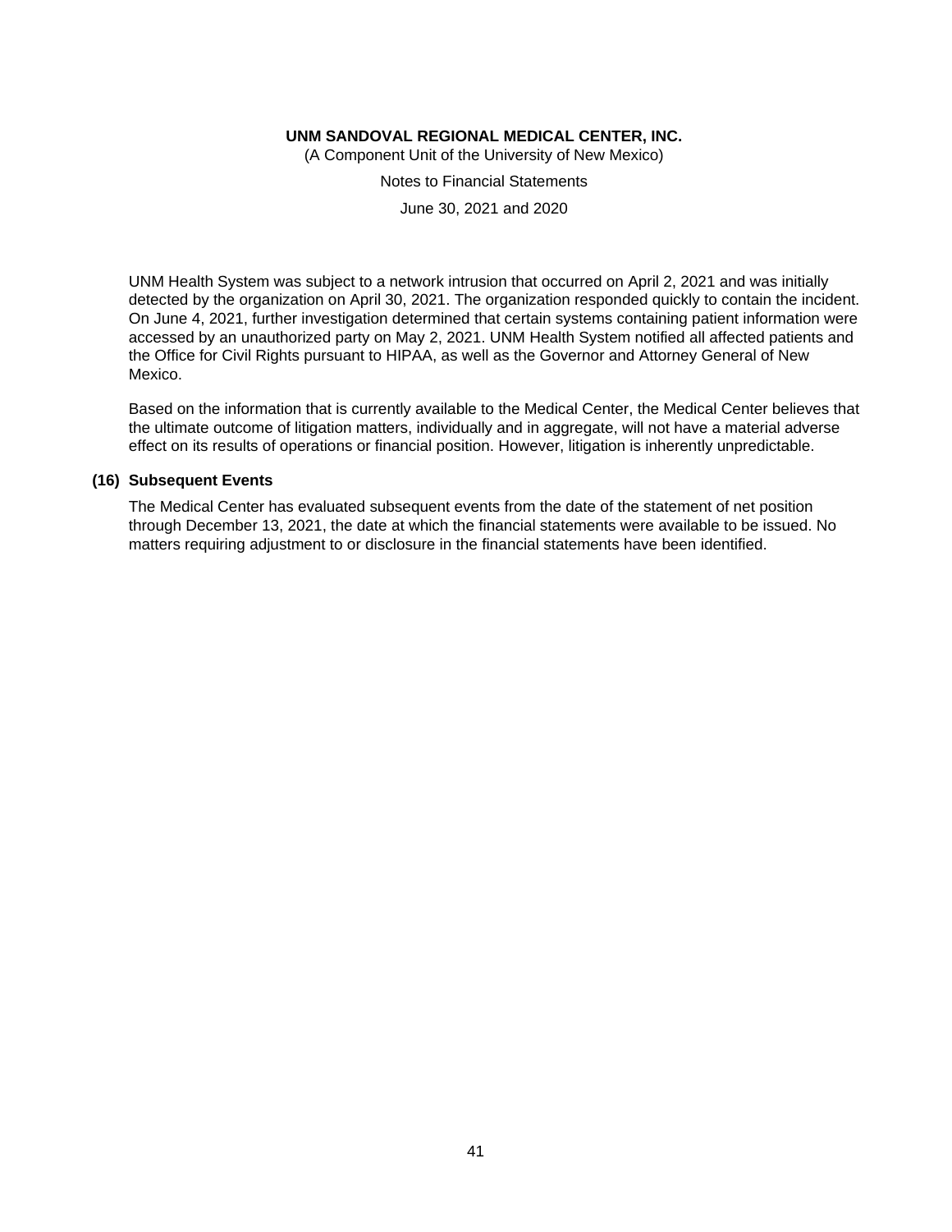UNM Health System was subject to a network intrusion that occurred on April 2, 2021 and was initially detected by the organization on April 30, 2021. The organization responded quickly to contain the incident. On June 4, 2021, further investigation determined that certain systems containing patient information were accessed by an unauthorized party on May 2, 2021. UNM Health System notified all affected patients and the Office for Civil Rights pursuant to HIPAA, as well as the Governor and Attorney General of New Mexico.

Based on the information that is currently available to the Medical Center, the Medical Center believes that the ultimate outcome of litigation matters, individually and in aggregate, will not have a material adverse effect on its results of operations or financial position. However, litigation is inherently unpredictable.

**(16) Subsequent Events**

The Medical Center has evaluated subsequent events from the date of the statement of net position through December 13, 2021, the date at which the financial statements were available to be issued. No matters requiring adjustment to or disclosure in the financial statements have been identified.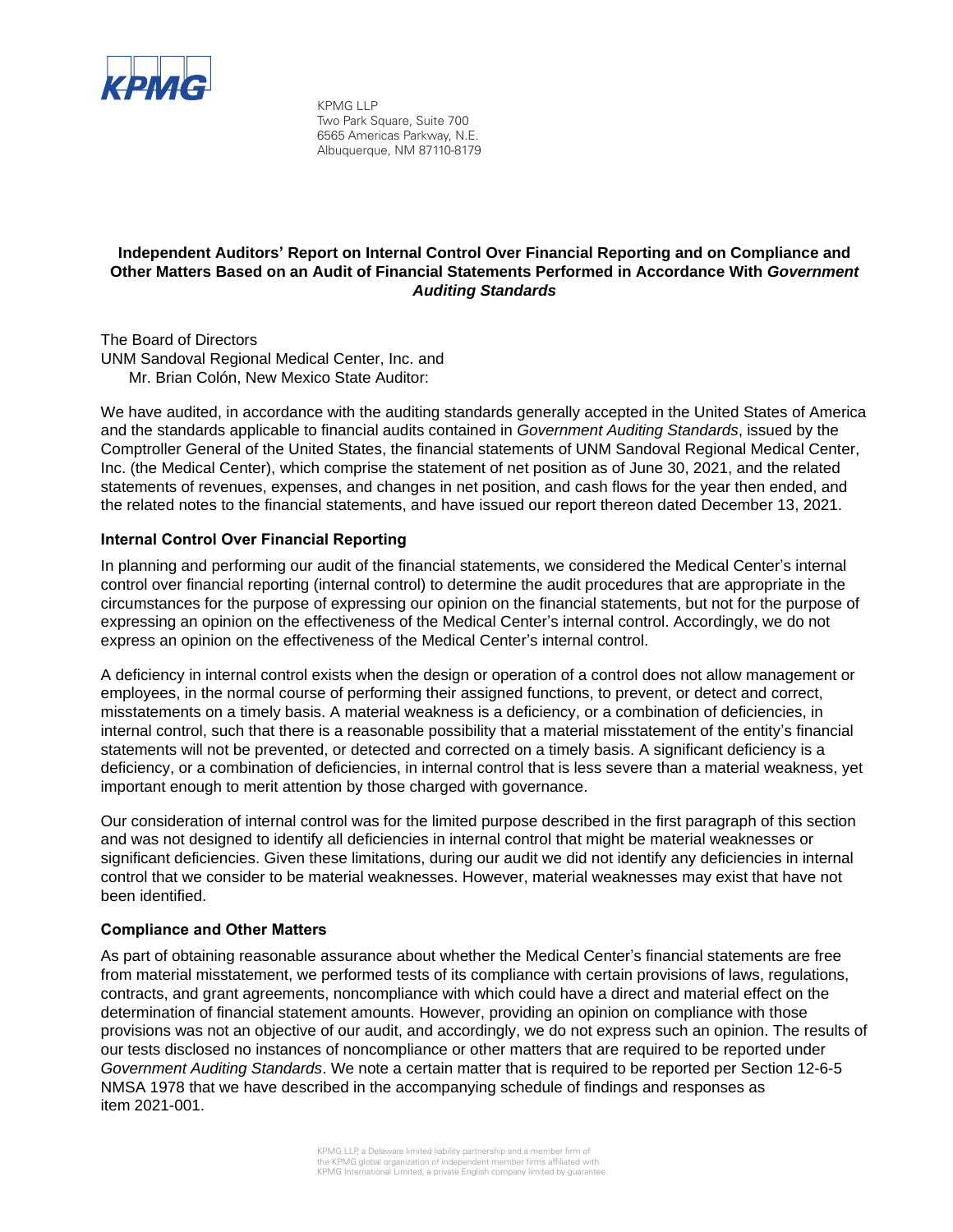KPMG LLP
Two Park Square, Suite 700
6565 Americas Parkway, N.E.
Albuquerque, NM 87110-8179

## Independent Auditors' Report on Internal Control Over Financial Reporting and on Compliance and Other Matters Based on an Audit of Financial Statements Performed in Accordance With *Government Auditing Standards*

The Board of Directors
UNM Sandoval Regional Medical Center, Inc. and
Mr. Brian Colón, New Mexico State Auditor:

We have audited, in accordance with the auditing standards generally accepted in the United States of America and the standards applicable to financial audits contained in *Government Auditing Standards*, issued by the Comptroller General of the United States, the financial statements of UNM Sandoval Regional Medical Center, Inc. (the Medical Center), which comprise the statement of net position as of June 30, 2021, and the related statements of revenues, expenses, and changes in net position, and cash flows for the year then ended, and the related notes to the financial statements, and have issued our report thereon dated December 13, 2021.

### Internal Control Over Financial Reporting

In planning and performing our audit of the financial statements, we considered the Medical Center's internal control over financial reporting (internal control) to determine the audit procedures that are appropriate in the circumstances for the purpose of expressing our opinion on the financial statements, but not for the purpose of expressing an opinion on the effectiveness of the Medical Center's internal control. Accordingly, we do not express an opinion on the effectiveness of the Medical Center's internal control.

A deficiency in internal control exists when the design or operation of a control does not allow management or employees, in the normal course of performing their assigned functions, to prevent, or detect and correct, misstatements on a timely basis. A material weakness is a deficiency, or a combination of deficiencies, in internal control, such that there is a reasonable possibility that a material misstatement of the entity's financial statements will not be prevented, or detected and corrected on a timely basis. A significant deficiency is a deficiency, or a combination of deficiencies, in internal control that is less severe than a material weakness, yet important enough to merit attention by those charged with governance.

Our consideration of internal control was for the limited purpose described in the first paragraph of this section and was not designed to identify all deficiencies in internal control that might be material weaknesses or significant deficiencies. Given these limitations, during our audit we did not identify any deficiencies in internal control that we consider to be material weaknesses. However, material weaknesses may exist that have not been identified.

### Compliance and Other Matters

As part of obtaining reasonable assurance about whether the Medical Center's financial statements are free from material misstatement, we performed tests of its compliance with certain provisions of laws, regulations, contracts, and grant agreements, noncompliance with which could have a direct and material effect on the determination of financial statement amounts. However, providing an opinion on compliance with those provisions was not an objective of our audit, and accordingly, we do not express such an opinion. The results of our tests disclosed no instances of noncompliance or other matters that are required to be reported under *Government Auditing Standards*. We note a certain matter that is required to be reported per Section 12-6-5 NMSA 1978 that we have described in the accompanying schedule of findings and responses as item 2021-001.

KPMG LLP, a Delaware limited liability partnership and a member firm of the KPMG global organization of independent member firms affiliated with KPMG International Limited, a private English company limited by guarantee.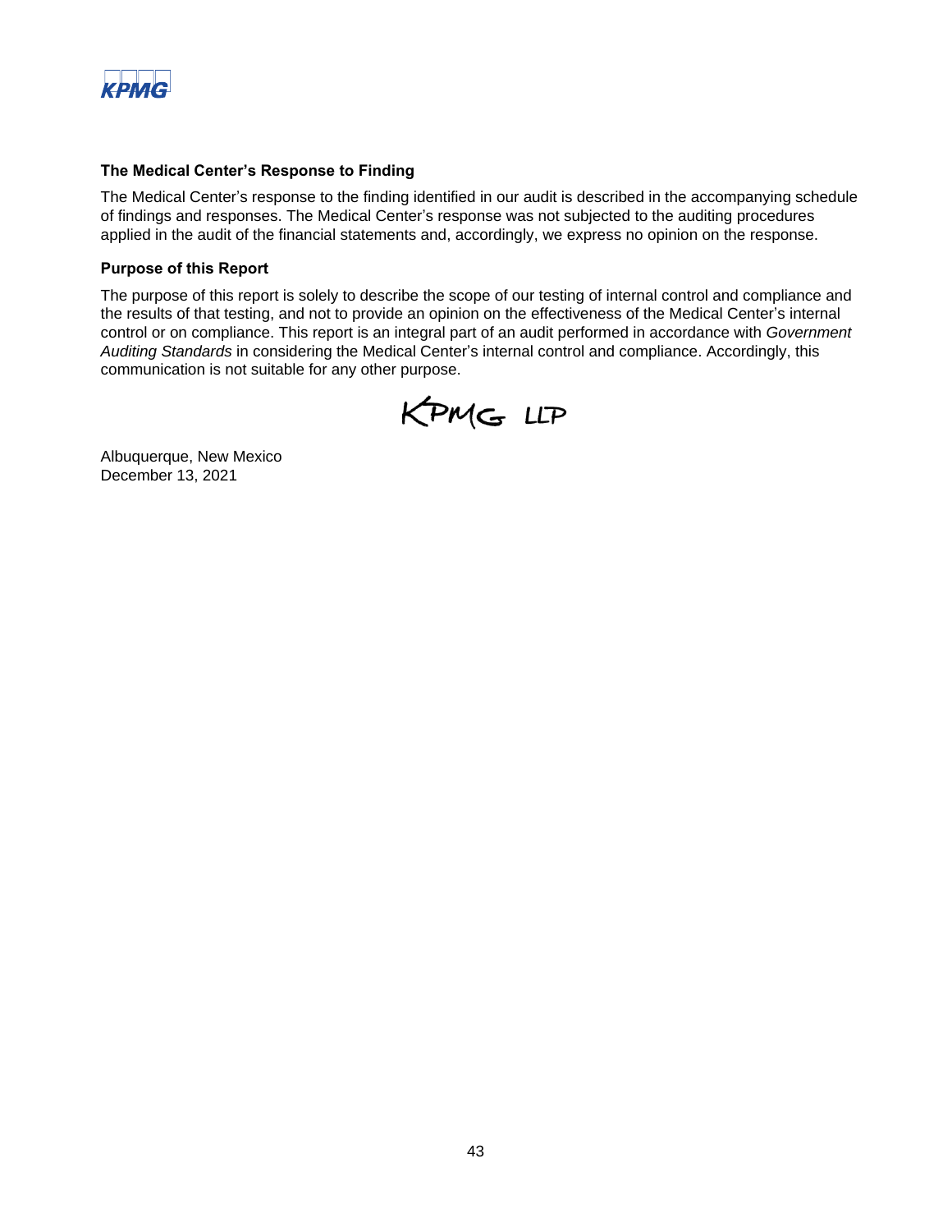### The Medical Center's Response to Finding

The Medical Center's response to the finding identified in our audit is described in the accompanying schedule of findings and responses. The Medical Center's response was not subjected to the auditing procedures applied in the audit of the financial statements and, accordingly, we express no opinion on the response.

### Purpose of this Report

The purpose of this report is solely to describe the scope of our testing of internal control and compliance and the results of that testing, and not to provide an opinion on the effectiveness of the Medical Center's internal control or on compliance. This report is an integral part of an audit performed in accordance with *Government Auditing Standards* in considering the Medical Center's internal control and compliance. Accordingly, this communication is not suitable for any other purpose.

KPMG LLP

Albuquerque, New Mexico
December 13, 2021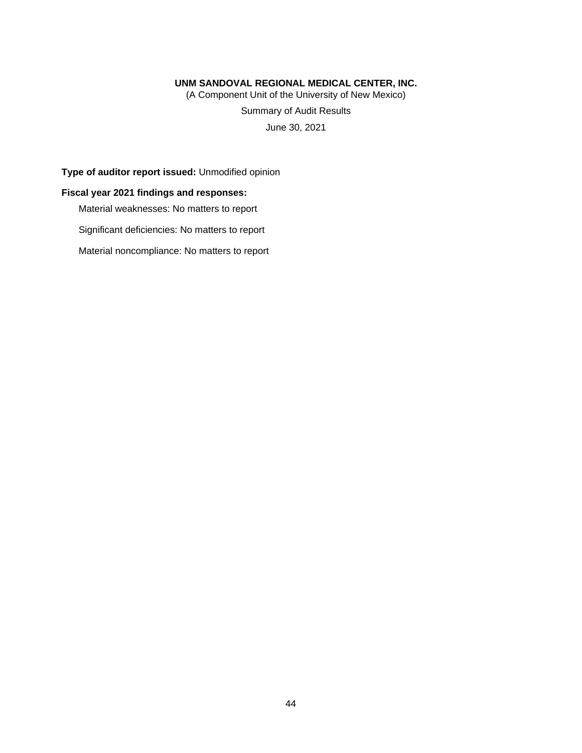**UNM SANDOVAL REGIONAL MEDICAL CENTER, INC.**

(A Component Unit of the University of New Mexico)

Summary of Audit Results

June 30, 2021

**Type of auditor report issued:** Unmodified opinion

**Fiscal year 2021 findings and responses:**

Material weaknesses: No matters to report

Significant deficiencies: No matters to report

Material noncompliance: No matters to report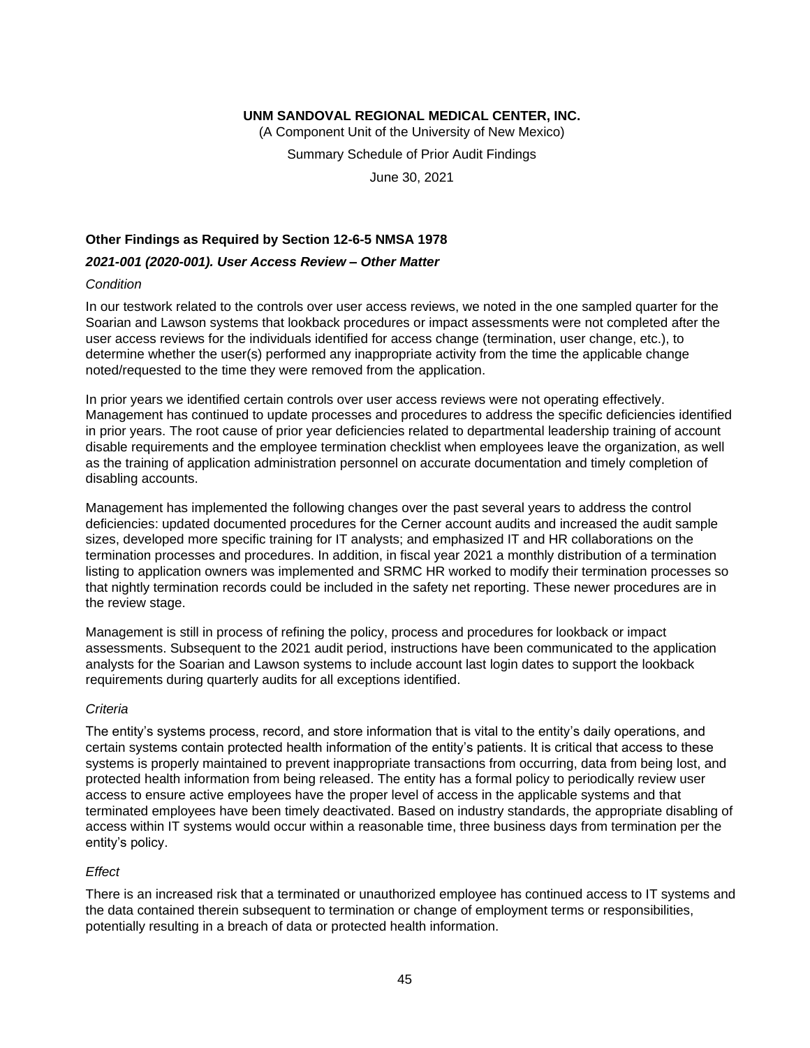**UNM SANDOVAL REGIONAL MEDICAL CENTER, INC.**

(A Component Unit of the University of New Mexico)

Summary Schedule of Prior Audit Findings

June 30, 2021

**Other Findings as Required by Section 12-6-5 NMSA 1978**

***2021-001 (2020-001). User Access Review – Other Matter***

*Condition*

In our testwork related to the controls over user access reviews, we noted in the one sampled quarter for the Soarian and Lawson systems that lookback procedures or impact assessments were not completed after the user access reviews for the individuals identified for access change (termination, user change, etc.), to determine whether the user(s) performed any inappropriate activity from the time the applicable change noted/requested to the time they were removed from the application.

In prior years we identified certain controls over user access reviews were not operating effectively. Management has continued to update processes and procedures to address the specific deficiencies identified in prior years. The root cause of prior year deficiencies related to departmental leadership training of account disable requirements and the employee termination checklist when employees leave the organization, as well as the training of application administration personnel on accurate documentation and timely completion of disabling accounts.

Management has implemented the following changes over the past several years to address the control deficiencies: updated documented procedures for the Cerner account audits and increased the audit sample sizes, developed more specific training for IT analysts; and emphasized IT and HR collaborations on the termination processes and procedures. In addition, in fiscal year 2021 a monthly distribution of a termination listing to application owners was implemented and SRMC HR worked to modify their termination processes so that nightly termination records could be included in the safety net reporting. These newer procedures are in the review stage.

Management is still in process of refining the policy, process and procedures for lookback or impact assessments. Subsequent to the 2021 audit period, instructions have been communicated to the application analysts for the Soarian and Lawson systems to include account last login dates to support the lookback requirements during quarterly audits for all exceptions identified.

*Criteria*

The entity's systems process, record, and store information that is vital to the entity's daily operations, and certain systems contain protected health information of the entity's patients. It is critical that access to these systems is properly maintained to prevent inappropriate transactions from occurring, data from being lost, and protected health information from being released. The entity has a formal policy to periodically review user access to ensure active employees have the proper level of access in the applicable systems and that terminated employees have been timely deactivated. Based on industry standards, the appropriate disabling of access within IT systems would occur within a reasonable time, three business days from termination per the entity's policy.

*Effect*

There is an increased risk that a terminated or unauthorized employee has continued access to IT systems and the data contained therein subsequent to termination or change of employment terms or responsibilities, potentially resulting in a breach of data or protected health information.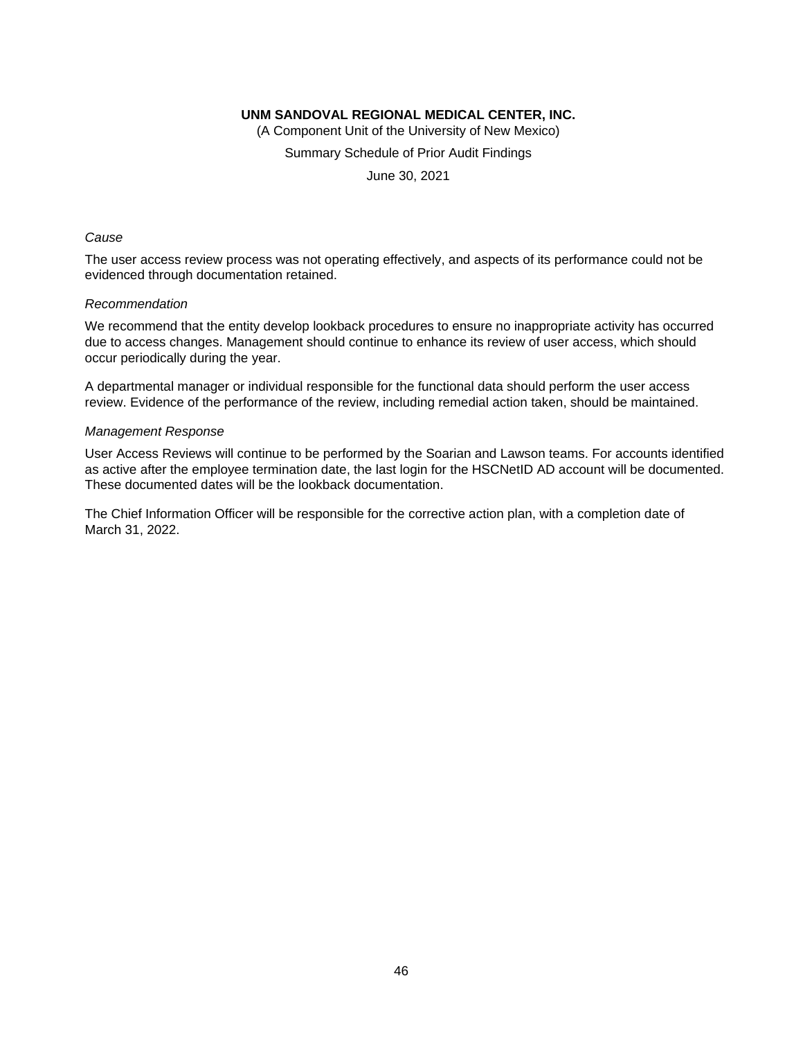**UNM SANDOVAL REGIONAL MEDICAL CENTER, INC.**

(A Component Unit of the University of New Mexico)

Summary Schedule of Prior Audit Findings

June 30, 2021

*Cause*

The user access review process was not operating effectively, and aspects of its performance could not be evidenced through documentation retained.

*Recommendation*

We recommend that the entity develop lookback procedures to ensure no inappropriate activity has occurred due to access changes. Management should continue to enhance its review of user access, which should occur periodically during the year.

A departmental manager or individual responsible for the functional data should perform the user access review. Evidence of the performance of the review, including remedial action taken, should be maintained.

*Management Response*

User Access Reviews will continue to be performed by the Soarian and Lawson teams. For accounts identified as active after the employee termination date, the last login for the HSCNetID AD account will be documented. These documented dates will be the lookback documentation.

The Chief Information Officer will be responsible for the corrective action plan, with a completion date of March 31, 2022.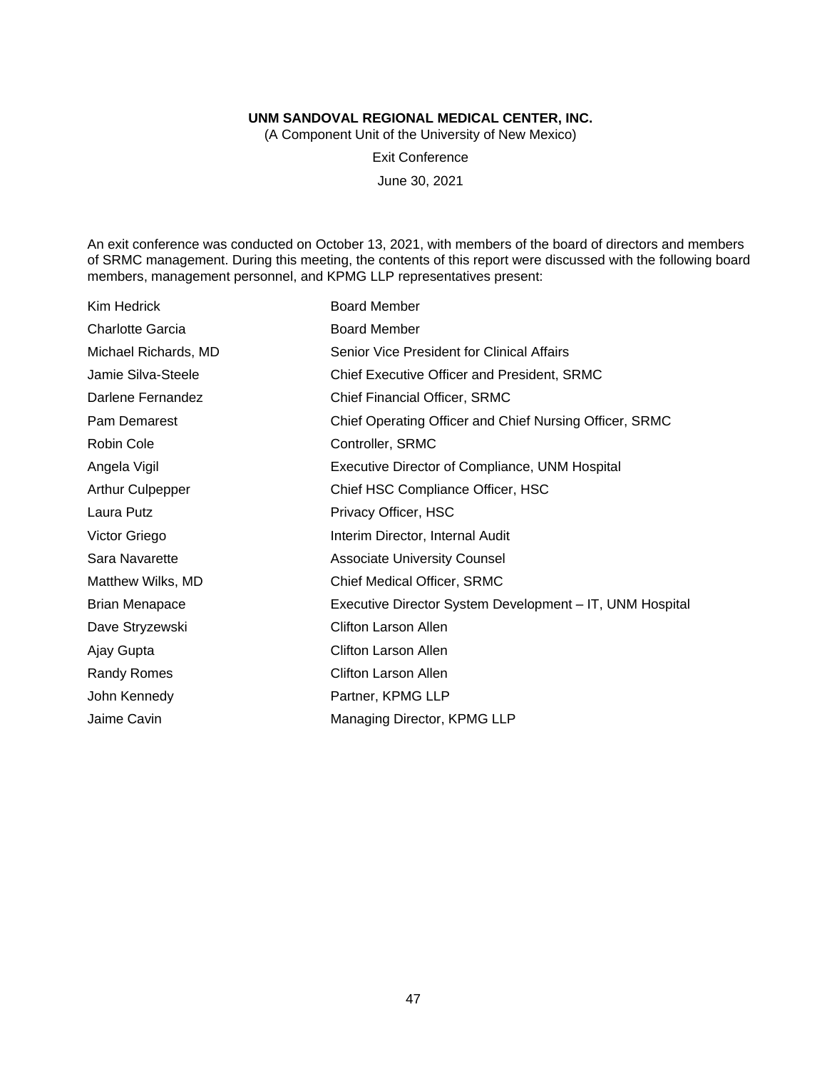**UNM SANDOVAL REGIONAL MEDICAL CENTER, INC.**

(A Component Unit of the University of New Mexico)

Exit Conference

June 30, 2021

An exit conference was conducted on October 13, 2021, with members of the board of directors and members of SRMC management. During this meeting, the contents of this report were discussed with the following board members, management personnel, and KPMG LLP representatives present:

| | |
|---|---|
| Kim Hedrick | Board Member |
| Charlotte Garcia | Board Member |
| Michael Richards, MD | Senior Vice President for Clinical Affairs |
| Jamie Silva-Steele | Chief Executive Officer and President, SRMC |
| Darlene Fernandez | Chief Financial Officer, SRMC |
| Pam Demarest | Chief Operating Officer and Chief Nursing Officer, SRMC |
| Robin Cole | Controller, SRMC |
| Angela Vigil | Executive Director of Compliance, UNM Hospital |
| Arthur Culpepper | Chief HSC Compliance Officer, HSC |
| Laura Putz | Privacy Officer, HSC |
| Victor Griego | Interim Director, Internal Audit |
| Sara Navarette | Associate University Counsel |
| Matthew Wilks, MD | Chief Medical Officer, SRMC |
| Brian Menapace | Executive Director System Development – IT, UNM Hospital |
| Dave Stryzewski | Clifton Larson Allen |
| Ajay Gupta | Clifton Larson Allen |
| Randy Romes | Clifton Larson Allen |
| John Kennedy | Partner, KPMG LLP |
| Jaime Cavin | Managing Director, KPMG LLP |